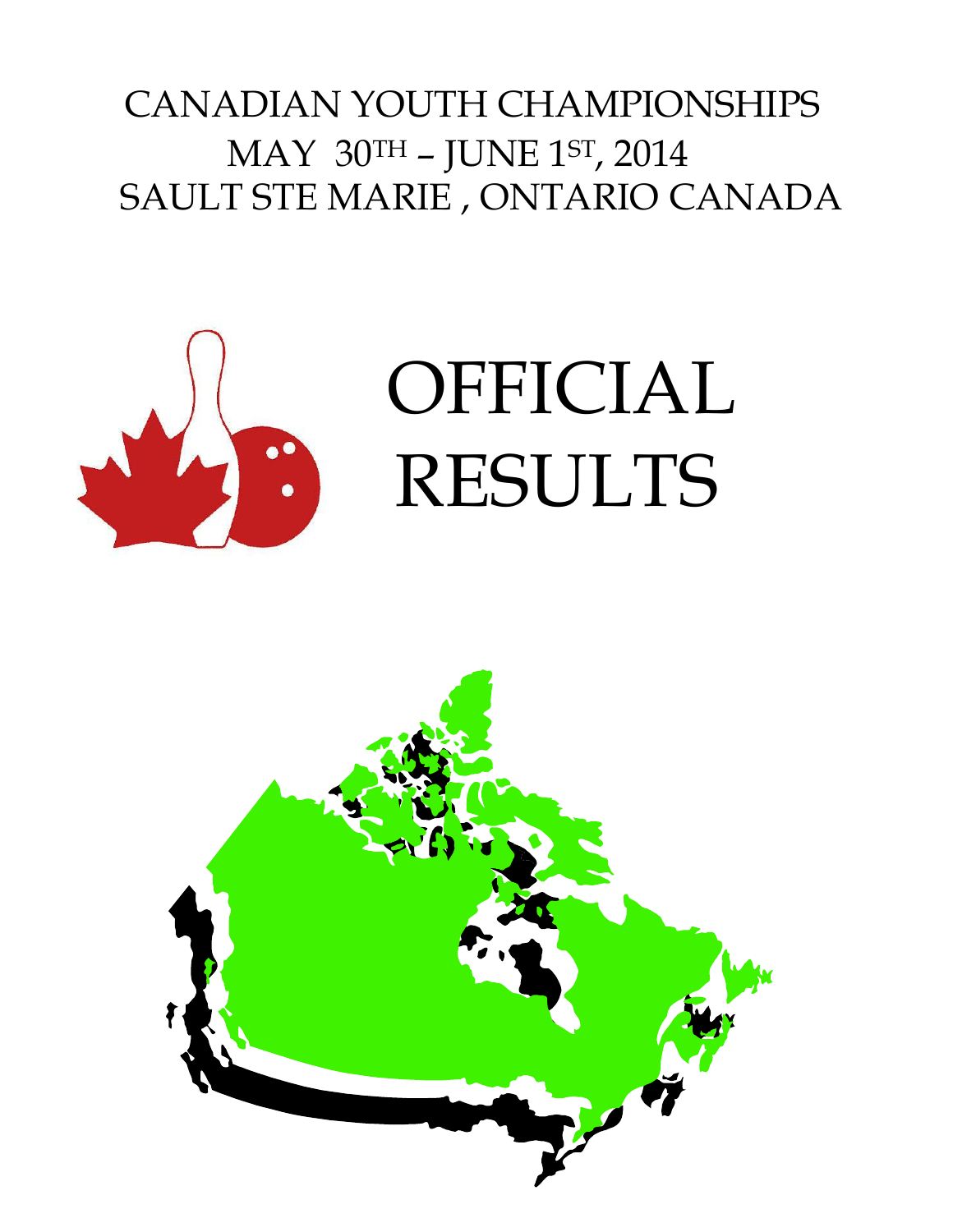# CANADIAN YOUTH CHAMPIONSHIPS

## MAY 30TH – JUNE 1ST, 2014

## SAULT STE MARIE , ONTARIO CANADA

# OFFICIAL RESULTS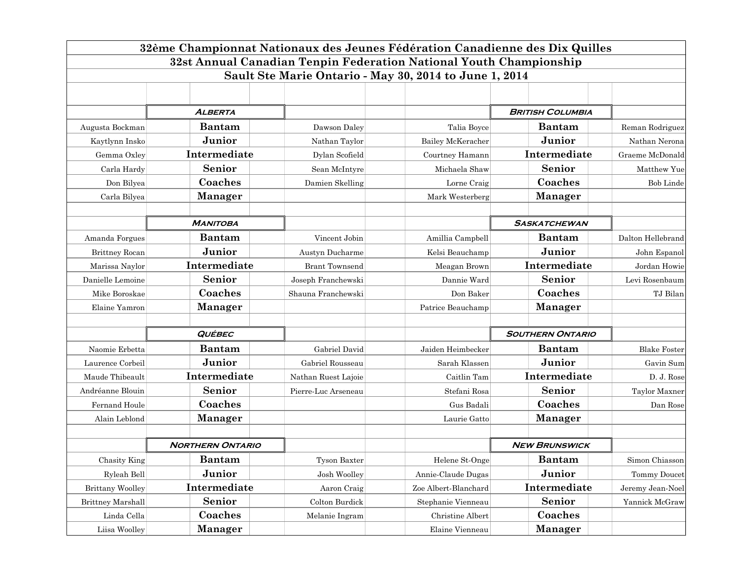# 32ème Championnat Nationaux des Jeunes Fédération Canadienne des Dix Quilles

## 32st Annual Canadian Tenpin Federation National Youth Championship

### Sault Ste Marie Ontario - May 30, 2014 to June 1, 2014

| | **Alberta** | | | **British Columbia** | |
|---|---|---|---|---|---|
| Augusta Bockman | **Bantam** | Dawson Daley | Talia Boyce | **Bantam** | Reman Rodriguez |
| Kaytlynn Insko | **Junior** | Nathan Taylor | Bailey McKeracher | **Junior** | Nathan Nerona |
| Gemma Oxley | **Intermediate** | Dylan Scofield | Courtney Hamann | **Intermediate** | Graeme McDonald |
| Carla Hardy | **Senior** | Sean McIntyre | Michaela Shaw | **Senior** | Matthew Yue |
| Don Bilyea | **Coaches** | Damien Skelling | Lorne Craig | **Coaches** | Bob Linde |
| Carla Bilyea | **Manager** | | Mark Westerberg | **Manager** | |

| | **Manitoba** | | | **Saskatchewan** | |
|---|---|---|---|---|---|
| Amanda Forgues | **Bantam** | Vincent Jobin | Amillia Campbell | **Bantam** | Dalton Hellebrand |
| Brittney Rocan | **Junior** | Austyn Ducharme | Kelsi Beauchamp | **Junior** | John Espanol |
| Marissa Naylor | **Intermediate** | Brant Townsend | Meagan Brown | **Intermediate** | Jordan Howie |
| Danielle Lemoine | **Senior** | Joseph Franchewski | Dannie Ward | **Senior** | Levi Rosenbaum |
| Mike Boroskae | **Coaches** | Shauna Franchewski | Don Baker | **Coaches** | TJ Bilan |
| Elaine Yamron | **Manager** | | Patrice Beauchamp | **Manager** | |

| | **Québec** | | | **Southern Ontario** | |
|---|---|---|---|---|---|
| Naomie Erbetta | **Bantam** | Gabriel David | Jaiden Heimbecker | **Bantam** | Blake Foster |
| Laurence Corbeil | **Junior** | Gabriel Rousseau | Sarah Klassen | **Junior** | Gavin Sum |
| Maude Thibeault | **Intermediate** | Nathan Ruest Lajoie | Caitlin Tam | **Intermediate** | D. J. Rose |
| Andréanne Blouin | **Senior** | Pierre-Luc Arseneau | Stefani Rosa | **Senior** | Taylor Maxner |
| Fernand Houle | **Coaches** | | Gus Badali | **Coaches** | Dan Rose |
| Alain Leblond | **Manager** | | Laurie Gatto | **Manager** | |

| | **Northern Ontario** | | | **New Brunswick** | |
|---|---|---|---|---|---|
| Chasity King | **Bantam** | Tyson Baxter | Helene St-Onge | **Bantam** | Simon Chiasson |
| Ryleah Bell | **Junior** | Josh Woolley | Annie-Claude Dugas | **Junior** | Tommy Doucet |
| Brittany Woolley | **Intermediate** | Aaron Craig | Zoe Albert-Blanchard | **Intermediate** | Jeremy Jean-Noel |
| Brittney Marshall | **Senior** | Colton Burdick | Stephanie Vienneau | **Senior** | Yannick McGraw |
| Linda Cella | **Coaches** | Melanie Ingram | Christine Albert | **Coaches** | |
| Liisa Woolley | **Manager** | | Elaine Vienneau | **Manager** | |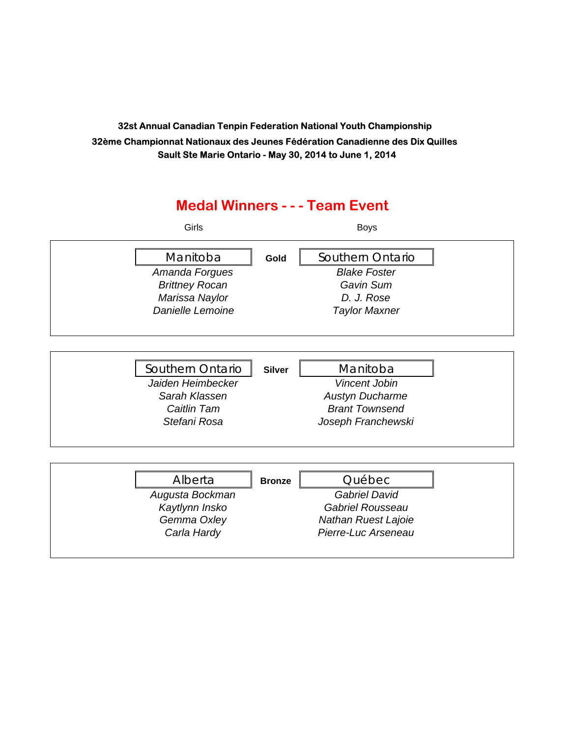**32st Annual Canadian Tenpin Federation National Youth Championship**

**32ème Championnat Nationaux des Jeunes Fédération Canadienne des Dix Quilles**

**Sault Ste Marie Ontario - May 30, 2014 to June 1, 2014**

## Medal Winners - - - Team Event

| Girls | | Boys |
|---|---|---|
| Manitoba | **Gold** | Southern Ontario |
| *Amanda Forgues* | | *Blake Foster* |
| *Brittney Rocan* | | *Gavin Sum* |
| *Marissa Naylor* | | *D. J. Rose* |
| *Danielle Lemoine* | | *Taylor Maxner* |
| Southern Ontario | **Silver** | Manitoba |
| *Jaiden Heimbecker* | | *Vincent Jobin* |
| *Sarah Klassen* | | *Austyn Ducharme* |
| *Caitlin Tam* | | *Brant Townsend* |
| *Stefani Rosa* | | *Joseph Franchewski* |
| Alberta | **Bronze** | Québec |
| *Augusta Bockman* | | *Gabriel David* |
| *Kaytlynn Insko* | | *Gabriel Rousseau* |
| *Gemma Oxley* | | *Nathan Ruest Lajoie* |
| *Carla Hardy* | | *Pierre-Luc Arseneau* |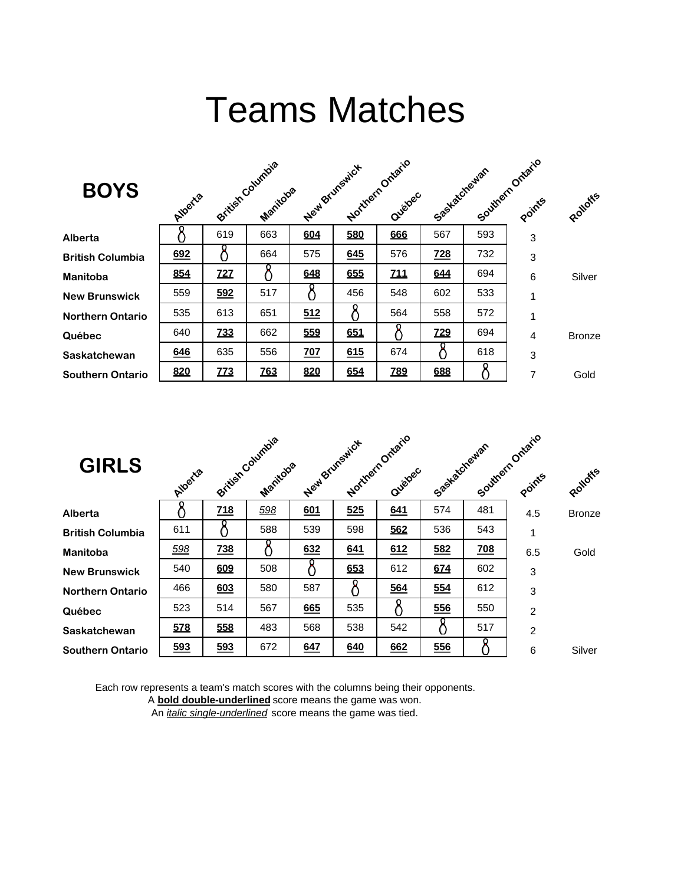# Teams Matches

## BOYS

| | Alberta | British Columbia | Manitoba | New Brunswick | Northern Ontario | Québec | Saskatchewan | Southern Ontario | Points | Rolloffs |
|---|---|---|---|---|---|---|---|---|---|---|
| **Alberta** | | 619 | 663 | **604** | **580** | **666** | 567 | 593 | 3 | |
| **British Columbia** | **692** | | 664 | 575 | **645** | 576 | **728** | 732 | 3 | |
| **Manitoba** | **854** | **727** | | **648** | **655** | **711** | **644** | 694 | 6 | Silver |
| **New Brunswick** | 559 | **592** | 517 | | 456 | 548 | 602 | 533 | 1 | |
| **Northern Ontario** | 535 | 613 | 651 | **512** | | 564 | 558 | 572 | 1 | |
| **Québec** | 640 | **733** | 662 | **559** | **651** | | **729** | 694 | 4 | Bronze |
| **Saskatchewan** | **646** | 635 | 556 | **707** | **615** | 674 | | 618 | 3 | |
| **Southern Ontario** | **820** | **773** | **763** | **820** | **654** | **789** | **688** | | 7 | Gold |

## GIRLS

| | Alberta | British Columbia | Manitoba | New Brunswick | Northern Ontario | Québec | Saskatchewan | Southern Ontario | Points | Rolloffs |
|---|---|---|---|---|---|---|---|---|---|---|
| **Alberta** | | **718** | *598* | **601** | **525** | **641** | 574 | 481 | 4.5 | Bronze |
| **British Columbia** | 611 | | 588 | 539 | 598 | **562** | 536 | 543 | 1 | |
| **Manitoba** | *598* | **738** | | **632** | **641** | **612** | **582** | **708** | 6.5 | Gold |
| **New Brunswick** | 540 | **609** | 508 | | **653** | 612 | **674** | 602 | 3 | |
| **Northern Ontario** | 466 | **603** | 580 | 587 | | **564** | **554** | 612 | 3 | |
| **Québec** | 523 | 514 | 567 | **665** | 535 | | **556** | 550 | 2 | |
| **Saskatchewan** | **578** | **558** | 483 | 568 | 538 | 542 | | 517 | 2 | |
| **Southern Ontario** | **593** | **593** | 672 | **647** | **640** | **662** | **556** | | 6 | Silver |

Each row represents a team's match scores with the columns being their opponents.
A **bold double-underlined** score means the game was won.
An *italic single-underlined* score means the game was tied.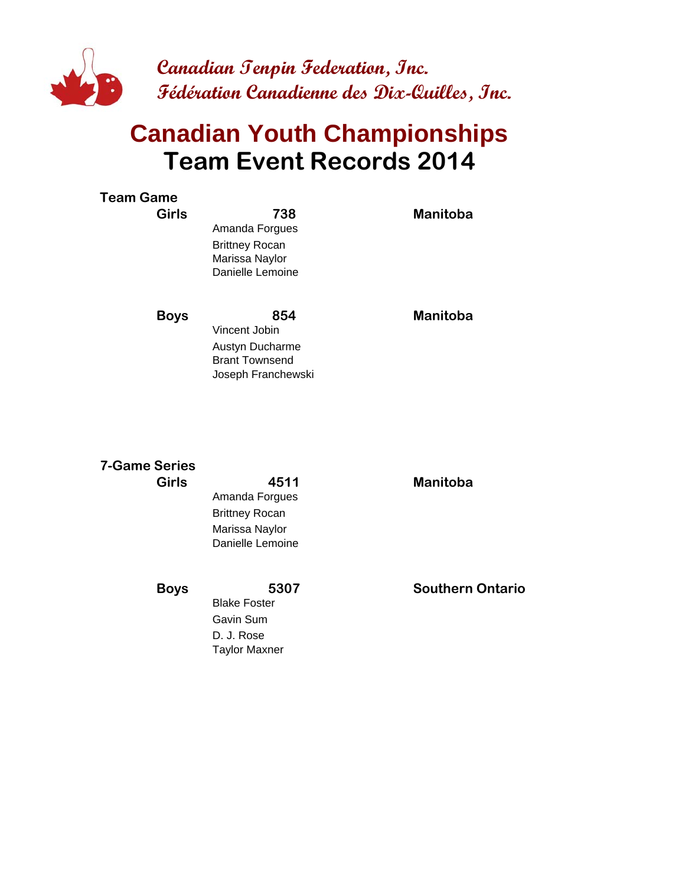Canadian Tenpin Federation, Inc.
Fédération Canadienne des Dix-Quilles, Inc.

# Canadian Youth Championships
# Team Event Records 2014

## Team Game

| | Score | Names | Province |
|---|---|---|---|
| **Girls** | **738** | Amanda Forgues<br>Brittney Rocan<br>Marissa Naylor<br>Danielle Lemoine | **Manitoba** |
| **Boys** | **854** | Vincent Jobin<br>Austyn Ducharme<br>Brant Townsend<br>Joseph Franchewski | **Manitoba** |

## 7-Game Series

| | Score | Names | Province |
|---|---|---|---|
| **Girls** | **4511** | Amanda Forgues<br>Brittney Rocan<br>Marissa Naylor<br>Danielle Lemoine | **Manitoba** |
| **Boys** | **5307** | Blake Foster<br>Gavin Sum<br>D. J. Rose<br>Taylor Maxner | **Southern Ontario** |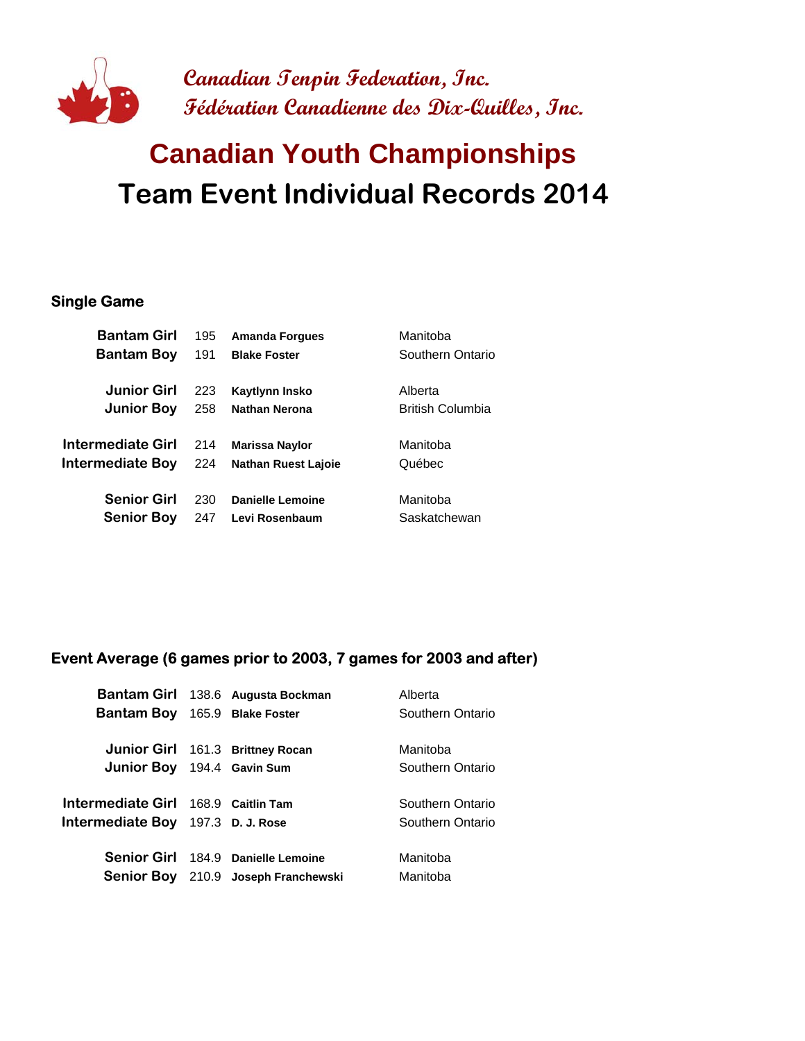Canadian Tenpin Federation, Inc.
Fédération Canadienne des Dix-Quilles, Inc.

# Canadian Youth Championships
# Team Event Individual Records 2014

## Single Game

| Category | Score | Name | Province |
|---|---|---|---|
| Bantam Girl | 195 | Amanda Forgues | Manitoba |
| Bantam Boy | 191 | Blake Foster | Southern Ontario |
| Junior Girl | 223 | Kaytlynn Insko | Alberta |
| Junior Boy | 258 | Nathan Nerona | British Columbia |
| Intermediate Girl | 214 | Marissa Naylor | Manitoba |
| Intermediate Boy | 224 | Nathan Ruest Lajoie | Québec |
| Senior Girl | 230 | Danielle Lemoine | Manitoba |
| Senior Boy | 247 | Levi Rosenbaum | Saskatchewan |

## Event Average (6 games prior to 2003, 7 games for 2003 and after)

| Category | Average | Name | Province |
|---|---|---|---|
| Bantam Girl | 138.6 | Augusta Bockman | Alberta |
| Bantam Boy | 165.9 | Blake Foster | Southern Ontario |
| Junior Girl | 161.3 | Brittney Rocan | Manitoba |
| Junior Boy | 194.4 | Gavin Sum | Southern Ontario |
| Intermediate Girl | 168.9 | Caitlin Tam | Southern Ontario |
| Intermediate Boy | 197.3 | D. J. Rose | Southern Ontario |
| Senior Girl | 184.9 | Danielle Lemoine | Manitoba |
| Senior Boy | 210.9 | Joseph Franchewski | Manitoba |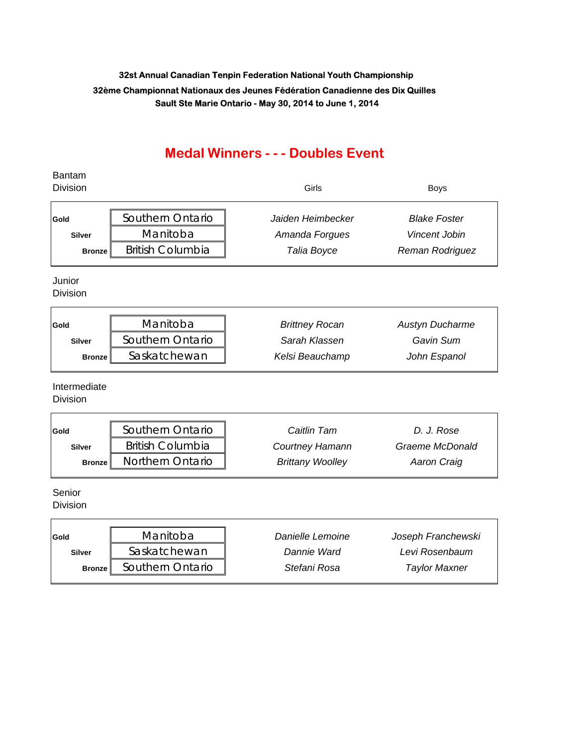**32st Annual Canadian Tenpin Federation National Youth Championship**

**32ème Championnat Nationaux des Jeunes Fédération Canadienne des Dix Quilles**

**Sault Ste Marie Ontario - May 30, 2014 to June 1, 2014**

## Medal Winners - - - Doubles Event

Bantam Division

| | | Girls | Boys |
|---|---|---|---|
| **Gold** | Southern Ontario | *Jaiden Heimbecker* | *Blake Foster* |
| **Silver** | Manitoba | *Amanda Forgues* | *Vincent Jobin* |
| **Bronze** | British Columbia | *Talia Boyce* | *Reman Rodriguez* |

Junior Division

| | | Girls | Boys |
|---|---|---|---|
| **Gold** | Manitoba | *Brittney Rocan* | *Austyn Ducharme* |
| **Silver** | Southern Ontario | *Sarah Klassen* | *Gavin Sum* |
| **Bronze** | Saskatchewan | *Kelsi Beauchamp* | *John Espanol* |

Intermediate Division

| | | Girls | Boys |
|---|---|---|---|
| **Gold** | Southern Ontario | *Caitlin Tam* | *D. J. Rose* |
| **Silver** | British Columbia | *Courtney Hamann* | *Graeme McDonald* |
| **Bronze** | Northern Ontario | *Brittany Woolley* | *Aaron Craig* |

Senior Division

| | | Girls | Boys |
|---|---|---|---|
| **Gold** | Manitoba | *Danielle Lemoine* | *Joseph Franchewski* |
| **Silver** | Saskatchewan | *Dannie Ward* | *Levi Rosenbaum* |
| **Bronze** | Southern Ontario | *Stefani Rosa* | *Taylor Maxner* |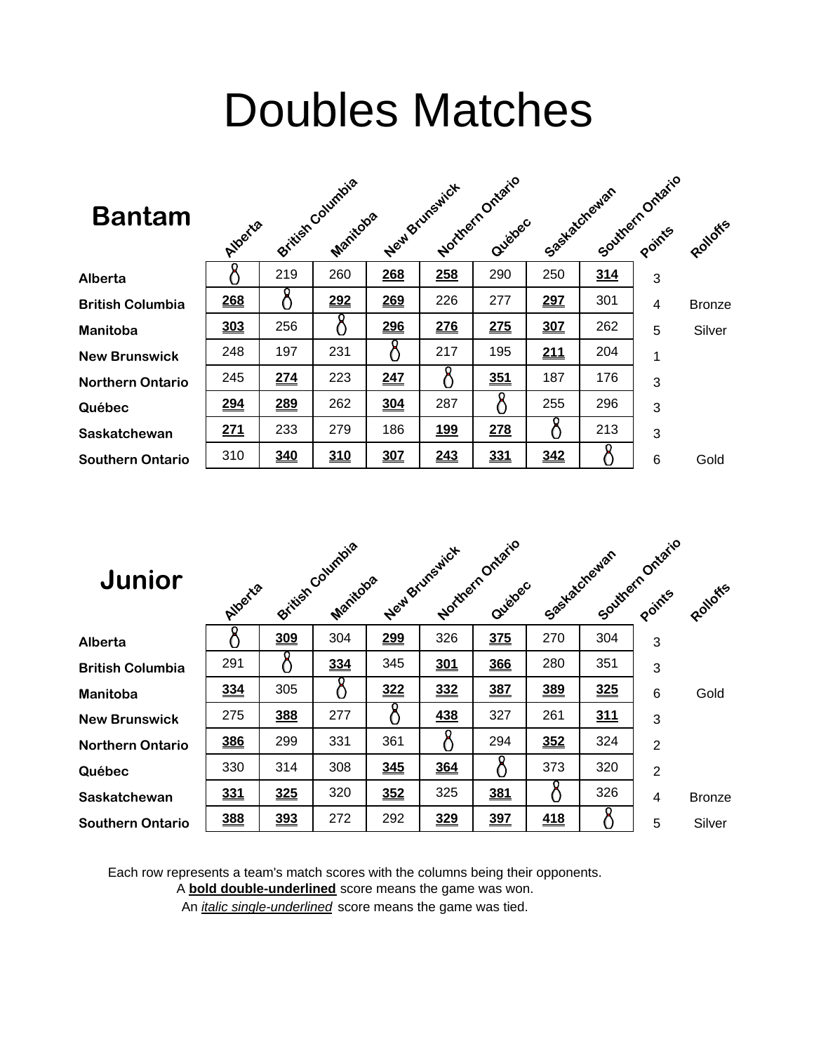# Doubles Matches

## Bantam

| | Alberta | British Columbia | Manitoba | New Brunswick | Northern Ontario | Québec | Saskatchewan | Southern Ontario | Points | Rolloffs |
|---|---|---|---|---|---|---|---|---|---|---|
| **Alberta** | | 219 | 260 | **268** | **258** | 290 | 250 | **314** | 3 | |
| **British Columbia** | **268** | | **292** | **269** | 226 | 277 | **297** | 301 | 4 | Bronze |
| **Manitoba** | **303** | 256 | | **296** | **276** | **275** | **307** | 262 | 5 | Silver |
| **New Brunswick** | 248 | 197 | 231 | | 217 | 195 | **211** | 204 | 1 | |
| **Northern Ontario** | 245 | **274** | 223 | **247** | | **351** | 187 | 176 | 3 | |
| **Québec** | **294** | **289** | 262 | **304** | 287 | | 255 | 296 | 3 | |
| **Saskatchewan** | **271** | 233 | 279 | 186 | **199** | **278** | | 213 | 3 | |
| **Southern Ontario** | 310 | **340** | **310** | **307** | **243** | **331** | **342** | | 6 | Gold |

## Junior

| | Alberta | British Columbia | Manitoba | New Brunswick | Northern Ontario | Québec | Saskatchewan | Southern Ontario | Points | Rolloffs |
|---|---|---|---|---|---|---|---|---|---|---|
| **Alberta** | | **309** | 304 | **299** | 326 | **375** | 270 | 304 | 3 | |
| **British Columbia** | 291 | | **334** | 345 | **301** | **366** | 280 | 351 | 3 | |
| **Manitoba** | **334** | 305 | | **322** | **332** | **387** | **389** | **325** | 6 | Gold |
| **New Brunswick** | 275 | **388** | 277 | | **438** | 327 | 261 | **311** | 3 | |
| **Northern Ontario** | **386** | 299 | 331 | 361 | | 294 | **352** | 324 | 2 | |
| **Québec** | 330 | 314 | 308 | **345** | **364** | | 373 | 320 | 2 | |
| **Saskatchewan** | **331** | **325** | 320 | **352** | 325 | **381** | | 326 | 4 | Bronze |
| **Southern Ontario** | **388** | **393** | 272 | 292 | **329** | **397** | **418** | | 5 | Silver |

Each row represents a team's match scores with the columns being their opponents.
A **bold double-underlined** score means the game was won.
An *italic single-underlined* score means the game was tied.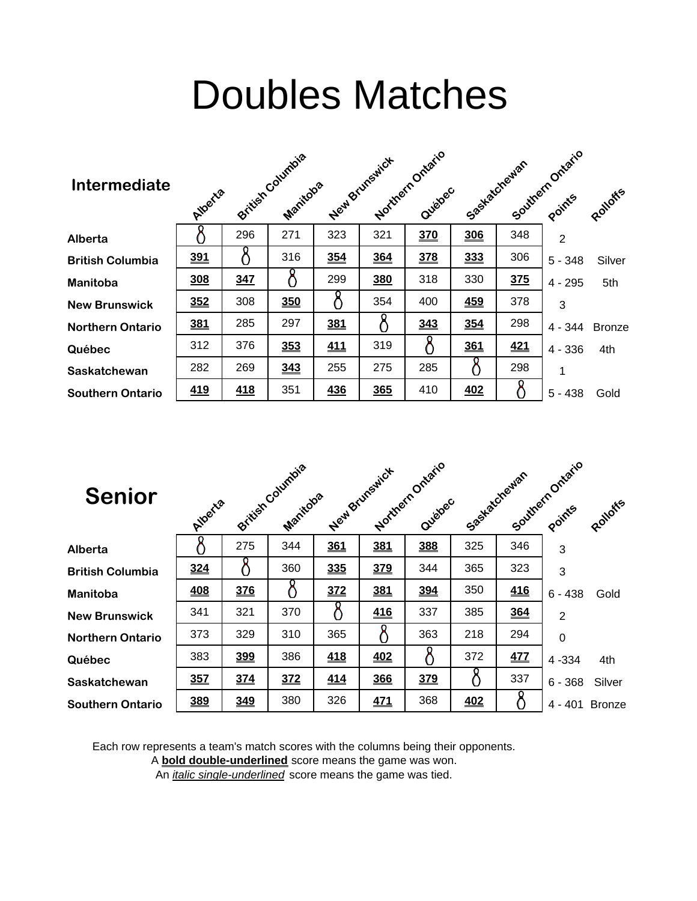# Doubles Matches

## Intermediate

| | Alberta | British Columbia | Manitoba | New Brunswick | Northern Ontario | Québec | Saskatchewan | Southern Ontario | Points | Rolloffs |
|---|---|---|---|---|---|---|---|---|---|---|
| **Alberta** | | 296 | 271 | 323 | 321 | **370** | **306** | 348 | 2 | |
| **British Columbia** | **391** | | 316 | **354** | **364** | **378** | **333** | 306 | 5 - 348 | Silver |
| **Manitoba** | **308** | **347** | | 299 | **380** | 318 | 330 | **375** | 4 - 295 | 5th |
| **New Brunswick** | **352** | 308 | **350** | | 354 | 400 | **459** | 378 | 3 | |
| **Northern Ontario** | **381** | 285 | 297 | **381** | | **343** | **354** | 298 | 4 - 344 | Bronze |
| **Québec** | 312 | 376 | **353** | **411** | 319 | | **361** | **421** | 4 - 336 | 4th |
| **Saskatchewan** | 282 | 269 | **343** | 255 | 275 | 285 | | 298 | 1 | |
| **Southern Ontario** | **419** | **418** | 351 | **436** | **365** | 410 | **402** | | 5 - 438 | Gold |

## Senior

| | Alberta | British Columbia | Manitoba | New Brunswick | Northern Ontario | Québec | Saskatchewan | Southern Ontario | Points | Rolloffs |
|---|---|---|---|---|---|---|---|---|---|---|
| **Alberta** | | 275 | 344 | **361** | **381** | **388** | 325 | 346 | 3 | |
| **British Columbia** | **324** | | 360 | **335** | **379** | 344 | 365 | 323 | 3 | |
| **Manitoba** | **408** | **376** | | **372** | **381** | **394** | 350 | **416** | 6 - 438 | Gold |
| **New Brunswick** | 341 | 321 | 370 | | **416** | 337 | 385 | **364** | 2 | |
| **Northern Ontario** | 373 | 329 | 310 | 365 | | 363 | 218 | 294 | 0 | |
| **Québec** | 383 | **399** | 386 | **418** | **402** | | 372 | **477** | 4 -334 | 4th |
| **Saskatchewan** | **357** | **374** | **372** | **414** | **366** | **379** | | 337 | 6 - 368 | Silver |
| **Southern Ontario** | **389** | **349** | 380 | 326 | **471** | 368 | **402** | | 4 - 401 | Bronze |

Each row represents a team's match scores with the columns being their opponents.
A **bold double-underlined** score means the game was won.
An *italic single-underlined* score means the game was tied.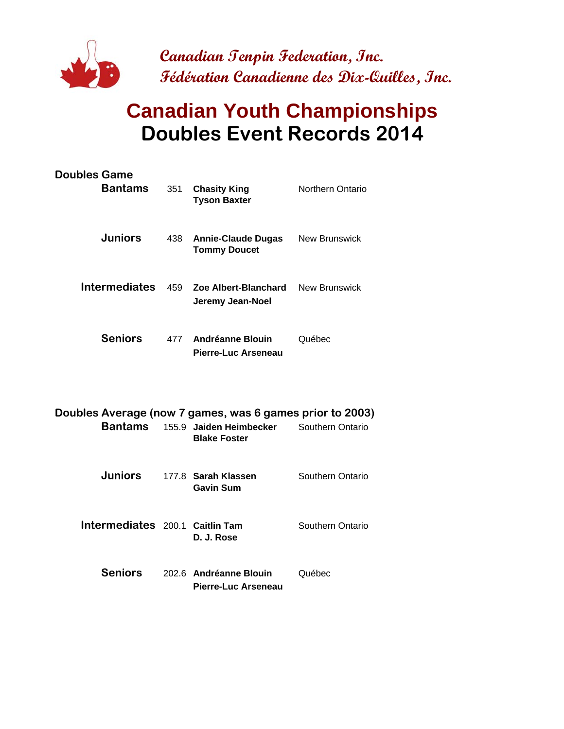**Canadian Tenpin Federation, Inc.**
**Fédération Canadienne des Dix-Quilles, Inc.**

# Canadian Youth Championships
# Doubles Event Records 2014

## Doubles Game

| Division | Score | Bowlers | Province |
|---|---|---|---|
| **Bantams** | 351 | **Chasity King**<br>**Tyson Baxter** | Northern Ontario |
| **Juniors** | 438 | **Annie-Claude Dugas**<br>**Tommy Doucet** | New Brunswick |
| **Intermediates** | 459 | **Zoe Albert-Blanchard**<br>**Jeremy Jean-Noel** | New Brunswick |
| **Seniors** | 477 | **Andréanne Blouin**<br>**Pierre-Luc Arseneau** | Québec |

## Doubles Average (now 7 games, was 6 games prior to 2003)

| Division | Average | Bowlers | Province |
|---|---|---|---|
| **Bantams** | 155.9 | **Jaiden Heimbecker**<br>**Blake Foster** | Southern Ontario |
| **Juniors** | 177.8 | **Sarah Klassen**<br>**Gavin Sum** | Southern Ontario |
| **Intermediates** | 200.1 | **Caitlin Tam**<br>**D. J. Rose** | Southern Ontario |
| **Seniors** | 202.6 | **Andréanne Blouin**<br>**Pierre-Luc Arseneau** | Québec |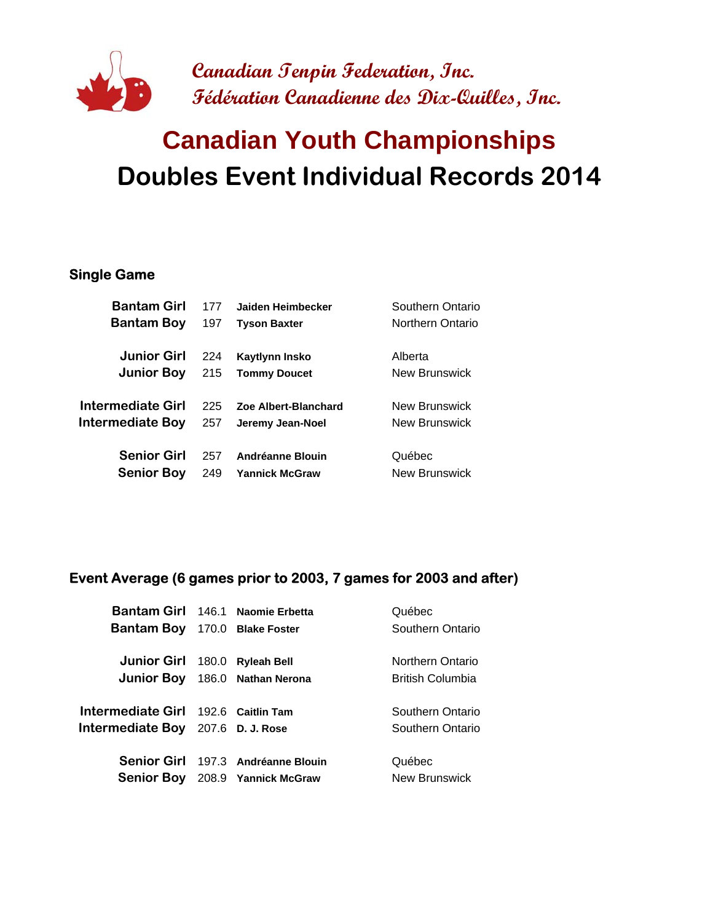Canadian Tenpin Federation, Inc.
Fédération Canadienne des Dix-Quilles, Inc.

# Canadian Youth Championships
# Doubles Event Individual Records 2014

## Single Game

| | | | |
|---|---|---|---|
| **Bantam Girl** | 177 | **Jaiden Heimbecker** | Southern Ontario |
| **Bantam Boy** | 197 | **Tyson Baxter** | Northern Ontario |
| **Junior Girl** | 224 | **Kaytlynn Insko** | Alberta |
| **Junior Boy** | 215 | **Tommy Doucet** | New Brunswick |
| **Intermediate Girl** | 225 | **Zoe Albert-Blanchard** | New Brunswick |
| **Intermediate Boy** | 257 | **Jeremy Jean-Noel** | New Brunswick |
| **Senior Girl** | 257 | **Andréanne Blouin** | Québec |
| **Senior Boy** | 249 | **Yannick McGraw** | New Brunswick |

## Event Average (6 games prior to 2003, 7 games for 2003 and after)

| | | | |
|---|---|---|---|
| **Bantam Girl** | 146.1 | **Naomie Erbetta** | Québec |
| **Bantam Boy** | 170.0 | **Blake Foster** | Southern Ontario |
| **Junior Girl** | 180.0 | **Ryleah Bell** | Northern Ontario |
| **Junior Boy** | 186.0 | **Nathan Nerona** | British Columbia |
| **Intermediate Girl** | 192.6 | **Caitlin Tam** | Southern Ontario |
| **Intermediate Boy** | 207.6 | **D. J. Rose** | Southern Ontario |
| **Senior Girl** | 197.3 | **Andréanne Blouin** | Québec |
| **Senior Boy** | 208.9 | **Yannick McGraw** | New Brunswick |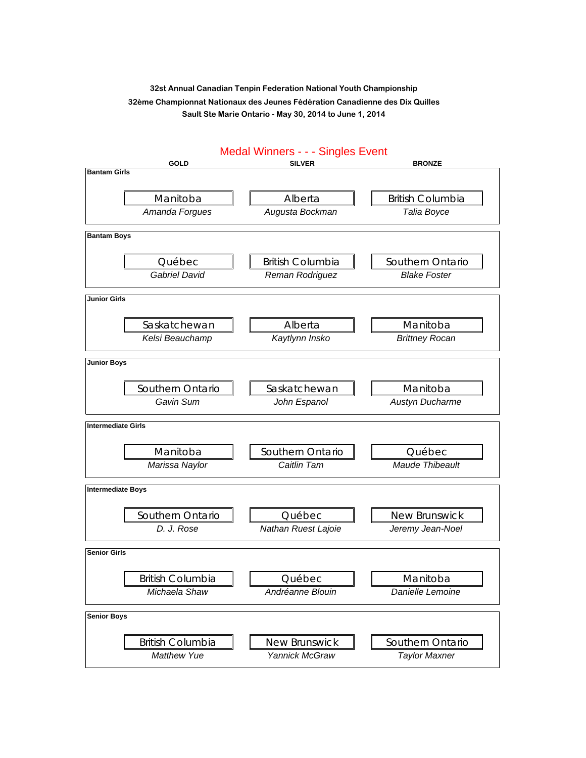**32st Annual Canadian Tenpin Federation National Youth Championship**

**32ème Championnat Nationaux des Jeunes Fédération Canadienne des Dix Quilles**

**Sault Ste Marie Ontario - May 30, 2014 to June 1, 2014**

## Medal Winners - - - Singles Event

| Category | GOLD | SILVER | BRONZE |
|---|---|---|---|
| **Bantam Girls** | Manitoba<br>*Amanda Forgues* | Alberta<br>*Augusta Bockman* | British Columbia<br>*Talia Boyce* |
| **Bantam Boys** | Québec<br>*Gabriel David* | British Columbia<br>*Reman Rodriguez* | Southern Ontario<br>*Blake Foster* |
| **Junior Girls** | Saskatchewan<br>*Kelsi Beauchamp* | Alberta<br>*Kaytlynn Insko* | Manitoba<br>*Brittney Rocan* |
| **Junior Boys** | Southern Ontario<br>*Gavin Sum* | Saskatchewan<br>*John Espanol* | Manitoba<br>*Austyn Ducharme* |
| **Intermediate Girls** | Manitoba<br>*Marissa Naylor* | Southern Ontario<br>*Caitlin Tam* | Québec<br>*Maude Thibeault* |
| **Intermediate Boys** | Southern Ontario<br>*D. J. Rose* | Québec<br>*Nathan Ruest Lajoie* | New Brunswick<br>*Jeremy Jean-Noel* |
| **Senior Girls** | British Columbia<br>*Michaela Shaw* | Québec<br>*Andréanne Blouin* | Manitoba<br>*Danielle Lemoine* |
| **Senior Boys** | British Columbia<br>*Matthew Yue* | New Brunswick<br>*Yannick McGraw* | Southern Ontario<br>*Taylor Maxner* |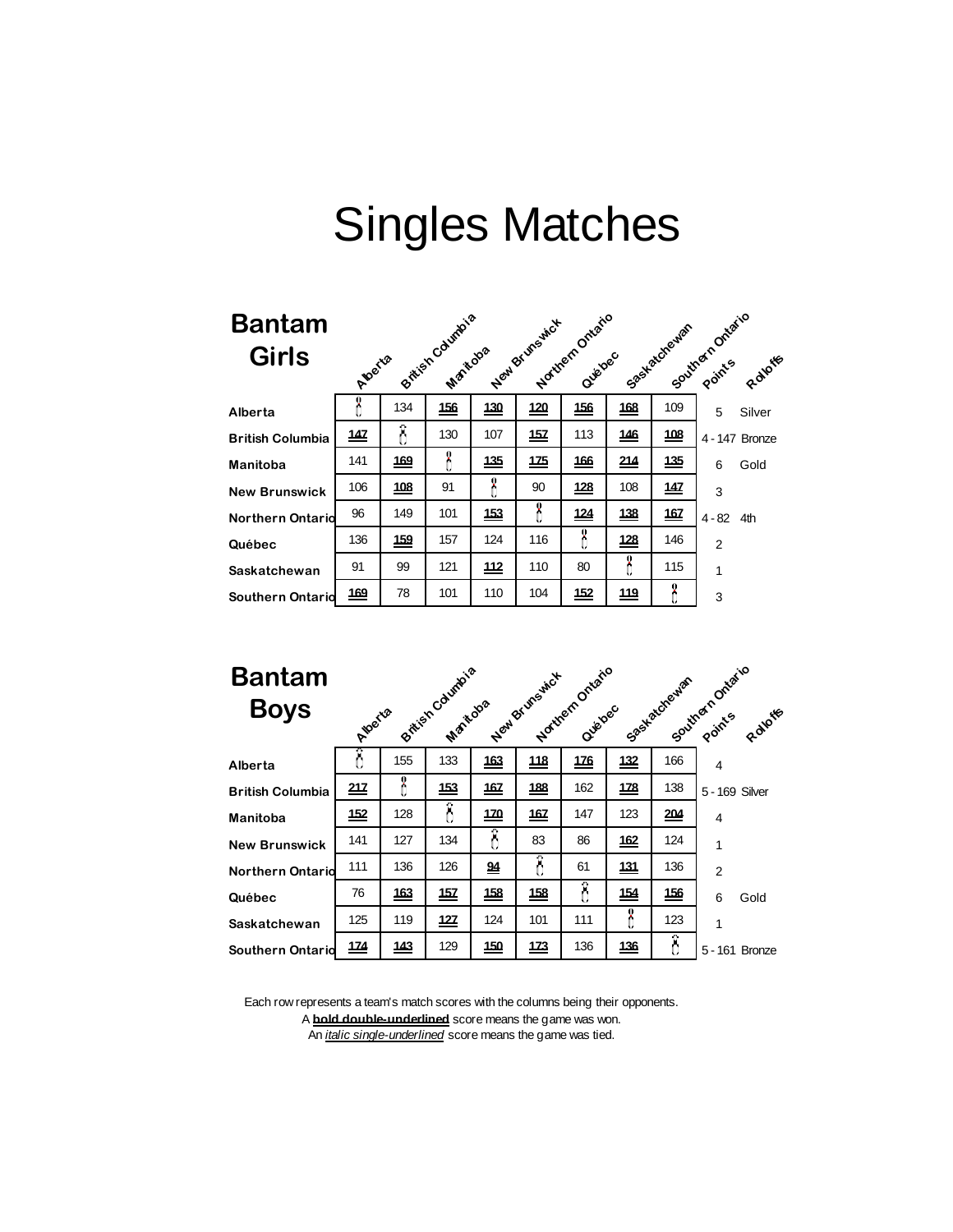# Singles Matches

## Bantam Girls

| | Alberta | British Columbia | Manitoba | New Brunswick | Northern Ontario | Québec | Saskatchewan | Southern Ontario | Points | Rolloffs |
|---|---|---|---|---|---|---|---|---|---|---|
| **Alberta** | | 134 | **156** | **130** | **120** | **156** | **168** | 109 | 5 | Silver |
| **British Columbia** | **147** | | 130 | 107 | **157** | 113 | **146** | **108** | 4 - 147 | Bronze |
| **Manitoba** | 141 | **169** | | **135** | **175** | **166** | **214** | **135** | 6 | Gold |
| **New Brunswick** | 106 | **108** | 91 | | 90 | **128** | 108 | **147** | 3 | |
| **Northern Ontario** | 96 | 149 | 101 | **153** | | **124** | **138** | **167** | 4 - 82 | 4th |
| **Québec** | 136 | **159** | 157 | 124 | 116 | | **128** | 146 | 2 | |
| **Saskatchewan** | 91 | 99 | 121 | **112** | 110 | 80 | | 115 | 1 | |
| **Southern Ontario** | **169** | 78 | 101 | 110 | 104 | **152** | **119** | | 3 | |

## Bantam Boys

| | Alberta | British Columbia | Manitoba | New Brunswick | Northern Ontario | Québec | Saskatchewan | Southern Ontario | Points | Rolloffs |
|---|---|---|---|---|---|---|---|---|---|---|
| **Alberta** | | 155 | 133 | **163** | **118** | **176** | **132** | 166 | 4 | |
| **British Columbia** | **217** | | **153** | **167** | **188** | 162 | **178** | 138 | 5 - 169 | Silver |
| **Manitoba** | **152** | 128 | | **170** | **167** | 147 | 123 | **204** | 4 | |
| **New Brunswick** | 141 | 127 | 134 | | 83 | 86 | **162** | 124 | 1 | |
| **Northern Ontario** | 111 | 136 | 126 | **94** | | 61 | **131** | 136 | 2 | |
| **Québec** | 76 | **163** | **157** | **158** | **158** | | **154** | **156** | 6 | Gold |
| **Saskatchewan** | 125 | 119 | **127** | 124 | 101 | 111 | | 123 | 1 | |
| **Southern Ontario** | **174** | **143** | 129 | **150** | **173** | 136 | **136** | | 5 - 161 | Bronze |

Each row represents a team's match scores with the columns being their opponents.
A **bold double-underlined** score means the game was won.
An *italic single-underlined* score means the game was tied.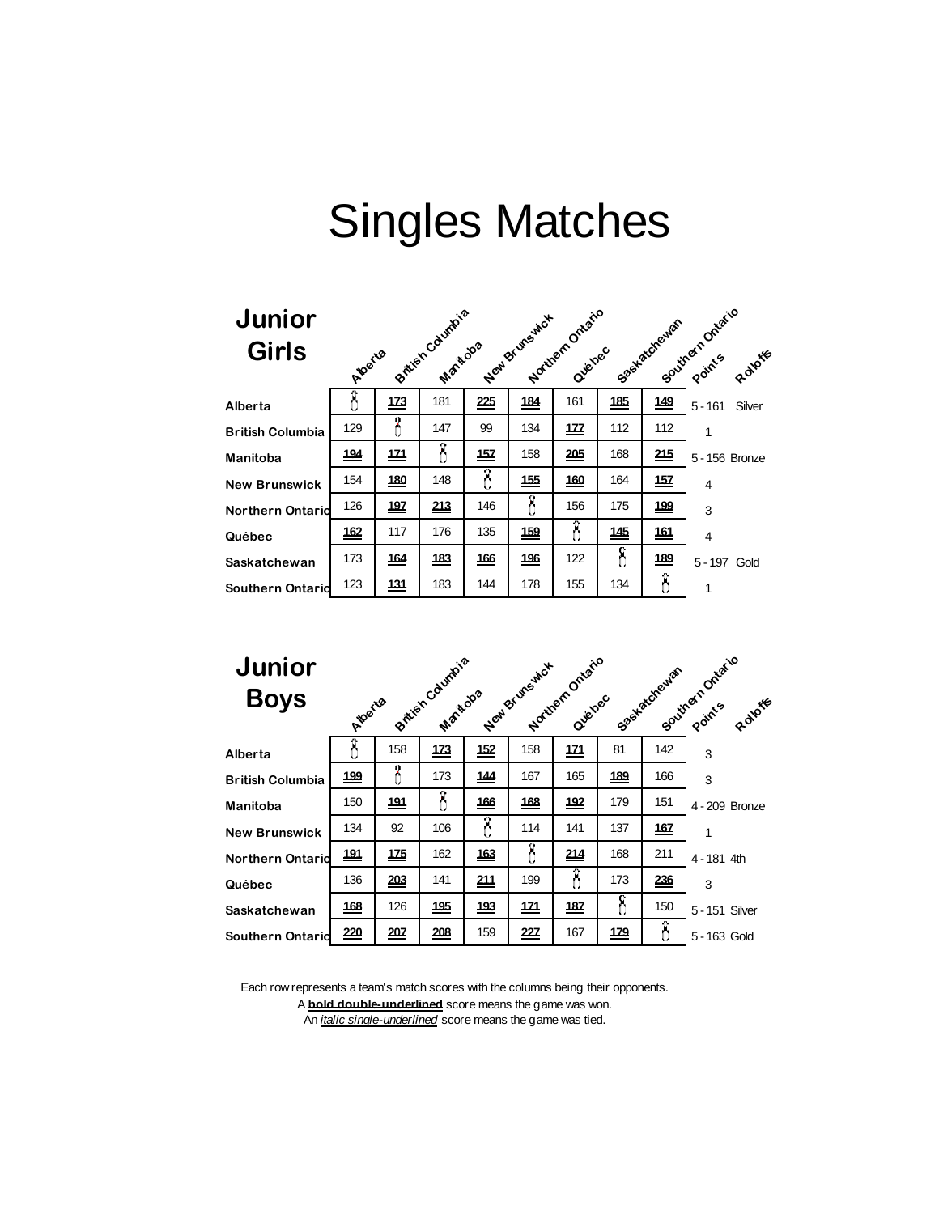# Singles Matches

## Junior Girls

| | Alberta | British Columbia | Manitoba | New Brunswick | Northern Ontario | Québec | Saskatchewan | Southern Ontario | Points | Rolloffs |
|---|---|---|---|---|---|---|---|---|---|---|
| **Alberta** | | **173** | 181 | **225** | **184** | 161 | **185** | **149** | 5 - 161 | Silver |
| **British Columbia** | 129 | | 147 | 99 | 134 | **177** | 112 | 112 | 1 | |
| **Manitoba** | **194** | **171** | | **157** | 158 | **205** | 168 | **215** | 5 - 156 | Bronze |
| **New Brunswick** | 154 | **180** | 148 | | **155** | **160** | 164 | **157** | 4 | |
| **Northern Ontario** | 126 | **197** | **213** | 146 | | 156 | 175 | **199** | 3 | |
| **Québec** | **162** | 117 | 176 | 135 | **159** | | **145** | **161** | 4 | |
| **Saskatchewan** | 173 | **164** | **183** | **166** | **196** | 122 | | **189** | 5 - 197 | Gold |
| **Southern Ontario** | 123 | **131** | 183 | 144 | 178 | 155 | 134 | | 1 | |

## Junior Boys

| | Alberta | British Columbia | Manitoba | New Brunswick | Northern Ontario | Québec | Saskatchewan | Southern Ontario | Points | Rolloffs |
|---|---|---|---|---|---|---|---|---|---|---|
| **Alberta** | | 158 | **173** | **152** | 158 | **171** | 81 | 142 | 3 | |
| **British Columbia** | **199** | | 173 | **144** | 167 | 165 | **189** | 166 | 3 | |
| **Manitoba** | 150 | **191** | | **166** | **168** | **192** | 179 | 151 | 4 - 209 | Bronze |
| **New Brunswick** | 134 | 92 | 106 | | 114 | 141 | 137 | **167** | 1 | |
| **Northern Ontario** | **191** | **175** | 162 | **163** | | **214** | 168 | 211 | 4 - 181 | 4th |
| **Québec** | 136 | **203** | 141 | **211** | 199 | | 173 | **236** | 3 | |
| **Saskatchewan** | **168** | 126 | **195** | **193** | **171** | **187** | | 150 | 5 - 151 | Silver |
| **Southern Ontario** | **220** | **207** | **208** | 159 | **227** | 167 | **179** | | 5 - 163 | Gold |

Each row represents a team's match scores with the columns being their opponents.
A **bold double-underlined** score means the game was won.
An *italic single-underlined* score means the game was tied.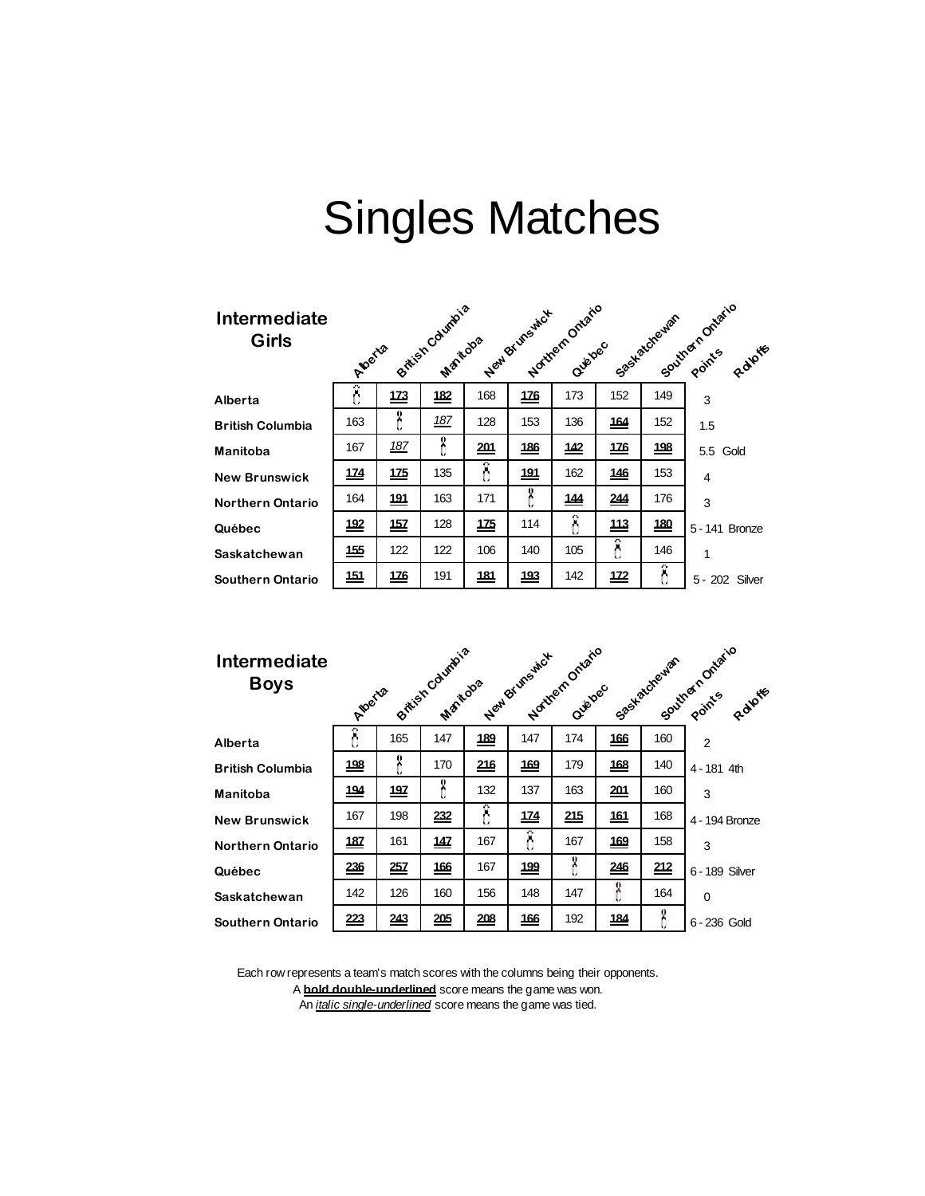# Singles Matches

## Intermediate Girls

| | Alberta | British Columbia | Manitoba | New Brunswick | Northern Ontario | Québec | Saskatchewan | Southern Ontario | Points | Rolloffs |
|---|---|---|---|---|---|---|---|---|---|---|
| Alberta | | **173** | **182** | 168 | **176** | 173 | 152 | 149 | 3 | |
| British Columbia | 163 | | *187* | 128 | 153 | 136 | **164** | 152 | 1.5 | |
| Manitoba | 167 | *187* | | **201** | **186** | **142** | **176** | **198** | 5.5 | Gold |
| New Brunswick | **174** | **175** | 135 | | **191** | 162 | **146** | 153 | 4 | |
| Northern Ontario | 164 | **191** | 163 | 171 | | **144** | **244** | 176 | 3 | |
| Québec | **192** | **157** | 128 | **175** | 114 | | **113** | **180** | 5 - 141 | Bronze |
| Saskatchewan | **155** | 122 | 122 | 106 | 140 | 105 | | 146 | 1 | |
| Southern Ontario | **151** | **176** | 191 | **181** | **193** | 142 | **172** | | 5 - 202 | Silver |

## Intermediate Boys

| | Alberta | British Columbia | Manitoba | New Brunswick | Northern Ontario | Québec | Saskatchewan | Southern Ontario | Points | Rolloffs |
|---|---|---|---|---|---|---|---|---|---|---|
| Alberta | | 165 | 147 | **189** | 147 | 174 | **166** | 160 | 2 | |
| British Columbia | **198** | | 170 | **216** | **169** | 179 | **168** | 140 | 4 - 181 | 4th |
| Manitoba | **194** | **197** | | 132 | 137 | 163 | **201** | 160 | 3 | |
| New Brunswick | 167 | 198 | **232** | | **174** | **215** | **161** | 168 | 4 - 194 | Bronze |
| Northern Ontario | **187** | 161 | **147** | 167 | | 167 | **169** | 158 | 3 | |
| Québec | **236** | **257** | **166** | 167 | **199** | | **246** | **212** | 6 - 189 | Silver |
| Saskatchewan | 142 | 126 | 160 | 156 | 148 | 147 | | 164 | 0 | |
| Southern Ontario | **223** | **243** | **205** | **208** | **166** | 192 | **184** | | 6 - 236 | Gold |

Each row represents a team's match scores with the columns being their opponents.

A **bold double-underlined** score means the game was won.

An *italic single-underlined* score means the game was tied.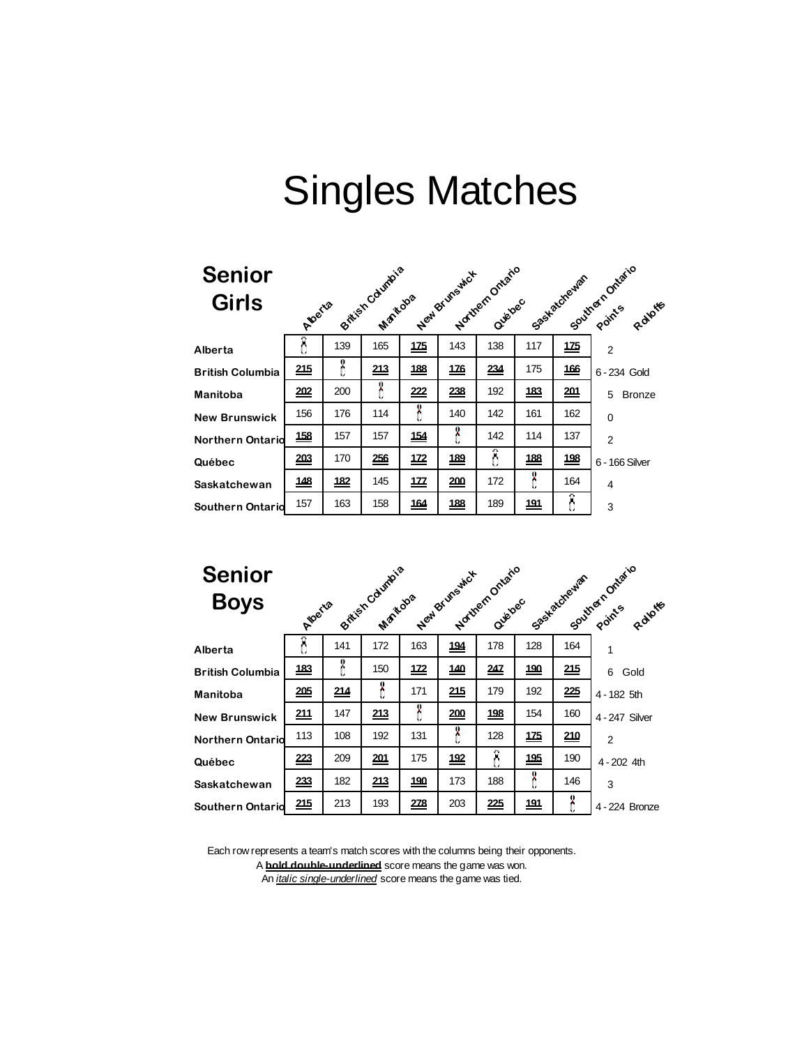# Singles Matches

## Senior Girls

| | Alberta | British Columbia | Manitoba | New Brunswick | Northern Ontario | Québec | Saskatchewan | Southern Ontario | Points | Rolloffs |
|---|---|---|---|---|---|---|---|---|---|---|
| **Alberta** | | 139 | 165 | **175** | 143 | 138 | 117 | **175** | 2 | |
| **British Columbia** | **215** | | **213** | **188** | **176** | **234** | 175 | **166** | 6 - 234 Gold | |
| **Manitoba** | **202** | 200 | | **222** | **238** | 192 | **183** | **201** | 5 Bronze | |
| **New Brunswick** | 156 | 176 | 114 | | 140 | 142 | 161 | 162 | 0 | |
| **Northern Ontario** | **158** | 157 | 157 | **154** | | 142 | 114 | 137 | 2 | |
| **Québec** | **203** | 170 | **256** | **172** | **189** | | **188** | **198** | 6 - 166 Silver | |
| **Saskatchewan** | **148** | **182** | 145 | **177** | **200** | 172 | | 164 | 4 | |
| **Southern Ontario** | 157 | 163 | 158 | **164** | **188** | 189 | **191** | | 3 | |

## Senior Boys

| | Alberta | British Columbia | Manitoba | New Brunswick | Northern Ontario | Québec | Saskatchewan | Southern Ontario | Points | Rolloffs |
|---|---|---|---|---|---|---|---|---|---|---|
| **Alberta** | | 141 | 172 | 163 | **194** | 178 | 128 | 164 | 1 | |
| **British Columbia** | **183** | | 150 | **172** | **140** | **247** | **190** | **215** | 6 Gold | |
| **Manitoba** | **205** | **214** | | 171 | **215** | 179 | 192 | **225** | 4 - 182 5th | |
| **New Brunswick** | **211** | 147 | **213** | | **200** | **198** | 154 | 160 | 4 - 247 Silver | |
| **Northern Ontario** | 113 | 108 | 192 | 131 | | 128 | **175** | **210** | 2 | |
| **Québec** | **223** | 209 | **201** | 175 | **192** | | **195** | 190 | 4 - 202 4th | |
| **Saskatchewan** | **233** | 182 | **213** | **190** | 173 | 188 | | 146 | 3 | |
| **Southern Ontario** | **215** | 213 | 193 | **278** | 203 | **225** | **191** | | 4 - 224 Bronze | |

Each row represents a team's match scores with the columns being their opponents.

A **bold double-underlined** score means the game was won.

An *italic single-underlined* score means the game was tied.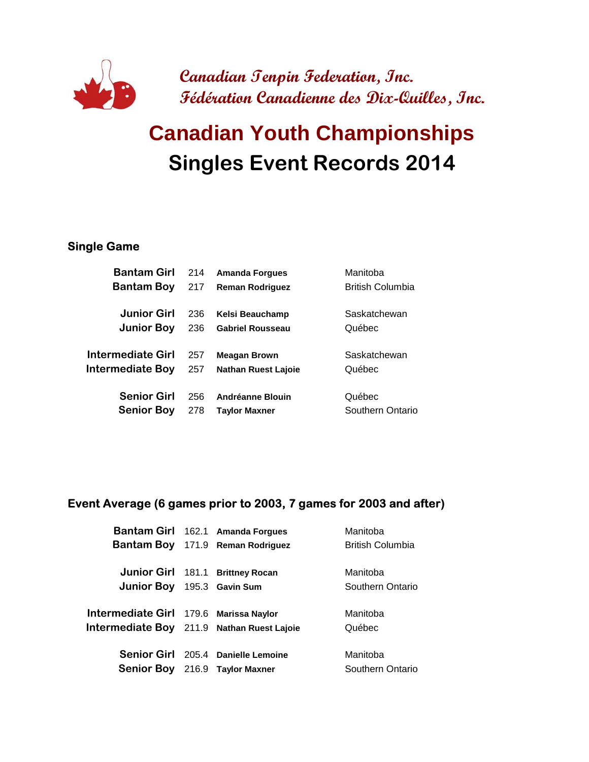Canadian Tenpin Federation, Inc.
Fédération Canadienne des Dix-Quilles, Inc.

# Canadian Youth Championships
## Singles Event Records 2014

### Single Game

| Division | Score | Name | Province |
|---|---|---|---|
| Bantam Girl | 214 | **Amanda Forgues** | Manitoba |
| Bantam Boy | 217 | **Reman Rodriguez** | British Columbia |
| Junior Girl | 236 | **Kelsi Beauchamp** | Saskatchewan |
| Junior Boy | 236 | **Gabriel Rousseau** | Québec |
| Intermediate Girl | 257 | **Meagan Brown** | Saskatchewan |
| Intermediate Boy | 257 | **Nathan Ruest Lajoie** | Québec |
| Senior Girl | 256 | **Andréanne Blouin** | Québec |
| Senior Boy | 278 | **Taylor Maxner** | Southern Ontario |

### Event Average (6 games prior to 2003, 7 games for 2003 and after)

| Division | Average | Name | Province |
|---|---|---|---|
| Bantam Girl | 162.1 | **Amanda Forgues** | Manitoba |
| Bantam Boy | 171.9 | **Reman Rodriguez** | British Columbia |
| Junior Girl | 181.1 | **Brittney Rocan** | Manitoba |
| Junior Boy | 195.3 | **Gavin Sum** | Southern Ontario |
| Intermediate Girl | 179.6 | **Marissa Naylor** | Manitoba |
| Intermediate Boy | 211.9 | **Nathan Ruest Lajoie** | Québec |
| Senior Girl | 205.4 | **Danielle Lemoine** | Manitoba |
| Senior Boy | 216.9 | **Taylor Maxner** | Southern Ontario |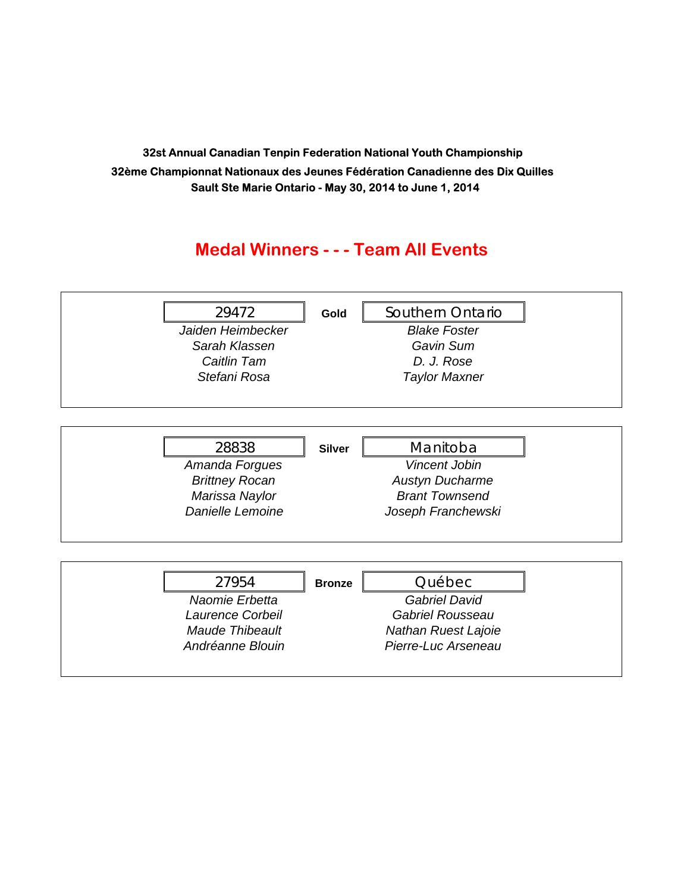**32st Annual Canadian Tenpin Federation National Youth Championship**
**32ème Championnat Nationaux des Jeunes Fédération Canadienne des Dix Quilles**
**Sault Ste Marie Ontario - May 30, 2014 to June 1, 2014**

## Medal Winners - - - Team All Events

| 29472 | **Gold** | Southern Ontario |
|---|---|---|
| *Jaiden Heimbecker* | | *Blake Foster* |
| *Sarah Klassen* | | *Gavin Sum* |
| *Caitlin Tam* | | *D. J. Rose* |
| *Stefani Rosa* | | *Taylor Maxner* |

| 28838 | **Silver** | Manitoba |
|---|---|---|
| *Amanda Forgues* | | *Vincent Jobin* |
| *Brittney Rocan* | | *Austyn Ducharme* |
| *Marissa Naylor* | | *Brant Townsend* |
| *Danielle Lemoine* | | *Joseph Franchewski* |

| 27954 | **Bronze** | Québec |
|---|---|---|
| *Naomie Erbetta* | | *Gabriel David* |
| *Laurence Corbeil* | | *Gabriel Rousseau* |
| *Maude Thibeault* | | *Nathan Ruest Lajoie* |
| *Andréanne Blouin* | | *Pierre-Luc Arseneau* |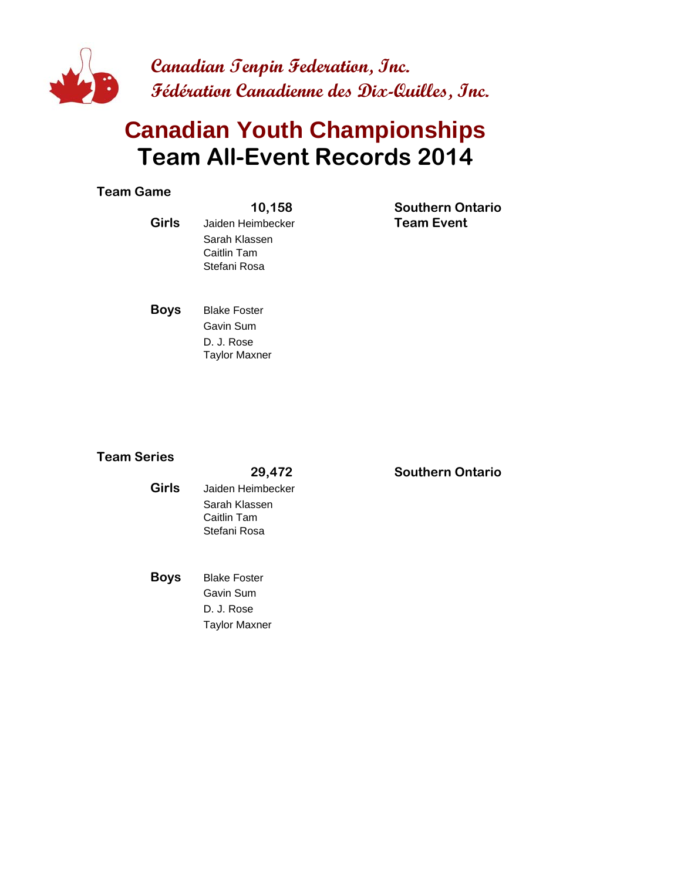**Canadian Tenpin Federation, Inc.**
**Fédération Canadienne des Dix-Quilles, Inc.**

# Canadian Youth Championships
# Team All-Event Records 2014

### Team Game

| | **10,158** | **Southern Ontario** |
|---|---|---|
| **Girls** | Jaiden Heimbecker | **Team Event** |
| | Sarah Klassen | |
| | Caitlin Tam | |
| | Stefani Rosa | |
| | | |
| **Boys** | Blake Foster | |
| | Gavin Sum | |
| | D. J. Rose | |
| | Taylor Maxner | |

### Team Series

| | **29,472** | **Southern Ontario** |
|---|---|---|
| **Girls** | Jaiden Heimbecker | |
| | Sarah Klassen | |
| | Caitlin Tam | |
| | Stefani Rosa | |
| | | |
| **Boys** | Blake Foster | |
| | Gavin Sum | |
| | D. J. Rose | |
| | Taylor Maxner | |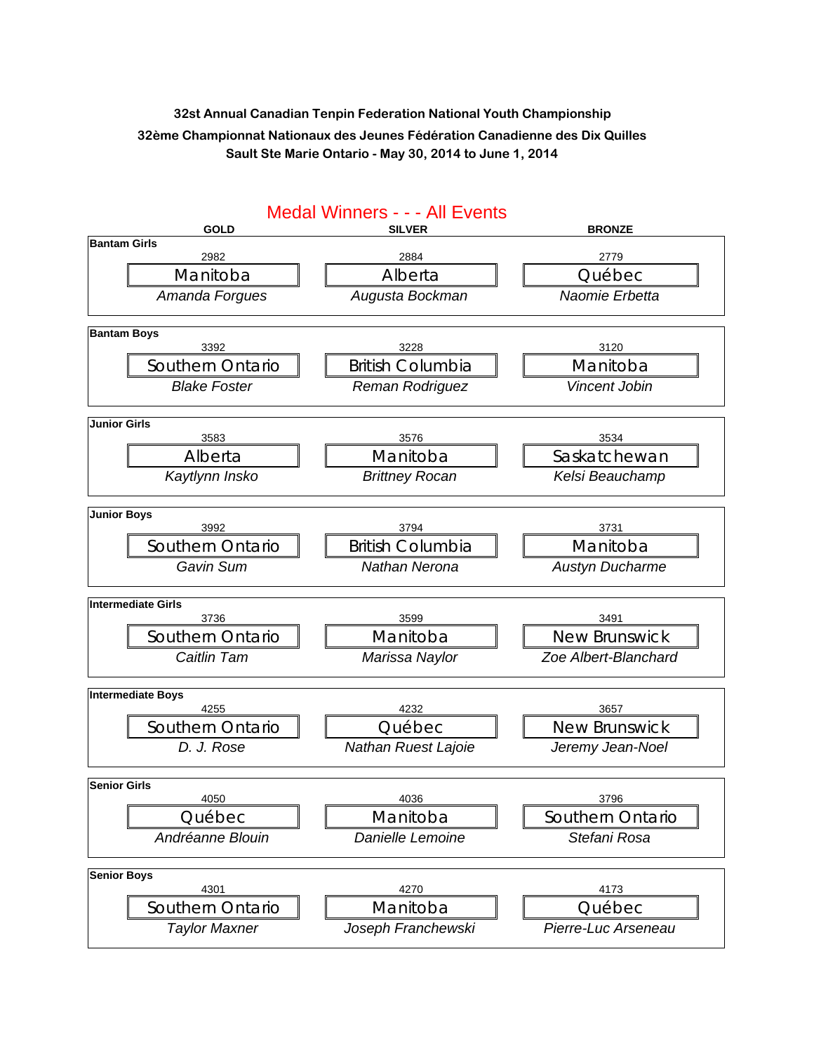**32st Annual Canadian Tenpin Federation National Youth Championship**

**32ème Championnat Nationaux des Jeunes Fédération Canadienne des Dix Quilles**

**Sault Ste Marie Ontario - May 30, 2014 to June 1, 2014**

## Medal Winners - - - All Events

| Event | GOLD | SILVER | BRONZE |
|---|---|---|---|
| **Bantam Girls** | 2982<br>Manitoba<br>*Amanda Forgues* | 2884<br>Alberta<br>*Augusta Bockman* | 2779<br>Québec<br>*Naomie Erbetta* |
| **Bantam Boys** | 3392<br>Southern Ontario<br>*Blake Foster* | 3228<br>British Columbia<br>*Reman Rodriguez* | 3120<br>Manitoba<br>*Vincent Jobin* |
| **Junior Girls** | 3583<br>Alberta<br>*Kaytlynn Insko* | 3576<br>Manitoba<br>*Brittney Rocan* | 3534<br>Saskatchewan<br>*Kelsi Beauchamp* |
| **Junior Boys** | 3992<br>Southern Ontario<br>*Gavin Sum* | 3794<br>British Columbia<br>*Nathan Nerona* | 3731<br>Manitoba<br>*Austyn Ducharme* |
| **Intermediate Girls** | 3736<br>Southern Ontario<br>*Caitlin Tam* | 3599<br>Manitoba<br>*Marissa Naylor* | 3491<br>New Brunswick<br>*Zoe Albert-Blanchard* |
| **Intermediate Boys** | 4255<br>Southern Ontario<br>*D. J. Rose* | 4232<br>Québec<br>*Nathan Ruest Lajoie* | 3657<br>New Brunswick<br>*Jeremy Jean-Noel* |
| **Senior Girls** | 4050<br>Québec<br>*Andréanne Blouin* | 4036<br>Manitoba<br>*Danielle Lemoine* | 3796<br>Southern Ontario<br>*Stefani Rosa* |
| **Senior Boys** | 4301<br>Southern Ontario<br>*Taylor Maxner* | 4270<br>Manitoba<br>*Joseph Franchewski* | 4173<br>Québec<br>*Pierre-Luc Arseneau* |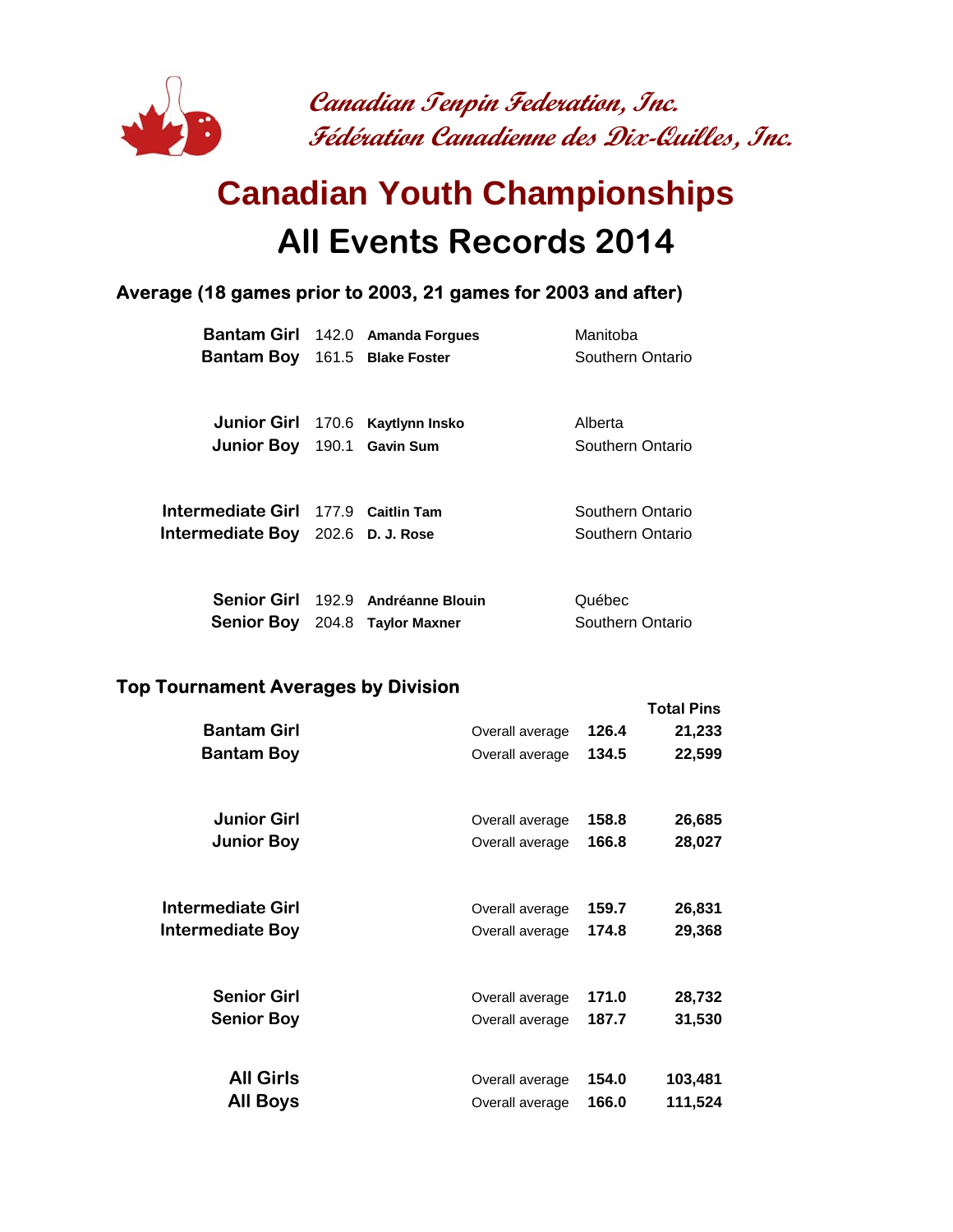Canadian Tenpin Federation, Inc.
Fédération Canadienne des Dix-Quilles, Inc.

# Canadian Youth Championships
# All Events Records 2014

### Average (18 games prior to 2003, 21 games for 2003 and after)

| | | | |
|---|---|---|---|
| **Bantam Girl** | 142.0 | **Amanda Forgues** | Manitoba |
| **Bantam Boy** | 161.5 | **Blake Foster** | Southern Ontario |
| **Junior Girl** | 170.6 | **Kaytlynn Insko** | Alberta |
| **Junior Boy** | 190.1 | **Gavin Sum** | Southern Ontario |
| **Intermediate Girl** | 177.9 | **Caitlin Tam** | Southern Ontario |
| **Intermediate Boy** | 202.6 | **D. J. Rose** | Southern Ontario |
| **Senior Girl** | 192.9 | **Andréanne Blouin** | Québec |
| **Senior Boy** | 204.8 | **Taylor Maxner** | Southern Ontario |

### Top Tournament Averages by Division

| | | | **Total Pins** |
|---|---|---|---|
| **Bantam Girl** | Overall average | **126.4** | **21,233** |
| **Bantam Boy** | Overall average | **134.5** | **22,599** |
| **Junior Girl** | Overall average | **158.8** | **26,685** |
| **Junior Boy** | Overall average | **166.8** | **28,027** |
| **Intermediate Girl** | Overall average | **159.7** | **26,831** |
| **Intermediate Boy** | Overall average | **174.8** | **29,368** |
| **Senior Girl** | Overall average | **171.0** | **28,732** |
| **Senior Boy** | Overall average | **187.7** | **31,530** |
| **All Girls** | Overall average | **154.0** | **103,481** |
| **All Boys** | Overall average | **166.0** | **111,524** |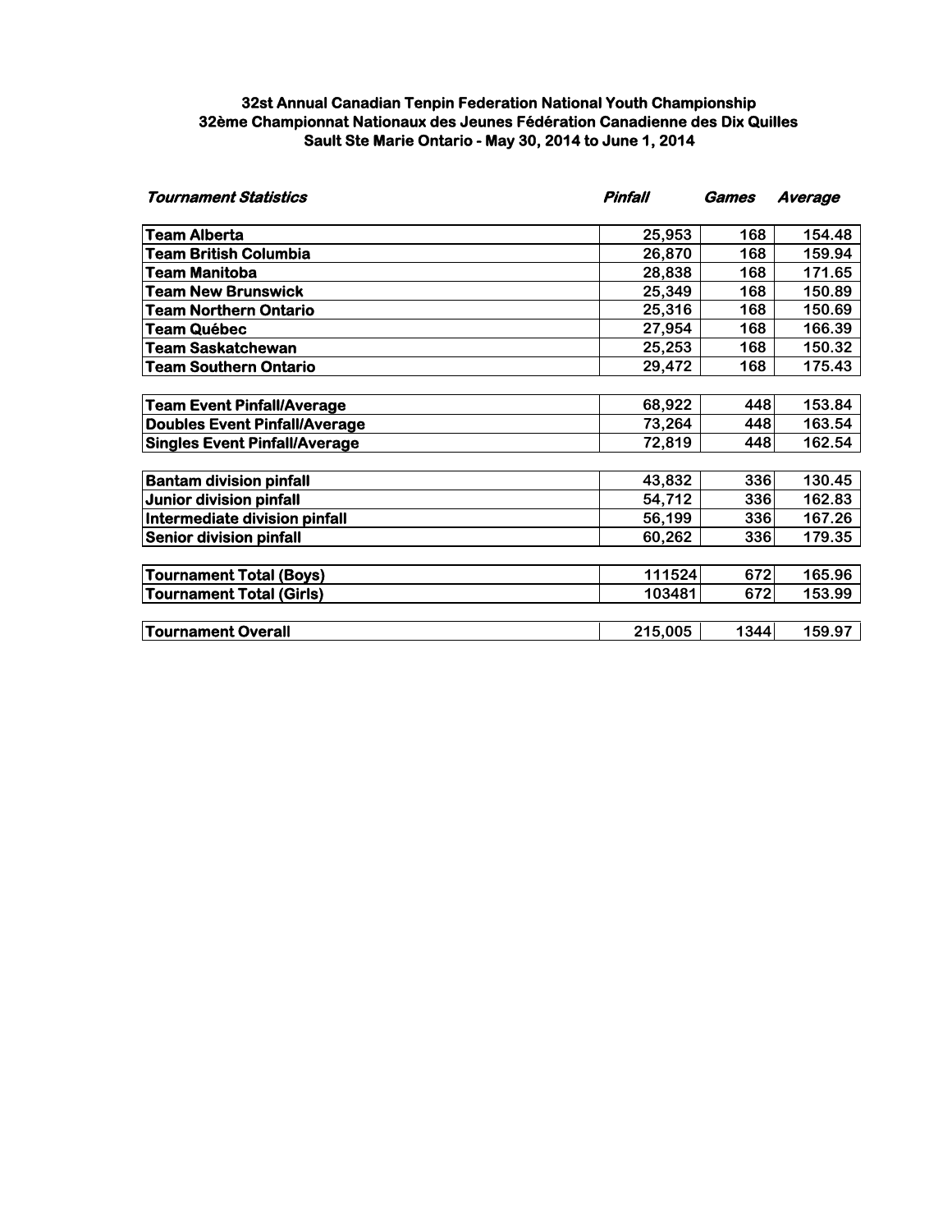**32st Annual Canadian Tenpin Federation National Youth Championship**
**32ème Championnat Nationaux des Jeunes Fédération Canadienne des Dix Quilles**
**Sault Ste Marie Ontario - May 30, 2014 to June 1, 2014**

| *Tournament Statistics* | *Pinfall* | *Games* | *Average* |
|---|---|---|---|
| **Team Alberta** | 25,953 | 168 | 154.48 |
| **Team British Columbia** | 26,870 | 168 | 159.94 |
| **Team Manitoba** | 28,838 | 168 | 171.65 |
| **Team New Brunswick** | 25,349 | 168 | 150.89 |
| **Team Northern Ontario** | 25,316 | 168 | 150.69 |
| **Team Québec** | 27,954 | 168 | 166.39 |
| **Team Saskatchewan** | 25,253 | 168 | 150.32 |
| **Team Southern Ontario** | 29,472 | 168 | 175.43 |
| | | | |
| **Team Event Pinfall/Average** | 68,922 | 448 | 153.84 |
| **Doubles Event Pinfall/Average** | 73,264 | 448 | 163.54 |
| **Singles Event Pinfall/Average** | 72,819 | 448 | 162.54 |
| | | | |
| **Bantam division pinfall** | 43,832 | 336 | 130.45 |
| **Junior division pinfall** | 54,712 | 336 | 162.83 |
| **Intermediate division pinfall** | 56,199 | 336 | 167.26 |
| **Senior division pinfall** | 60,262 | 336 | 179.35 |
| | | | |
| **Tournament Total (Boys)** | 111524 | 672 | 165.96 |
| **Tournament Total (Girls)** | 103481 | 672 | 153.99 |
| | | | |
| **Tournament Overall** | 215,005 | 1344 | 159.97 |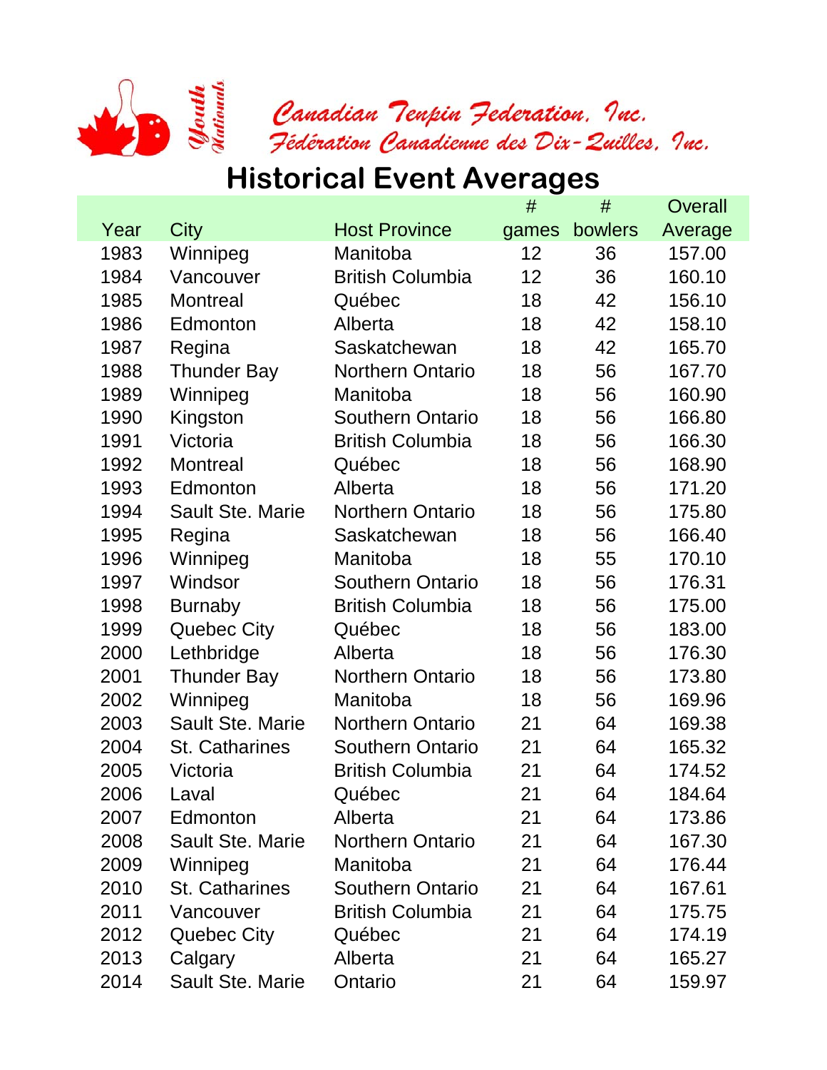Canadian Tenpin Federation, Inc.
Fédération Canadienne des Dix-Quilles, Inc.

# Historical Event Averages

| Year | City | Host Province | # games | # bowlers | Overall Average |
|---|---|---|---|---|---|
| 1983 | Winnipeg | Manitoba | 12 | 36 | 157.00 |
| 1984 | Vancouver | British Columbia | 12 | 36 | 160.10 |
| 1985 | Montreal | Québec | 18 | 42 | 156.10 |
| 1986 | Edmonton | Alberta | 18 | 42 | 158.10 |
| 1987 | Regina | Saskatchewan | 18 | 42 | 165.70 |
| 1988 | Thunder Bay | Northern Ontario | 18 | 56 | 167.70 |
| 1989 | Winnipeg | Manitoba | 18 | 56 | 160.90 |
| 1990 | Kingston | Southern Ontario | 18 | 56 | 166.80 |
| 1991 | Victoria | British Columbia | 18 | 56 | 166.30 |
| 1992 | Montreal | Québec | 18 | 56 | 168.90 |
| 1993 | Edmonton | Alberta | 18 | 56 | 171.20 |
| 1994 | Sault Ste. Marie | Northern Ontario | 18 | 56 | 175.80 |
| 1995 | Regina | Saskatchewan | 18 | 56 | 166.40 |
| 1996 | Winnipeg | Manitoba | 18 | 55 | 170.10 |
| 1997 | Windsor | Southern Ontario | 18 | 56 | 176.31 |
| 1998 | Burnaby | British Columbia | 18 | 56 | 175.00 |
| 1999 | Quebec City | Québec | 18 | 56 | 183.00 |
| 2000 | Lethbridge | Alberta | 18 | 56 | 176.30 |
| 2001 | Thunder Bay | Northern Ontario | 18 | 56 | 173.80 |
| 2002 | Winnipeg | Manitoba | 18 | 56 | 169.96 |
| 2003 | Sault Ste. Marie | Northern Ontario | 21 | 64 | 169.38 |
| 2004 | St. Catharines | Southern Ontario | 21 | 64 | 165.32 |
| 2005 | Victoria | British Columbia | 21 | 64 | 174.52 |
| 2006 | Laval | Québec | 21 | 64 | 184.64 |
| 2007 | Edmonton | Alberta | 21 | 64 | 173.86 |
| 2008 | Sault Ste. Marie | Northern Ontario | 21 | 64 | 167.30 |
| 2009 | Winnipeg | Manitoba | 21 | 64 | 176.44 |
| 2010 | St. Catharines | Southern Ontario | 21 | 64 | 167.61 |
| 2011 | Vancouver | British Columbia | 21 | 64 | 175.75 |
| 2012 | Quebec City | Québec | 21 | 64 | 174.19 |
| 2013 | Calgary | Alberta | 21 | 64 | 165.27 |
| 2014 | Sault Ste. Marie | Ontario | 21 | 64 | 159.97 |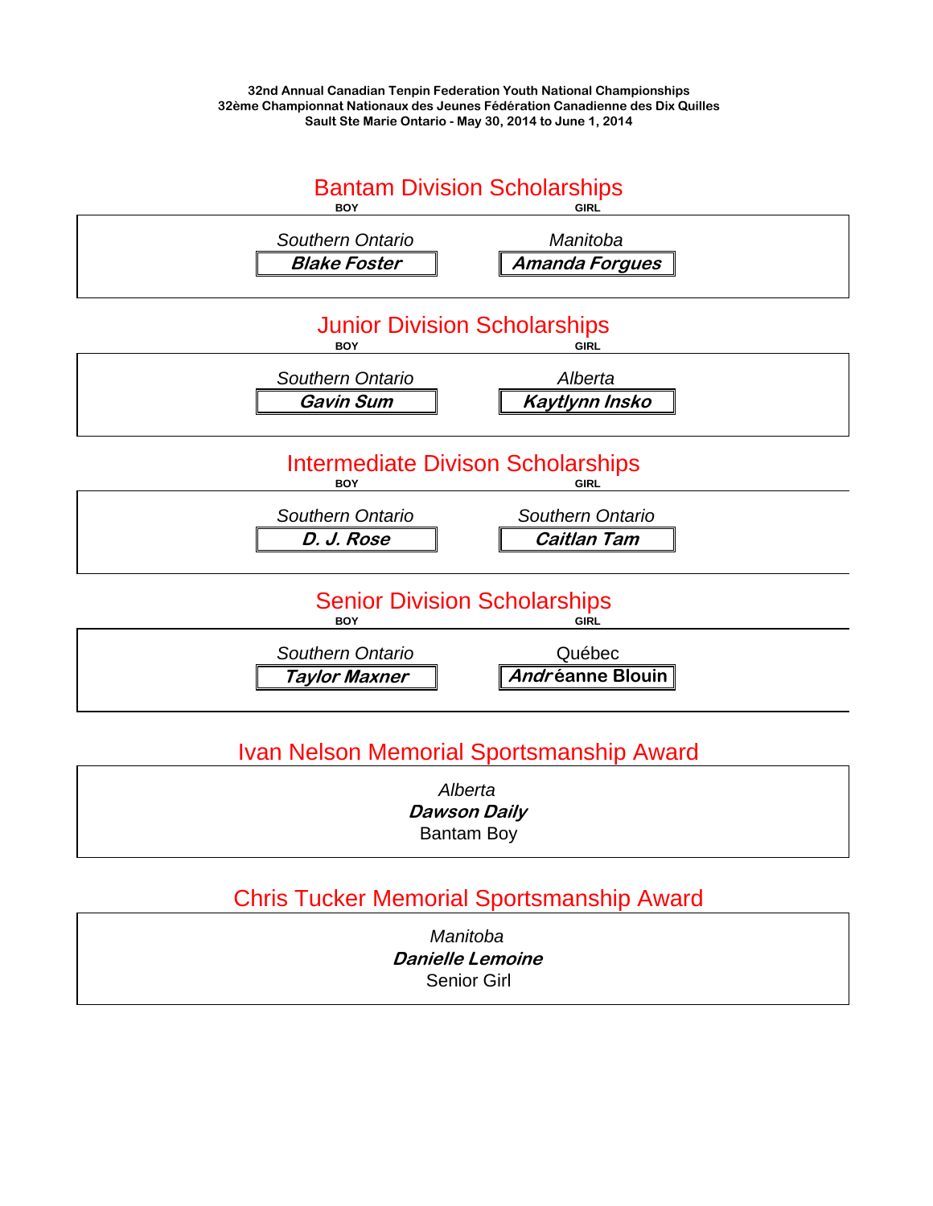**32nd Annual Canadian Tenpin Federation Youth National Championships**
**32ème Championnat Nationaux des Jeunes Fédération Canadienne des Dix Quilles**
**Sault Ste Marie Ontario - May 30, 2014 to June 1, 2014**

## Bantam Division Scholarships

| BOY | GIRL |
|---|---|
| *Southern Ontario* | *Manitoba* |
| ***Blake Foster*** | ***Amanda Forgues*** |

## Junior Division Scholarships

| BOY | GIRL |
|---|---|
| *Southern Ontario* | *Alberta* |
| ***Gavin Sum*** | ***Kaytlynn Insko*** |

## Intermediate Divison Scholarships

| BOY | GIRL |
|---|---|
| *Southern Ontario* | *Southern Ontario* |
| ***D. J. Rose*** | ***Caitlan Tam*** |

## Senior Division Scholarships

| BOY | GIRL |
|---|---|
| *Southern Ontario* | Québec |
| ***Taylor Maxner*** | **Andréanne Blouin** |

## Ivan Nelson Memorial Sportsmanship Award

*Alberta*
***Dawson Daily***
Bantam Boy

## Chris Tucker Memorial Sportsmanship Award

*Manitoba*
***Danielle Lemoine***
Senior Girl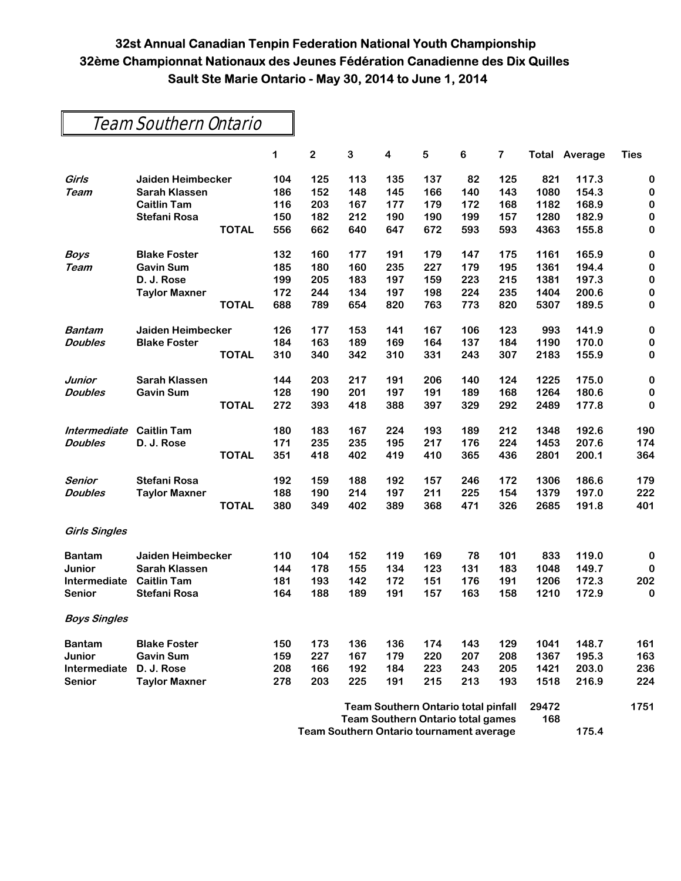# 32st Annual Canadian Tenpin Federation National Youth Championship
# 32ème Championnat Nationaux des Jeunes Fédération Canadienne des Dix Quilles
# Sault Ste Marie Ontario - May 30, 2014 to June 1, 2014

## Team Southern Ontario

| | | 1 | 2 | 3 | 4 | 5 | 6 | 7 | Total | Average | Ties |
|---|---|---|---|---|---|---|---|---|---|---|---|
| *Girls* | Jaiden Heimbecker | 104 | 125 | 113 | 135 | 137 | 82 | 125 | 821 | 117.3 | 0 |
| *Team* | Sarah Klassen | 186 | 152 | 148 | 145 | 166 | 140 | 143 | 1080 | 154.3 | 0 |
| | Caitlin Tam | 116 | 203 | 167 | 177 | 179 | 172 | 168 | 1182 | 168.9 | 0 |
| | Stefani Rosa | 150 | 182 | 212 | 190 | 190 | 199 | 157 | 1280 | 182.9 | 0 |
| | **TOTAL** | 556 | 662 | 640 | 647 | 672 | 593 | 593 | 4363 | 155.8 | 0 |
| *Boys* | Blake Foster | 132 | 160 | 177 | 191 | 179 | 147 | 175 | 1161 | 165.9 | 0 |
| *Team* | Gavin Sum | 185 | 180 | 160 | 235 | 227 | 179 | 195 | 1361 | 194.4 | 0 |
| | D. J. Rose | 199 | 205 | 183 | 197 | 159 | 223 | 215 | 1381 | 197.3 | 0 |
| | Taylor Maxner | 172 | 244 | 134 | 197 | 198 | 224 | 235 | 1404 | 200.6 | 0 |
| | **TOTAL** | 688 | 789 | 654 | 820 | 763 | 773 | 820 | 5307 | 189.5 | 0 |
| *Bantam* | Jaiden Heimbecker | 126 | 177 | 153 | 141 | 167 | 106 | 123 | 993 | 141.9 | 0 |
| *Doubles* | Blake Foster | 184 | 163 | 189 | 169 | 164 | 137 | 184 | 1190 | 170.0 | 0 |
| | **TOTAL** | 310 | 340 | 342 | 310 | 331 | 243 | 307 | 2183 | 155.9 | 0 |
| *Junior* | Sarah Klassen | 144 | 203 | 217 | 191 | 206 | 140 | 124 | 1225 | 175.0 | 0 |
| *Doubles* | Gavin Sum | 128 | 190 | 201 | 197 | 191 | 189 | 168 | 1264 | 180.6 | 0 |
| | **TOTAL** | 272 | 393 | 418 | 388 | 397 | 329 | 292 | 2489 | 177.8 | 0 |
| *Intermediate* | Caitlin Tam | 180 | 183 | 167 | 224 | 193 | 189 | 212 | 1348 | 192.6 | 190 |
| *Doubles* | D. J. Rose | 171 | 235 | 235 | 195 | 217 | 176 | 224 | 1453 | 207.6 | 174 |
| | **TOTAL** | 351 | 418 | 402 | 419 | 410 | 365 | 436 | 2801 | 200.1 | 364 |
| *Senior* | Stefani Rosa | 192 | 159 | 188 | 192 | 157 | 246 | 172 | 1306 | 186.6 | 179 |
| *Doubles* | Taylor Maxner | 188 | 190 | 214 | 197 | 211 | 225 | 154 | 1379 | 197.0 | 222 |
| | **TOTAL** | 380 | 349 | 402 | 389 | 368 | 471 | 326 | 2685 | 191.8 | 401 |
| ***Girls Singles*** | | | | | | | | | | | |
| Bantam | Jaiden Heimbecker | 110 | 104 | 152 | 119 | 169 | 78 | 101 | 833 | 119.0 | 0 |
| Junior | Sarah Klassen | 144 | 178 | 155 | 134 | 123 | 131 | 183 | 1048 | 149.7 | 0 |
| Intermediate | Caitlin Tam | 181 | 193 | 142 | 172 | 151 | 176 | 191 | 1206 | 172.3 | 202 |
| Senior | Stefani Rosa | 164 | 188 | 189 | 191 | 157 | 163 | 158 | 1210 | 172.9 | 0 |
| ***Boys Singles*** | | | | | | | | | | | |
| Bantam | Blake Foster | 150 | 173 | 136 | 136 | 174 | 143 | 129 | 1041 | 148.7 | 161 |
| Junior | Gavin Sum | 159 | 227 | 167 | 179 | 220 | 207 | 208 | 1367 | 195.3 | 163 |
| Intermediate | D. J. Rose | 208 | 166 | 192 | 184 | 223 | 243 | 205 | 1421 | 203.0 | 236 |
| Senior | Taylor Maxner | 278 | 203 | 225 | 191 | 215 | 213 | 193 | 1518 | 216.9 | 224 |

**Team Southern Ontario total pinfall** 29472 — 1751

**Team Southern Ontario total games** 168

**Team Southern Ontario tournament average** 175.4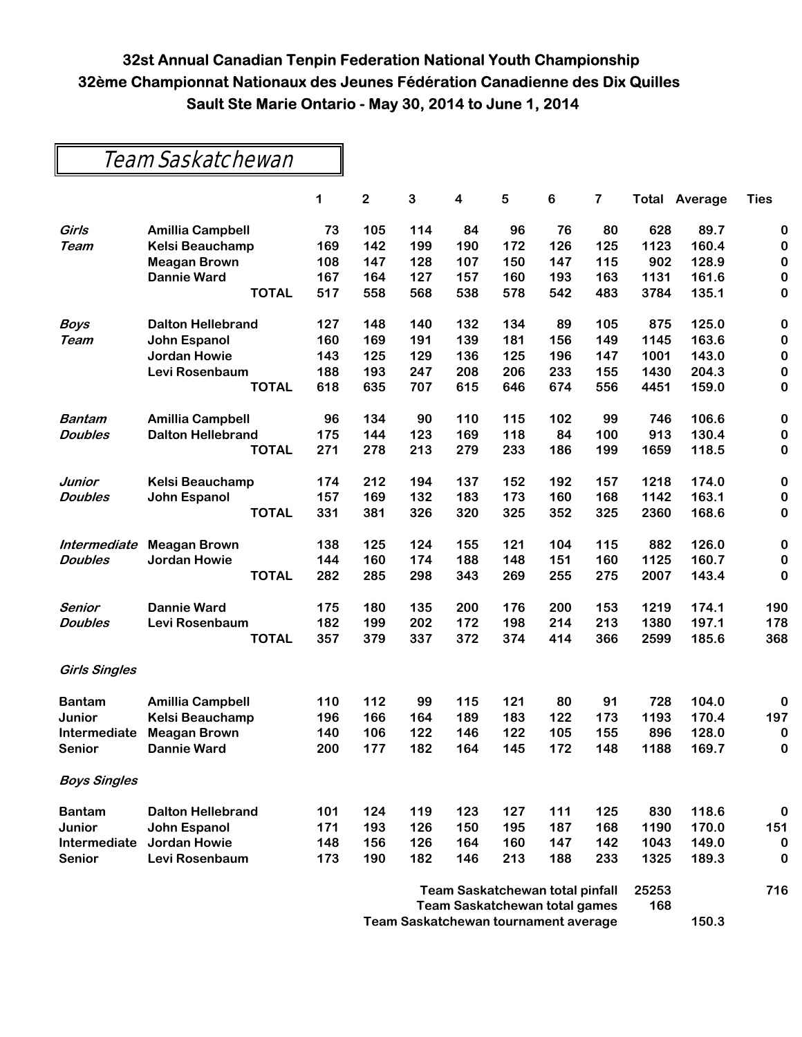# 32st Annual Canadian Tenpin Federation National Youth Championship
# 32ème Championnat Nationaux des Jeunes Fédération Canadienne des Dix Quilles
# Sault Ste Marie Ontario - May 30, 2014 to June 1, 2014

## Team Saskatchewan

| | | 1 | 2 | 3 | 4 | 5 | 6 | 7 | Total | Average | Ties |
|---|---|---|---|---|---|---|---|---|---|---|---|
| *Girls* | **Amillia Campbell** | 73 | 105 | 114 | 84 | 96 | 76 | 80 | 628 | 89.7 | 0 |
| *Team* | **Kelsi Beauchamp** | 169 | 142 | 199 | 190 | 172 | 126 | 125 | 1123 | 160.4 | 0 |
| | **Meagan Brown** | 108 | 147 | 128 | 107 | 150 | 147 | 115 | 902 | 128.9 | 0 |
| | **Dannie Ward** | 167 | 164 | 127 | 157 | 160 | 193 | 163 | 1131 | 161.6 | 0 |
| | **TOTAL** | 517 | 558 | 568 | 538 | 578 | 542 | 483 | 3784 | 135.1 | 0 |
| *Boys* | **Dalton Hellebrand** | 127 | 148 | 140 | 132 | 134 | 89 | 105 | 875 | 125.0 | 0 |
| *Team* | **John Espanol** | 160 | 169 | 191 | 139 | 181 | 156 | 149 | 1145 | 163.6 | 0 |
| | **Jordan Howie** | 143 | 125 | 129 | 136 | 125 | 196 | 147 | 1001 | 143.0 | 0 |
| | **Levi Rosenbaum** | 188 | 193 | 247 | 208 | 206 | 233 | 155 | 1430 | 204.3 | 0 |
| | **TOTAL** | 618 | 635 | 707 | 615 | 646 | 674 | 556 | 4451 | 159.0 | 0 |
| *Bantam* | **Amillia Campbell** | 96 | 134 | 90 | 110 | 115 | 102 | 99 | 746 | 106.6 | 0 |
| *Doubles* | **Dalton Hellebrand** | 175 | 144 | 123 | 169 | 118 | 84 | 100 | 913 | 130.4 | 0 |
| | **TOTAL** | 271 | 278 | 213 | 279 | 233 | 186 | 199 | 1659 | 118.5 | 0 |
| *Junior* | **Kelsi Beauchamp** | 174 | 212 | 194 | 137 | 152 | 192 | 157 | 1218 | 174.0 | 0 |
| *Doubles* | **John Espanol** | 157 | 169 | 132 | 183 | 173 | 160 | 168 | 1142 | 163.1 | 0 |
| | **TOTAL** | 331 | 381 | 326 | 320 | 325 | 352 | 325 | 2360 | 168.6 | 0 |
| *Intermediate* | **Meagan Brown** | 138 | 125 | 124 | 155 | 121 | 104 | 115 | 882 | 126.0 | 0 |
| *Doubles* | **Jordan Howie** | 144 | 160 | 174 | 188 | 148 | 151 | 160 | 1125 | 160.7 | 0 |
| | **TOTAL** | 282 | 285 | 298 | 343 | 269 | 255 | 275 | 2007 | 143.4 | 0 |
| *Senior* | **Dannie Ward** | 175 | 180 | 135 | 200 | 176 | 200 | 153 | 1219 | 174.1 | 190 |
| *Doubles* | **Levi Rosenbaum** | 182 | 199 | 202 | 172 | 198 | 214 | 213 | 1380 | 197.1 | 178 |
| | **TOTAL** | 357 | 379 | 337 | 372 | 374 | 414 | 366 | 2599 | 185.6 | 368 |
| *Girls Singles* | | | | | | | | | | | |
| **Bantam** | **Amillia Campbell** | 110 | 112 | 99 | 115 | 121 | 80 | 91 | 728 | 104.0 | 0 |
| **Junior** | **Kelsi Beauchamp** | 196 | 166 | 164 | 189 | 183 | 122 | 173 | 1193 | 170.4 | 197 |
| **Intermediate** | **Meagan Brown** | 140 | 106 | 122 | 146 | 122 | 105 | 155 | 896 | 128.0 | 0 |
| **Senior** | **Dannie Ward** | 200 | 177 | 182 | 164 | 145 | 172 | 148 | 1188 | 169.7 | 0 |
| *Boys Singles* | | | | | | | | | | | |
| **Bantam** | **Dalton Hellebrand** | 101 | 124 | 119 | 123 | 127 | 111 | 125 | 830 | 118.6 | 0 |
| **Junior** | **John Espanol** | 171 | 193 | 126 | 150 | 195 | 187 | 168 | 1190 | 170.0 | 151 |
| **Intermediate** | **Jordan Howie** | 148 | 156 | 126 | 164 | 160 | 147 | 142 | 1043 | 149.0 | 0 |
| **Senior** | **Levi Rosenbaum** | 173 | 190 | 182 | 146 | 213 | 188 | 233 | 1325 | 189.3 | 0 |

| | Total | Average | Ties |
|---|---|---|---|
| **Team Saskatchewan total pinfall** | 25253 | | 716 |
| **Team Saskatchewan total games** | 168 | | |
| **Team Saskatchewan tournament average** | | 150.3 | |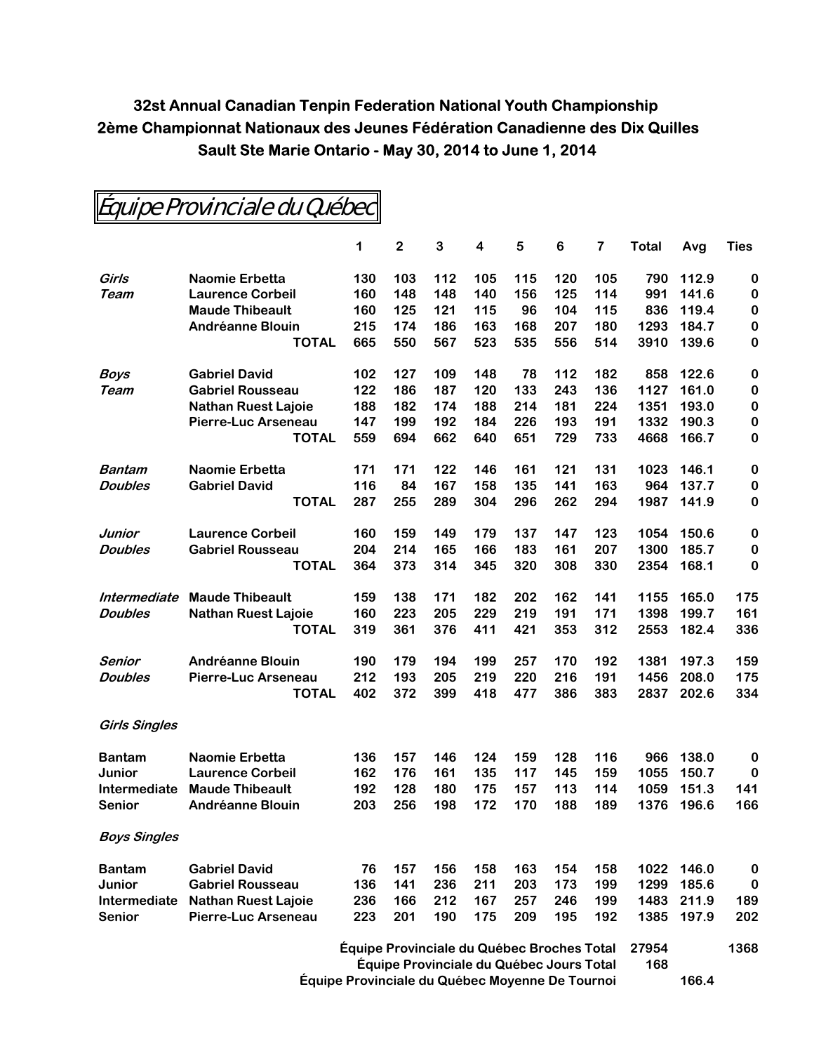# 32st Annual Canadian Tenpin Federation National Youth Championship
# 2ème Championnat Nationaux des Jeunes Fédération Canadienne des Dix Quilles
# Sault Ste Marie Ontario - May 30, 2014 to June 1, 2014

## Équipe Provinciale du Québec

| | | 1 | 2 | 3 | 4 | 5 | 6 | 7 | Total | Avg | Ties |
|---|---|---|---|---|---|---|---|---|---|---|---|
| *Girls* | Naomie Erbetta | 130 | 103 | 112 | 105 | 115 | 120 | 105 | 790 | 112.9 | 0 |
| *Team* | Laurence Corbeil | 160 | 148 | 148 | 140 | 156 | 125 | 114 | 991 | 141.6 | 0 |
| | Maude Thibeault | 160 | 125 | 121 | 115 | 96 | 104 | 115 | 836 | 119.4 | 0 |
| | Andréanne Blouin | 215 | 174 | 186 | 163 | 168 | 207 | 180 | 1293 | 184.7 | 0 |
| | TOTAL | 665 | 550 | 567 | 523 | 535 | 556 | 514 | 3910 | 139.6 | 0 |
| *Boys* | Gabriel David | 102 | 127 | 109 | 148 | 78 | 112 | 182 | 858 | 122.6 | 0 |
| *Team* | Gabriel Rousseau | 122 | 186 | 187 | 120 | 133 | 243 | 136 | 1127 | 161.0 | 0 |
| | Nathan Ruest Lajoie | 188 | 182 | 174 | 188 | 214 | 181 | 224 | 1351 | 193.0 | 0 |
| | Pierre-Luc Arseneau | 147 | 199 | 192 | 184 | 226 | 193 | 191 | 1332 | 190.3 | 0 |
| | TOTAL | 559 | 694 | 662 | 640 | 651 | 729 | 733 | 4668 | 166.7 | 0 |
| *Bantam* | Naomie Erbetta | 171 | 171 | 122 | 146 | 161 | 121 | 131 | 1023 | 146.1 | 0 |
| *Doubles* | Gabriel David | 116 | 84 | 167 | 158 | 135 | 141 | 163 | 964 | 137.7 | 0 |
| | TOTAL | 287 | 255 | 289 | 304 | 296 | 262 | 294 | 1987 | 141.9 | 0 |
| *Junior* | Laurence Corbeil | 160 | 159 | 149 | 179 | 137 | 147 | 123 | 1054 | 150.6 | 0 |
| *Doubles* | Gabriel Rousseau | 204 | 214 | 165 | 166 | 183 | 161 | 207 | 1300 | 185.7 | 0 |
| | TOTAL | 364 | 373 | 314 | 345 | 320 | 308 | 330 | 2354 | 168.1 | 0 |
| *Intermediate* | Maude Thibeault | 159 | 138 | 171 | 182 | 202 | 162 | 141 | 1155 | 165.0 | 175 |
| *Doubles* | Nathan Ruest Lajoie | 160 | 223 | 205 | 229 | 219 | 191 | 171 | 1398 | 199.7 | 161 |
| | TOTAL | 319 | 361 | 376 | 411 | 421 | 353 | 312 | 2553 | 182.4 | 336 |
| *Senior* | Andréanne Blouin | 190 | 179 | 194 | 199 | 257 | 170 | 192 | 1381 | 197.3 | 159 |
| *Doubles* | Pierre-Luc Arseneau | 212 | 193 | 205 | 219 | 220 | 216 | 191 | 1456 | 208.0 | 175 |
| | TOTAL | 402 | 372 | 399 | 418 | 477 | 386 | 383 | 2837 | 202.6 | 334 |
| *Girls Singles* | | | | | | | | | | | |
| Bantam | Naomie Erbetta | 136 | 157 | 146 | 124 | 159 | 128 | 116 | 966 | 138.0 | 0 |
| Junior | Laurence Corbeil | 162 | 176 | 161 | 135 | 117 | 145 | 159 | 1055 | 150.7 | 0 |
| Intermediate | Maude Thibeault | 192 | 128 | 180 | 175 | 157 | 113 | 114 | 1059 | 151.3 | 141 |
| Senior | Andréanne Blouin | 203 | 256 | 198 | 172 | 170 | 188 | 189 | 1376 | 196.6 | 166 |
| *Boys Singles* | | | | | | | | | | | |
| Bantam | Gabriel David | 76 | 157 | 156 | 158 | 163 | 154 | 158 | 1022 | 146.0 | 0 |
| Junior | Gabriel Rousseau | 136 | 141 | 236 | 211 | 203 | 173 | 199 | 1299 | 185.6 | 0 |
| Intermediate | Nathan Ruest Lajoie | 236 | 166 | 212 | 167 | 257 | 246 | 199 | 1483 | 211.9 | 189 |
| Senior | Pierre-Luc Arseneau | 223 | 201 | 190 | 175 | 209 | 195 | 192 | 1385 | 197.9 | 202 |

Équipe Provinciale du Québec Broches Total 27954 1368

Équipe Provinciale du Québec Jours Total 168

Équipe Provinciale du Québec Moyenne De Tournoi 166.4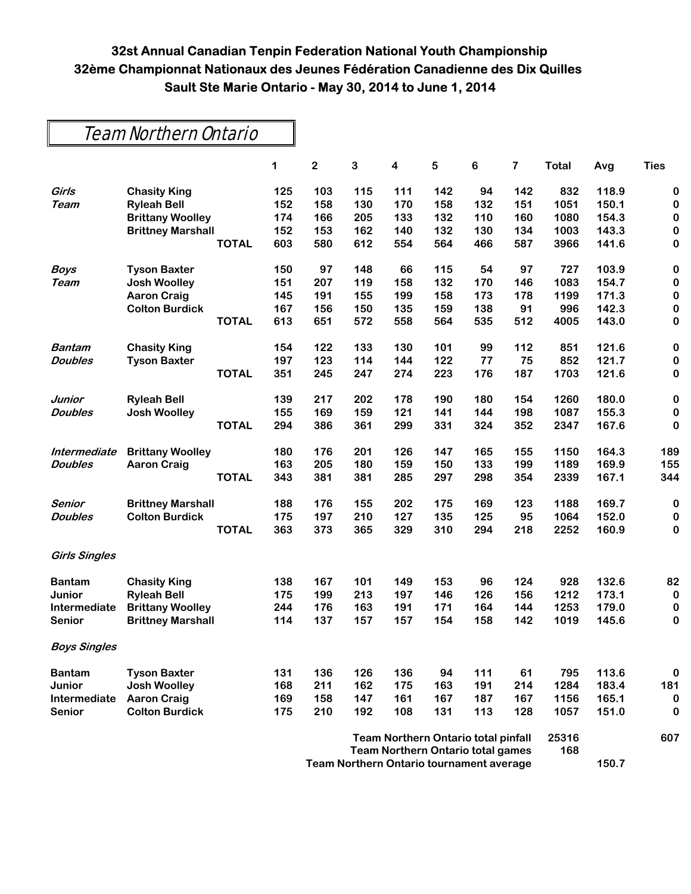# 32st Annual Canadian Tenpin Federation National Youth Championship
# 32ème Championnat Nationaux des Jeunes Fédération Canadienne des Dix Quilles
# Sault Ste Marie Ontario - May 30, 2014 to June 1, 2014

## Team Northern Ontario

| | | | 1 | 2 | 3 | 4 | 5 | 6 | 7 | Total | Avg | Ties |
|---|---|---|---|---|---|---|---|---|---|---|---|---|
| *Girls* | **Chasity King** | | 125 | 103 | 115 | 111 | 142 | 94 | 142 | 832 | 118.9 | 0 |
| *Team* | **Ryleah Bell** | | 152 | 158 | 130 | 170 | 158 | 132 | 151 | 1051 | 150.1 | 0 |
| | **Brittany Woolley** | | 174 | 166 | 205 | 133 | 132 | 110 | 160 | 1080 | 154.3 | 0 |
| | **Brittney Marshall** | | 152 | 153 | 162 | 140 | 132 | 130 | 134 | 1003 | 143.3 | 0 |
| | | **TOTAL** | 603 | 580 | 612 | 554 | 564 | 466 | 587 | 3966 | 141.6 | 0 |
| *Boys* | **Tyson Baxter** | | 150 | 97 | 148 | 66 | 115 | 54 | 97 | 727 | 103.9 | 0 |
| *Team* | **Josh Woolley** | | 151 | 207 | 119 | 158 | 132 | 170 | 146 | 1083 | 154.7 | 0 |
| | **Aaron Craig** | | 145 | 191 | 155 | 199 | 158 | 173 | 178 | 1199 | 171.3 | 0 |
| | **Colton Burdick** | | 167 | 156 | 150 | 135 | 159 | 138 | 91 | 996 | 142.3 | 0 |
| | | **TOTAL** | 613 | 651 | 572 | 558 | 564 | 535 | 512 | 4005 | 143.0 | 0 |
| *Bantam* | **Chasity King** | | 154 | 122 | 133 | 130 | 101 | 99 | 112 | 851 | 121.6 | 0 |
| *Doubles* | **Tyson Baxter** | | 197 | 123 | 114 | 144 | 122 | 77 | 75 | 852 | 121.7 | 0 |
| | | **TOTAL** | 351 | 245 | 247 | 274 | 223 | 176 | 187 | 1703 | 121.6 | 0 |
| *Junior* | **Ryleah Bell** | | 139 | 217 | 202 | 178 | 190 | 180 | 154 | 1260 | 180.0 | 0 |
| *Doubles* | **Josh Woolley** | | 155 | 169 | 159 | 121 | 141 | 144 | 198 | 1087 | 155.3 | 0 |
| | | **TOTAL** | 294 | 386 | 361 | 299 | 331 | 324 | 352 | 2347 | 167.6 | 0 |
| *Intermediate* | **Brittany Woolley** | | 180 | 176 | 201 | 126 | 147 | 165 | 155 | 1150 | 164.3 | 189 |
| *Doubles* | **Aaron Craig** | | 163 | 205 | 180 | 159 | 150 | 133 | 199 | 1189 | 169.9 | 155 |
| | | **TOTAL** | 343 | 381 | 381 | 285 | 297 | 298 | 354 | 2339 | 167.1 | 344 |
| *Senior* | **Brittney Marshall** | | 188 | 176 | 155 | 202 | 175 | 169 | 123 | 1188 | 169.7 | 0 |
| *Doubles* | **Colton Burdick** | | 175 | 197 | 210 | 127 | 135 | 125 | 95 | 1064 | 152.0 | 0 |
| | | **TOTAL** | 363 | 373 | 365 | 329 | 310 | 294 | 218 | 2252 | 160.9 | 0 |
| *Girls Singles* | | | | | | | | | | | | |
| **Bantam** | **Chasity King** | | 138 | 167 | 101 | 149 | 153 | 96 | 124 | 928 | 132.6 | 82 |
| **Junior** | **Ryleah Bell** | | 175 | 199 | 213 | 197 | 146 | 126 | 156 | 1212 | 173.1 | 0 |
| **Intermediate** | **Brittany Woolley** | | 244 | 176 | 163 | 191 | 171 | 164 | 144 | 1253 | 179.0 | 0 |
| **Senior** | **Brittney Marshall** | | 114 | 137 | 157 | 157 | 154 | 158 | 142 | 1019 | 145.6 | 0 |
| *Boys Singles* | | | | | | | | | | | | |
| **Bantam** | **Tyson Baxter** | | 131 | 136 | 126 | 136 | 94 | 111 | 61 | 795 | 113.6 | 0 |
| **Junior** | **Josh Woolley** | | 168 | 211 | 162 | 175 | 163 | 191 | 214 | 1284 | 183.4 | 181 |
| **Intermediate** | **Aaron Craig** | | 169 | 158 | 147 | 161 | 167 | 187 | 167 | 1156 | 165.1 | 0 |
| **Senior** | **Colton Burdick** | | 175 | 210 | 192 | 108 | 131 | 113 | 128 | 1057 | 151.0 | 0 |

| | Total | Avg | Ties |
|---|---|---|---|
| **Team Northern Ontario total pinfall** | 25316 | | 607 |
| **Team Northern Ontario total games** | 168 | | |
| **Team Northern Ontario tournament average** | | 150.7 | |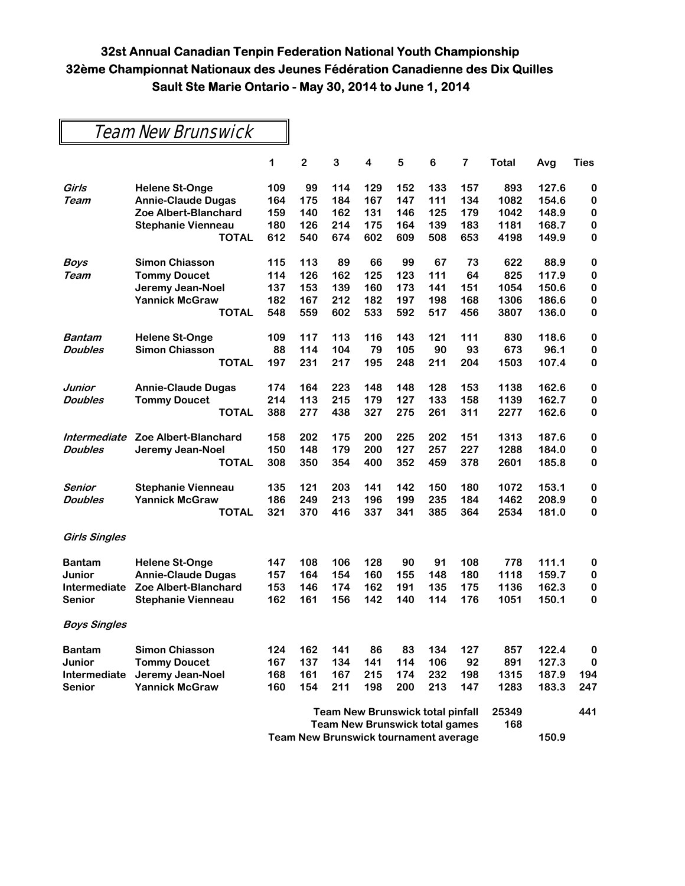# 32st Annual Canadian Tenpin Federation National Youth Championship
# 32ème Championnat Nationaux des Jeunes Fédération Canadienne des Dix Quilles
# Sault Ste Marie Ontario - May 30, 2014 to June 1, 2014

## Team New Brunswick

| | | 1 | 2 | 3 | 4 | 5 | 6 | 7 | Total | Avg | Ties |
|---|---|---|---|---|---|---|---|---|---|---|---|
| ***Girls*** | **Helene St-Onge** | 109 | 99 | 114 | 129 | 152 | 133 | 157 | 893 | 127.6 | 0 |
| ***Team*** | **Annie-Claude Dugas** | 164 | 175 | 184 | 167 | 147 | 111 | 134 | 1082 | 154.6 | 0 |
| | **Zoe Albert-Blanchard** | 159 | 140 | 162 | 131 | 146 | 125 | 179 | 1042 | 148.9 | 0 |
| | **Stephanie Vienneau** | 180 | 126 | 214 | 175 | 164 | 139 | 183 | 1181 | 168.7 | 0 |
| | **TOTAL** | 612 | 540 | 674 | 602 | 609 | 508 | 653 | 4198 | 149.9 | 0 |
| ***Boys*** | **Simon Chiasson** | 115 | 113 | 89 | 66 | 99 | 67 | 73 | 622 | 88.9 | 0 |
| ***Team*** | **Tommy Doucet** | 114 | 126 | 162 | 125 | 123 | 111 | 64 | 825 | 117.9 | 0 |
| | **Jeremy Jean-Noel** | 137 | 153 | 139 | 160 | 173 | 141 | 151 | 1054 | 150.6 | 0 |
| | **Yannick McGraw** | 182 | 167 | 212 | 182 | 197 | 198 | 168 | 1306 | 186.6 | 0 |
| | **TOTAL** | 548 | 559 | 602 | 533 | 592 | 517 | 456 | 3807 | 136.0 | 0 |
| ***Bantam*** | **Helene St-Onge** | 109 | 117 | 113 | 116 | 143 | 121 | 111 | 830 | 118.6 | 0 |
| ***Doubles*** | **Simon Chiasson** | 88 | 114 | 104 | 79 | 105 | 90 | 93 | 673 | 96.1 | 0 |
| | **TOTAL** | 197 | 231 | 217 | 195 | 248 | 211 | 204 | 1503 | 107.4 | 0 |
| ***Junior*** | **Annie-Claude Dugas** | 174 | 164 | 223 | 148 | 148 | 128 | 153 | 1138 | 162.6 | 0 |
| ***Doubles*** | **Tommy Doucet** | 214 | 113 | 215 | 179 | 127 | 133 | 158 | 1139 | 162.7 | 0 |
| | **TOTAL** | 388 | 277 | 438 | 327 | 275 | 261 | 311 | 2277 | 162.6 | 0 |
| ***Intermediate*** | **Zoe Albert-Blanchard** | 158 | 202 | 175 | 200 | 225 | 202 | 151 | 1313 | 187.6 | 0 |
| ***Doubles*** | **Jeremy Jean-Noel** | 150 | 148 | 179 | 200 | 127 | 257 | 227 | 1288 | 184.0 | 0 |
| | **TOTAL** | 308 | 350 | 354 | 400 | 352 | 459 | 378 | 2601 | 185.8 | 0 |
| ***Senior*** | **Stephanie Vienneau** | 135 | 121 | 203 | 141 | 142 | 150 | 180 | 1072 | 153.1 | 0 |
| ***Doubles*** | **Yannick McGraw** | 186 | 249 | 213 | 196 | 199 | 235 | 184 | 1462 | 208.9 | 0 |
| | **TOTAL** | 321 | 370 | 416 | 337 | 341 | 385 | 364 | 2534 | 181.0 | 0 |
| ***Girls Singles*** | | | | | | | | | | | |
| **Bantam** | **Helene St-Onge** | 147 | 108 | 106 | 128 | 90 | 91 | 108 | 778 | 111.1 | 0 |
| **Junior** | **Annie-Claude Dugas** | 157 | 164 | 154 | 160 | 155 | 148 | 180 | 1118 | 159.7 | 0 |
| **Intermediate** | **Zoe Albert-Blanchard** | 153 | 146 | 174 | 162 | 191 | 135 | 175 | 1136 | 162.3 | 0 |
| **Senior** | **Stephanie Vienneau** | 162 | 161 | 156 | 142 | 140 | 114 | 176 | 1051 | 150.1 | 0 |
| ***Boys Singles*** | | | | | | | | | | | |
| **Bantam** | **Simon Chiasson** | 124 | 162 | 141 | 86 | 83 | 134 | 127 | 857 | 122.4 | 0 |
| **Junior** | **Tommy Doucet** | 167 | 137 | 134 | 141 | 114 | 106 | 92 | 891 | 127.3 | 0 |
| **Intermediate** | **Jeremy Jean-Noel** | 168 | 161 | 167 | 215 | 174 | 232 | 198 | 1315 | 187.9 | 194 |
| **Senior** | **Yannick McGraw** | 160 | 154 | 211 | 198 | 200 | 213 | 147 | 1283 | 183.3 | 247 |

| | Total | Avg | Ties |
|---|---|---|---|
| **Team New Brunswick total pinfall** | 25349 | | 441 |
| **Team New Brunswick total games** | 168 | | |
| **Team New Brunswick tournament average** | | 150.9 | |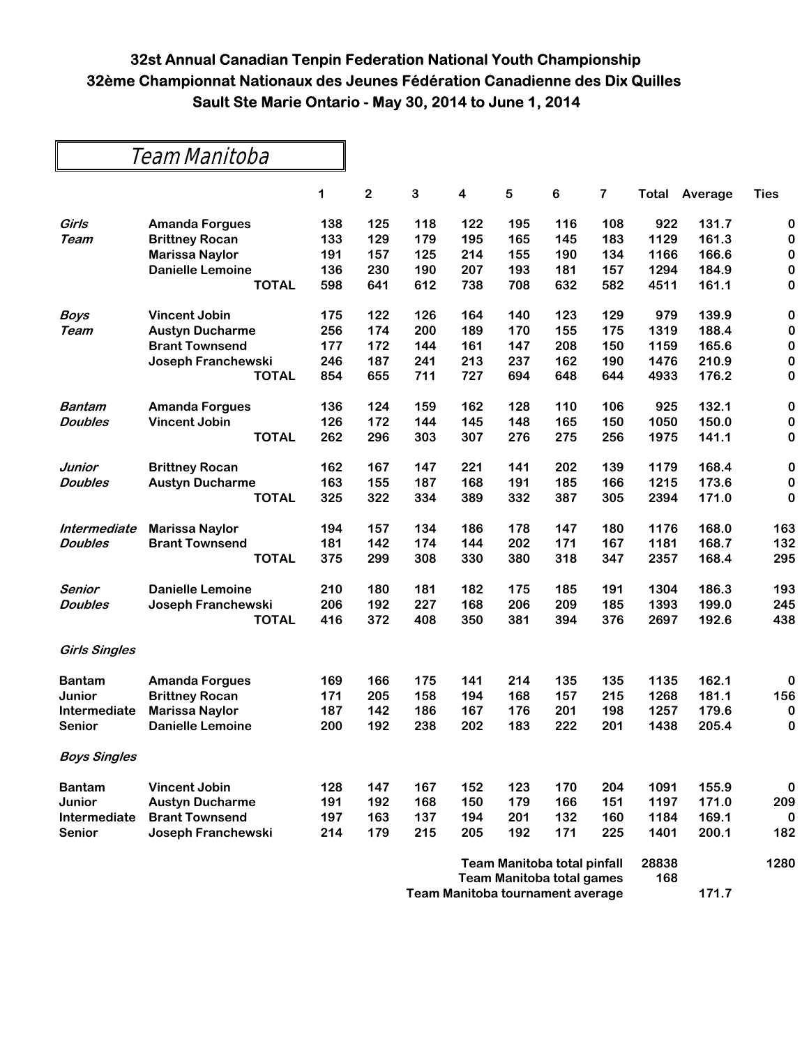# 32st Annual Canadian Tenpin Federation National Youth Championship
# 32ème Championnat Nationaux des Jeunes Fédération Canadienne des Dix Quilles
# Sault Ste Marie Ontario - May 30, 2014 to June 1, 2014

## Team Manitoba

| | | 1 | 2 | 3 | 4 | 5 | 6 | 7 | Total | Average | Ties |
|---|---|---|---|---|---|---|---|---|---|---|---|
| ***Girls*** | **Amanda Forgues** | 138 | 125 | 118 | 122 | 195 | 116 | 108 | 922 | 131.7 | 0 |
| ***Team*** | **Brittney Rocan** | 133 | 129 | 179 | 195 | 165 | 145 | 183 | 1129 | 161.3 | 0 |
| | **Marissa Naylor** | 191 | 157 | 125 | 214 | 155 | 190 | 134 | 1166 | 166.6 | 0 |
| | **Danielle Lemoine** | 136 | 230 | 190 | 207 | 193 | 181 | 157 | 1294 | 184.9 | 0 |
| | **TOTAL** | 598 | 641 | 612 | 738 | 708 | 632 | 582 | 4511 | 161.1 | 0 |
| ***Boys*** | **Vincent Jobin** | 175 | 122 | 126 | 164 | 140 | 123 | 129 | 979 | 139.9 | 0 |
| ***Team*** | **Austyn Ducharme** | 256 | 174 | 200 | 189 | 170 | 155 | 175 | 1319 | 188.4 | 0 |
| | **Brant Townsend** | 177 | 172 | 144 | 161 | 147 | 208 | 150 | 1159 | 165.6 | 0 |
| | **Joseph Franchewski** | 246 | 187 | 241 | 213 | 237 | 162 | 190 | 1476 | 210.9 | 0 |
| | **TOTAL** | 854 | 655 | 711 | 727 | 694 | 648 | 644 | 4933 | 176.2 | 0 |
| ***Bantam*** | **Amanda Forgues** | 136 | 124 | 159 | 162 | 128 | 110 | 106 | 925 | 132.1 | 0 |
| ***Doubles*** | **Vincent Jobin** | 126 | 172 | 144 | 145 | 148 | 165 | 150 | 1050 | 150.0 | 0 |
| | **TOTAL** | 262 | 296 | 303 | 307 | 276 | 275 | 256 | 1975 | 141.1 | 0 |
| ***Junior*** | **Brittney Rocan** | 162 | 167 | 147 | 221 | 141 | 202 | 139 | 1179 | 168.4 | 0 |
| ***Doubles*** | **Austyn Ducharme** | 163 | 155 | 187 | 168 | 191 | 185 | 166 | 1215 | 173.6 | 0 |
| | **TOTAL** | 325 | 322 | 334 | 389 | 332 | 387 | 305 | 2394 | 171.0 | 0 |
| ***Intermediate*** | **Marissa Naylor** | 194 | 157 | 134 | 186 | 178 | 147 | 180 | 1176 | 168.0 | 163 |
| ***Doubles*** | **Brant Townsend** | 181 | 142 | 174 | 144 | 202 | 171 | 167 | 1181 | 168.7 | 132 |
| | **TOTAL** | 375 | 299 | 308 | 330 | 380 | 318 | 347 | 2357 | 168.4 | 295 |
| ***Senior*** | **Danielle Lemoine** | 210 | 180 | 181 | 182 | 175 | 185 | 191 | 1304 | 186.3 | 193 |
| ***Doubles*** | **Joseph Franchewski** | 206 | 192 | 227 | 168 | 206 | 209 | 185 | 1393 | 199.0 | 245 |
| | **TOTAL** | 416 | 372 | 408 | 350 | 381 | 394 | 376 | 2697 | 192.6 | 438 |
| ***Girls Singles*** | | | | | | | | | | | |
| **Bantam** | **Amanda Forgues** | 169 | 166 | 175 | 141 | 214 | 135 | 135 | 1135 | 162.1 | 0 |
| **Junior** | **Brittney Rocan** | 171 | 205 | 158 | 194 | 168 | 157 | 215 | 1268 | 181.1 | 156 |
| **Intermediate** | **Marissa Naylor** | 187 | 142 | 186 | 167 | 176 | 201 | 198 | 1257 | 179.6 | 0 |
| **Senior** | **Danielle Lemoine** | 200 | 192 | 238 | 202 | 183 | 222 | 201 | 1438 | 205.4 | 0 |
| ***Boys Singles*** | | | | | | | | | | | |
| **Bantam** | **Vincent Jobin** | 128 | 147 | 167 | 152 | 123 | 170 | 204 | 1091 | 155.9 | 0 |
| **Junior** | **Austyn Ducharme** | 191 | 192 | 168 | 150 | 179 | 166 | 151 | 1197 | 171.0 | 209 |
| **Intermediate** | **Brant Townsend** | 197 | 163 | 137 | 194 | 201 | 132 | 160 | 1184 | 169.1 | 0 |
| **Senior** | **Joseph Franchewski** | 214 | 179 | 215 | 205 | 192 | 171 | 225 | 1401 | 200.1 | 182 |

| | | | |
|---|---|---|---|
| **Team Manitoba total pinfall** | **28838** | | **1280** |
| **Team Manitoba total games** | **168** | | |
| **Team Manitoba tournament average** | | **171.7** | |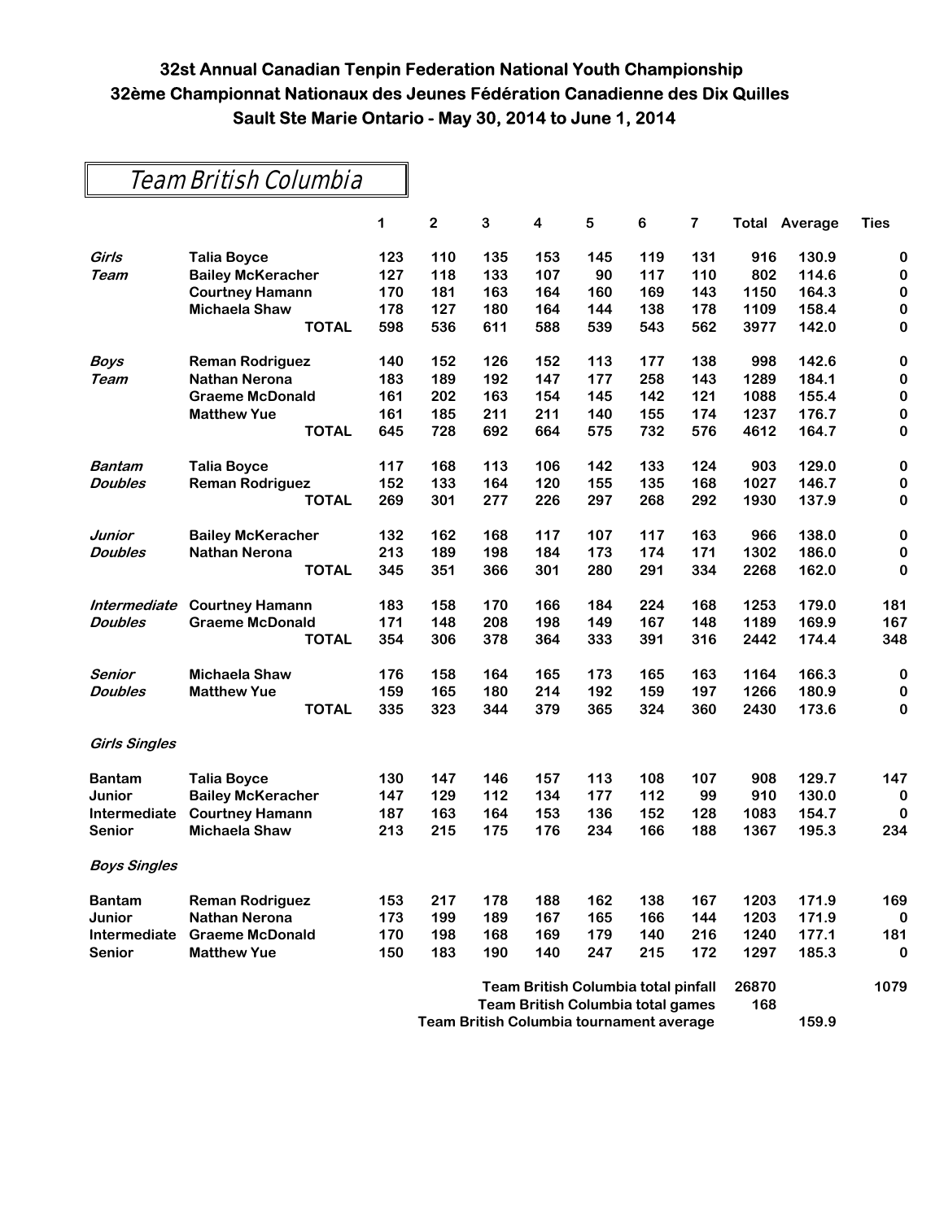# 32st Annual Canadian Tenpin Federation National Youth Championship
# 32ème Championnat Nationaux des Jeunes Fédération Canadienne des Dix Quilles
# Sault Ste Marie Ontario - May 30, 2014 to June 1, 2014

## Team British Columbia

| | | 1 | 2 | 3 | 4 | 5 | 6 | 7 | Total | Average | Ties |
|---|---|---|---|---|---|---|---|---|---|---|---|
| *Girls* | **Talia Boyce** | 123 | 110 | 135 | 153 | 145 | 119 | 131 | 916 | 130.9 | 0 |
| *Team* | **Bailey McKeracher** | 127 | 118 | 133 | 107 | 90 | 117 | 110 | 802 | 114.6 | 0 |
| | **Courtney Hamann** | 170 | 181 | 163 | 164 | 160 | 169 | 143 | 1150 | 164.3 | 0 |
| | **Michaela Shaw** | 178 | 127 | 180 | 164 | 144 | 138 | 178 | 1109 | 158.4 | 0 |
| | **TOTAL** | 598 | 536 | 611 | 588 | 539 | 543 | 562 | 3977 | 142.0 | 0 |
| *Boys* | **Reman Rodriguez** | 140 | 152 | 126 | 152 | 113 | 177 | 138 | 998 | 142.6 | 0 |
| *Team* | **Nathan Nerona** | 183 | 189 | 192 | 147 | 177 | 258 | 143 | 1289 | 184.1 | 0 |
| | **Graeme McDonald** | 161 | 202 | 163 | 154 | 145 | 142 | 121 | 1088 | 155.4 | 0 |
| | **Matthew Yue** | 161 | 185 | 211 | 211 | 140 | 155 | 174 | 1237 | 176.7 | 0 |
| | **TOTAL** | 645 | 728 | 692 | 664 | 575 | 732 | 576 | 4612 | 164.7 | 0 |
| *Bantam* | **Talia Boyce** | 117 | 168 | 113 | 106 | 142 | 133 | 124 | 903 | 129.0 | 0 |
| *Doubles* | **Reman Rodriguez** | 152 | 133 | 164 | 120 | 155 | 135 | 168 | 1027 | 146.7 | 0 |
| | **TOTAL** | 269 | 301 | 277 | 226 | 297 | 268 | 292 | 1930 | 137.9 | 0 |
| *Junior* | **Bailey McKeracher** | 132 | 162 | 168 | 117 | 107 | 117 | 163 | 966 | 138.0 | 0 |
| *Doubles* | **Nathan Nerona** | 213 | 189 | 198 | 184 | 173 | 174 | 171 | 1302 | 186.0 | 0 |
| | **TOTAL** | 345 | 351 | 366 | 301 | 280 | 291 | 334 | 2268 | 162.0 | 0 |
| *Intermediate* | **Courtney Hamann** | 183 | 158 | 170 | 166 | 184 | 224 | 168 | 1253 | 179.0 | 181 |
| *Doubles* | **Graeme McDonald** | 171 | 148 | 208 | 198 | 149 | 167 | 148 | 1189 | 169.9 | 167 |
| | **TOTAL** | 354 | 306 | 378 | 364 | 333 | 391 | 316 | 2442 | 174.4 | 348 |
| *Senior* | **Michaela Shaw** | 176 | 158 | 164 | 165 | 173 | 165 | 163 | 1164 | 166.3 | 0 |
| *Doubles* | **Matthew Yue** | 159 | 165 | 180 | 214 | 192 | 159 | 197 | 1266 | 180.9 | 0 |
| | **TOTAL** | 335 | 323 | 344 | 379 | 365 | 324 | 360 | 2430 | 173.6 | 0 |
| *Girls Singles* | | | | | | | | | | | |
| **Bantam** | **Talia Boyce** | 130 | 147 | 146 | 157 | 113 | 108 | 107 | 908 | 129.7 | 147 |
| **Junior** | **Bailey McKeracher** | 147 | 129 | 112 | 134 | 177 | 112 | 99 | 910 | 130.0 | 0 |
| **Intermediate** | **Courtney Hamann** | 187 | 163 | 164 | 153 | 136 | 152 | 128 | 1083 | 154.7 | 0 |
| **Senior** | **Michaela Shaw** | 213 | 215 | 175 | 176 | 234 | 166 | 188 | 1367 | 195.3 | 234 |
| *Boys Singles* | | | | | | | | | | | |
| **Bantam** | **Reman Rodriguez** | 153 | 217 | 178 | 188 | 162 | 138 | 167 | 1203 | 171.9 | 169 |
| **Junior** | **Nathan Nerona** | 173 | 199 | 189 | 167 | 165 | 166 | 144 | 1203 | 171.9 | 0 |
| **Intermediate** | **Graeme McDonald** | 170 | 198 | 168 | 169 | 179 | 140 | 216 | 1240 | 177.1 | 181 |
| **Senior** | **Matthew Yue** | 150 | 183 | 190 | 140 | 247 | 215 | 172 | 1297 | 185.3 | 0 |

**Team British Columbia total pinfall** 26870 — 1079

**Team British Columbia total games** 168

**Team British Columbia tournament average** 159.9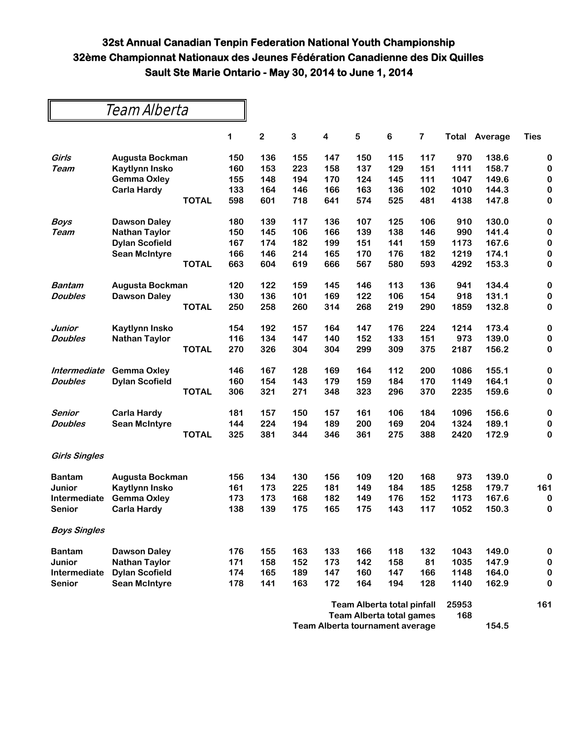# 32st Annual Canadian Tenpin Federation National Youth Championship
# 32ème Championnat Nationaux des Jeunes Fédération Canadienne des Dix Quilles
# Sault Ste Marie Ontario - May 30, 2014 to June 1, 2014

## Team Alberta

| | | | 1 | 2 | 3 | 4 | 5 | 6 | 7 | Total | Average | Ties |
|---|---|---|---|---|---|---|---|---|---|---|---|---|
| *Girls* | Augusta Bockman | | 150 | 136 | 155 | 147 | 150 | 115 | 117 | 970 | 138.6 | 0 |
| *Team* | Kaytlynn Insko | | 160 | 153 | 223 | 158 | 137 | 129 | 151 | 1111 | 158.7 | 0 |
| | Gemma Oxley | | 155 | 148 | 194 | 170 | 124 | 145 | 111 | 1047 | 149.6 | 0 |
| | Carla Hardy | | 133 | 164 | 146 | 166 | 163 | 136 | 102 | 1010 | 144.3 | 0 |
| | | **TOTAL** | 598 | 601 | 718 | 641 | 574 | 525 | 481 | 4138 | 147.8 | 0 |
| *Boys* | Dawson Daley | | 180 | 139 | 117 | 136 | 107 | 125 | 106 | 910 | 130.0 | 0 |
| *Team* | Nathan Taylor | | 150 | 145 | 106 | 166 | 139 | 138 | 146 | 990 | 141.4 | 0 |
| | Dylan Scofield | | 167 | 174 | 182 | 199 | 151 | 141 | 159 | 1173 | 167.6 | 0 |
| | Sean McIntyre | | 166 | 146 | 214 | 165 | 170 | 176 | 182 | 1219 | 174.1 | 0 |
| | | **TOTAL** | 663 | 604 | 619 | 666 | 567 | 580 | 593 | 4292 | 153.3 | 0 |
| *Bantam* | Augusta Bockman | | 120 | 122 | 159 | 145 | 146 | 113 | 136 | 941 | 134.4 | 0 |
| *Doubles* | Dawson Daley | | 130 | 136 | 101 | 169 | 122 | 106 | 154 | 918 | 131.1 | 0 |
| | | **TOTAL** | 250 | 258 | 260 | 314 | 268 | 219 | 290 | 1859 | 132.8 | 0 |
| *Junior* | Kaytlynn Insko | | 154 | 192 | 157 | 164 | 147 | 176 | 224 | 1214 | 173.4 | 0 |
| *Doubles* | Nathan Taylor | | 116 | 134 | 147 | 140 | 152 | 133 | 151 | 973 | 139.0 | 0 |
| | | **TOTAL** | 270 | 326 | 304 | 304 | 299 | 309 | 375 | 2187 | 156.2 | 0 |
| *Intermediate* | Gemma Oxley | | 146 | 167 | 128 | 169 | 164 | 112 | 200 | 1086 | 155.1 | 0 |
| *Doubles* | Dylan Scofield | | 160 | 154 | 143 | 179 | 159 | 184 | 170 | 1149 | 164.1 | 0 |
| | | **TOTAL** | 306 | 321 | 271 | 348 | 323 | 296 | 370 | 2235 | 159.6 | 0 |
| *Senior* | Carla Hardy | | 181 | 157 | 150 | 157 | 161 | 106 | 184 | 1096 | 156.6 | 0 |
| *Doubles* | Sean McIntyre | | 144 | 224 | 194 | 189 | 200 | 169 | 204 | 1324 | 189.1 | 0 |
| | | **TOTAL** | 325 | 381 | 344 | 346 | 361 | 275 | 388 | 2420 | 172.9 | 0 |
| *Girls Singles* | | | | | | | | | | | | |
| Bantam | Augusta Bockman | | 156 | 134 | 130 | 156 | 109 | 120 | 168 | 973 | 139.0 | 0 |
| Junior | Kaytlynn Insko | | 161 | 173 | 225 | 181 | 149 | 184 | 185 | 1258 | 179.7 | 161 |
| Intermediate | Gemma Oxley | | 173 | 173 | 168 | 182 | 149 | 176 | 152 | 1173 | 167.6 | 0 |
| Senior | Carla Hardy | | 138 | 139 | 175 | 165 | 175 | 143 | 117 | 1052 | 150.3 | 0 |
| *Boys Singles* | | | | | | | | | | | | |
| Bantam | Dawson Daley | | 176 | 155 | 163 | 133 | 166 | 118 | 132 | 1043 | 149.0 | 0 |
| Junior | Nathan Taylor | | 171 | 158 | 152 | 173 | 142 | 158 | 81 | 1035 | 147.9 | 0 |
| Intermediate | Dylan Scofield | | 174 | 165 | 189 | 147 | 160 | 147 | 166 | 1148 | 164.0 | 0 |
| Senior | Sean McIntyre | | 178 | 141 | 163 | 172 | 164 | 194 | 128 | 1140 | 162.9 | 0 |

**Team Alberta total pinfall** 25953 — 161

**Team Alberta total games** 168

**Team Alberta tournament average** 154.5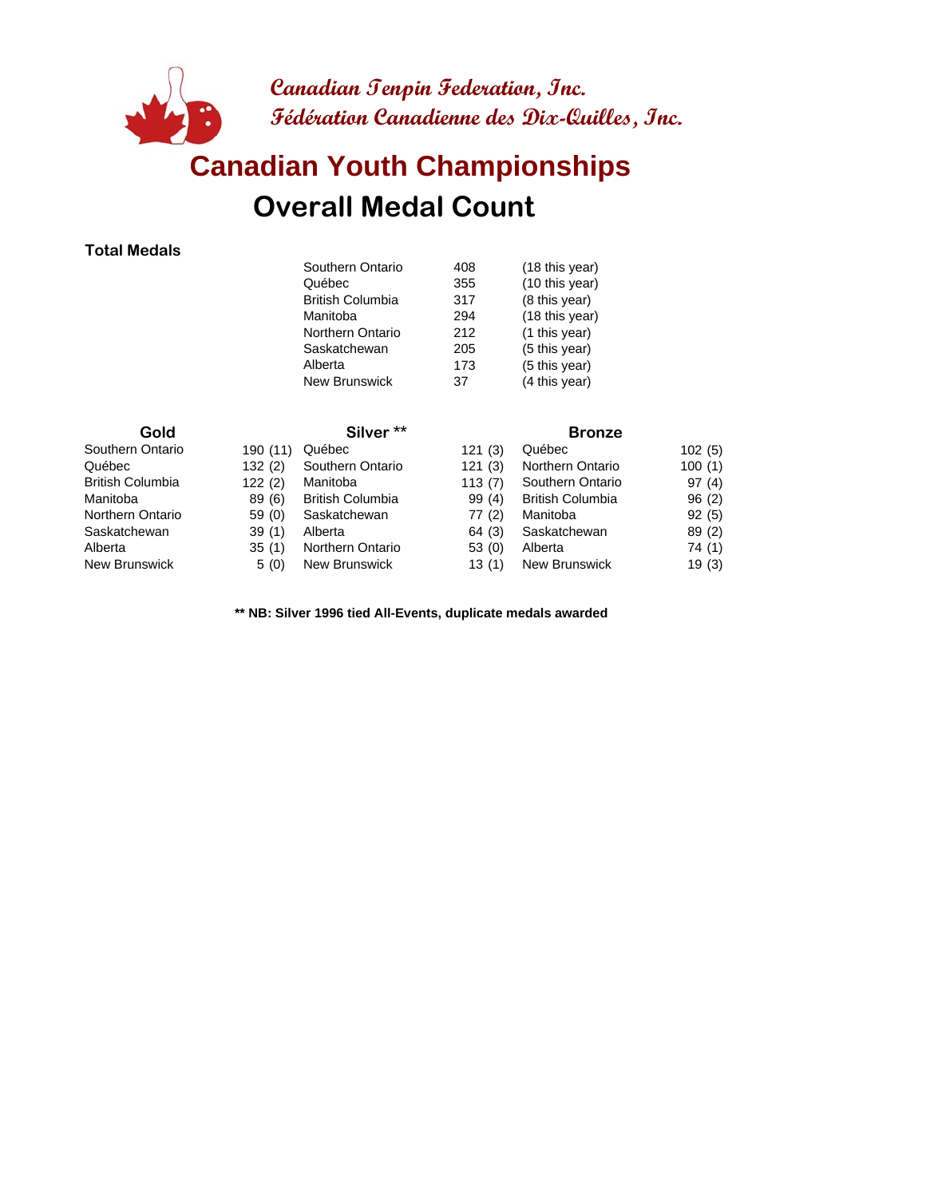**Canadian Tenpin Federation, Inc.**
**Fédération Canadienne des Dix-Quilles, Inc.**

# Canadian Youth Championships

## Overall Medal Count

### Total Medals

| Province | Total | This year |
|---|---|---|
| Southern Ontario | 408 | (18 this year) |
| Québec | 355 | (10 this year) |
| British Columbia | 317 | (8 this year) |
| Manitoba | 294 | (18 this year) |
| Northern Ontario | 212 | (1 this year) |
| Saskatchewan | 205 | (5 this year) |
| Alberta | 173 | (5 this year) |
| New Brunswick | 37 | (4 this year) |

| Gold | | Silver ** | | Bronze | |
|---|---|---|---|---|---|
| Southern Ontario | 190 (11) | Québec | 121 (3) | Québec | 102 (5) |
| Québec | 132 (2) | Southern Ontario | 121 (3) | Northern Ontario | 100 (1) |
| British Columbia | 122 (2) | Manitoba | 113 (7) | Southern Ontario | 97 (4) |
| Manitoba | 89 (6) | British Columbia | 99 (4) | British Columbia | 96 (2) |
| Northern Ontario | 59 (0) | Saskatchewan | 77 (2) | Manitoba | 92 (5) |
| Saskatchewan | 39 (1) | Alberta | 64 (3) | Saskatchewan | 89 (2) |
| Alberta | 35 (1) | Northern Ontario | 53 (0) | Alberta | 74 (1) |
| New Brunswick | 5 (0) | New Brunswick | 13 (1) | New Brunswick | 19 (3) |

**** NB: Silver 1996 tied All-Events, duplicate medals awarded**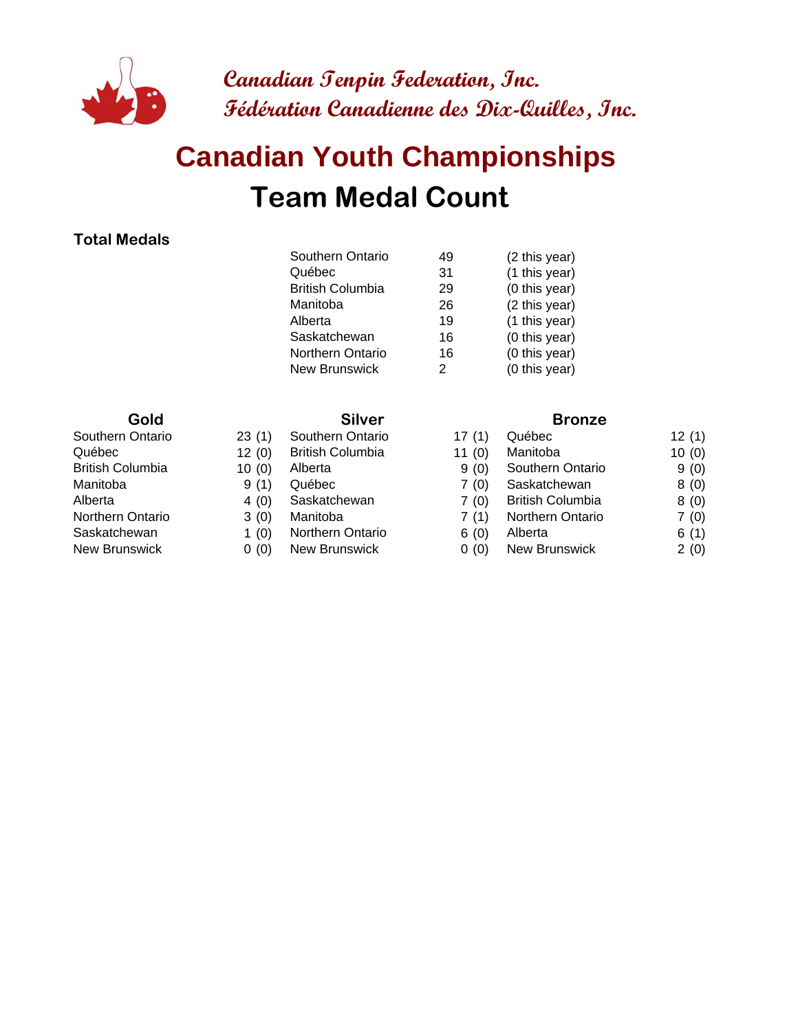**Canadian Tenpin Federation, Inc.**
**Fédération Canadienne des Dix-Quilles, Inc.**

# Canadian Youth Championships

## Team Medal Count

### Total Medals

| Team | Total | This Year |
|---|---|---|
| Southern Ontario | 49 | (2 this year) |
| Québec | 31 | (1 this year) |
| British Columbia | 29 | (0 this year) |
| Manitoba | 26 | (2 this year) |
| Alberta | 19 | (1 this year) |
| Saskatchewan | 16 | (0 this year) |
| Northern Ontario | 16 | (0 this year) |
| New Brunswick | 2 | (0 this year) |

| Gold | | Silver | | Bronze | |
|---|---|---|---|---|---|
| Southern Ontario | 23 (1) | Southern Ontario | 17 (1) | Québec | 12 (1) |
| Québec | 12 (0) | British Columbia | 11 (0) | Manitoba | 10 (0) |
| British Columbia | 10 (0) | Alberta | 9 (0) | Southern Ontario | 9 (0) |
| Manitoba | 9 (1) | Québec | 7 (0) | Saskatchewan | 8 (0) |
| Alberta | 4 (0) | Saskatchewan | 7 (0) | British Columbia | 8 (0) |
| Northern Ontario | 3 (0) | Manitoba | 7 (1) | Northern Ontario | 7 (0) |
| Saskatchewan | 1 (0) | Northern Ontario | 6 (0) | Alberta | 6 (1) |
| New Brunswick | 0 (0) | New Brunswick | 0 (0) | New Brunswick | 2 (0) |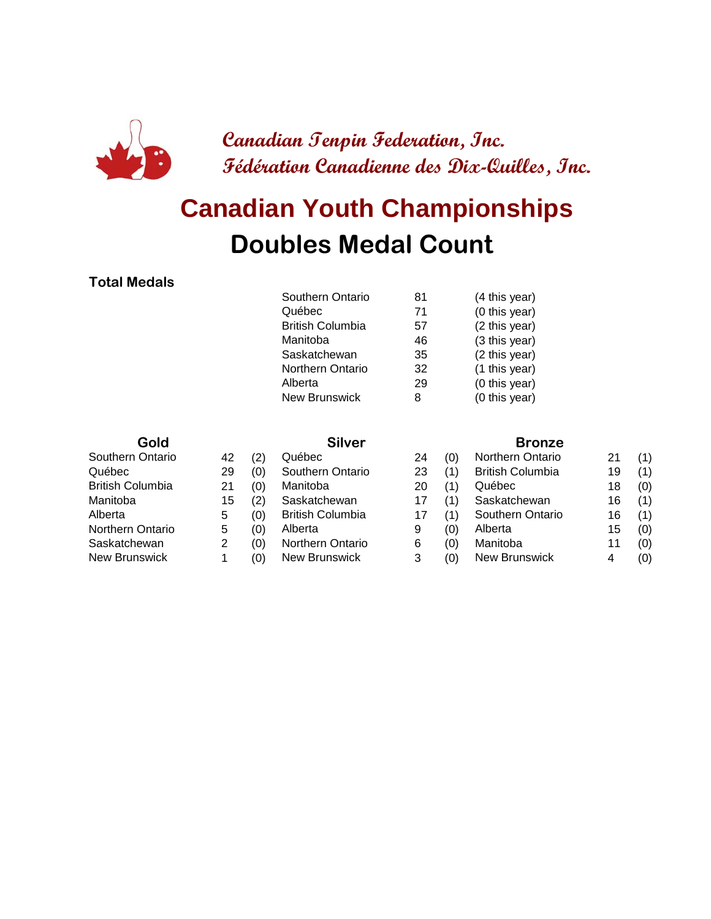*Canadian Tenpin Federation, Inc.*
*Fédération Canadienne des Dix-Quilles, Inc.*

# Canadian Youth Championships

## Doubles Medal Count

**Total Medals**

| | | |
|---|---|---|
| Southern Ontario | 81 | (4 this year) |
| Québec | 71 | (0 this year) |
| British Columbia | 57 | (2 this year) |
| Manitoba | 46 | (3 this year) |
| Saskatchewan | 35 | (2 this year) |
| Northern Ontario | 32 | (1 this year) |
| Alberta | 29 | (0 this year) |
| New Brunswick | 8 | (0 this year) |

| Gold | | | Silver | | | Bronze | | |
|---|---|---|---|---|---|---|---|---|
| Southern Ontario | 42 | (2) | Québec | 24 | (0) | Northern Ontario | 21 | (1) |
| Québec | 29 | (0) | Southern Ontario | 23 | (1) | British Columbia | 19 | (1) |
| British Columbia | 21 | (0) | Manitoba | 20 | (1) | Québec | 18 | (0) |
| Manitoba | 15 | (2) | Saskatchewan | 17 | (1) | Saskatchewan | 16 | (1) |
| Alberta | 5 | (0) | British Columbia | 17 | (1) | Southern Ontario | 16 | (1) |
| Northern Ontario | 5 | (0) | Alberta | 9 | (0) | Alberta | 15 | (0) |
| Saskatchewan | 2 | (0) | Northern Ontario | 6 | (0) | Manitoba | 11 | (0) |
| New Brunswick | 1 | (0) | New Brunswick | 3 | (0) | New Brunswick | 4 | (0) |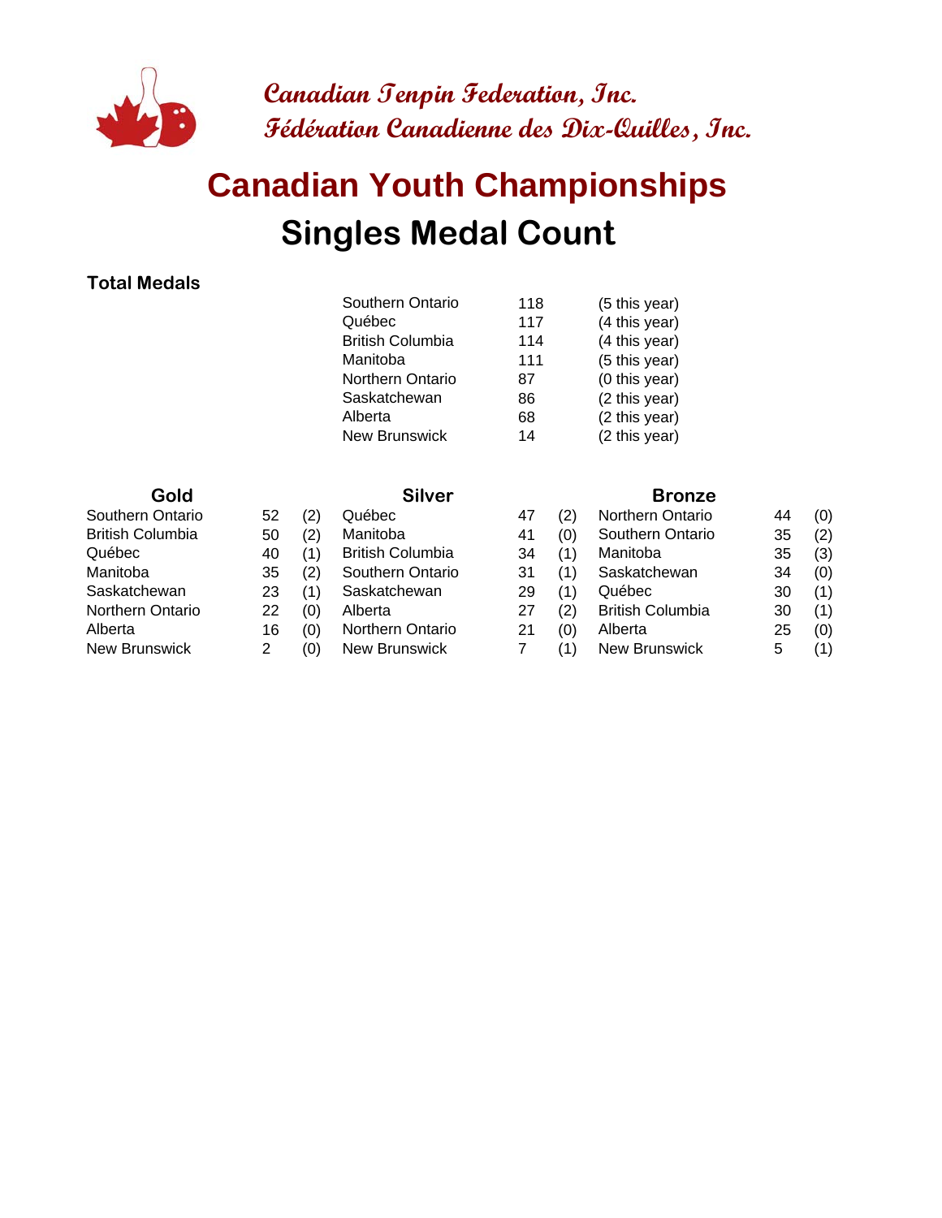**Canadian Tenpin Federation, Inc.**
**Fédération Canadienne des Dix-Quilles, Inc.**

# Canadian Youth Championships

## Singles Medal Count

**Total Medals**

| | | |
|---|---|---|
| Southern Ontario | 118 | (5 this year) |
| Québec | 117 | (4 this year) |
| British Columbia | 114 | (4 this year) |
| Manitoba | 111 | (5 this year) |
| Northern Ontario | 87 | (0 this year) |
| Saskatchewan | 86 | (2 this year) |
| Alberta | 68 | (2 this year) |
| New Brunswick | 14 | (2 this year) |

| Gold | | | Silver | | | Bronze | | |
|---|---|---|---|---|---|---|---|---|
| Southern Ontario | 52 | (2) | Québec | 47 | (2) | Northern Ontario | 44 | (0) |
| British Columbia | 50 | (2) | Manitoba | 41 | (0) | Southern Ontario | 35 | (2) |
| Québec | 40 | (1) | British Columbia | 34 | (1) | Manitoba | 35 | (3) |
| Manitoba | 35 | (2) | Southern Ontario | 31 | (1) | Saskatchewan | 34 | (0) |
| Saskatchewan | 23 | (1) | Saskatchewan | 29 | (1) | Québec | 30 | (1) |
| Northern Ontario | 22 | (0) | Alberta | 27 | (2) | British Columbia | 30 | (1) |
| Alberta | 16 | (0) | Northern Ontario | 21 | (0) | Alberta | 25 | (0) |
| New Brunswick | 2 | (0) | New Brunswick | 7 | (1) | New Brunswick | 5 | (1) |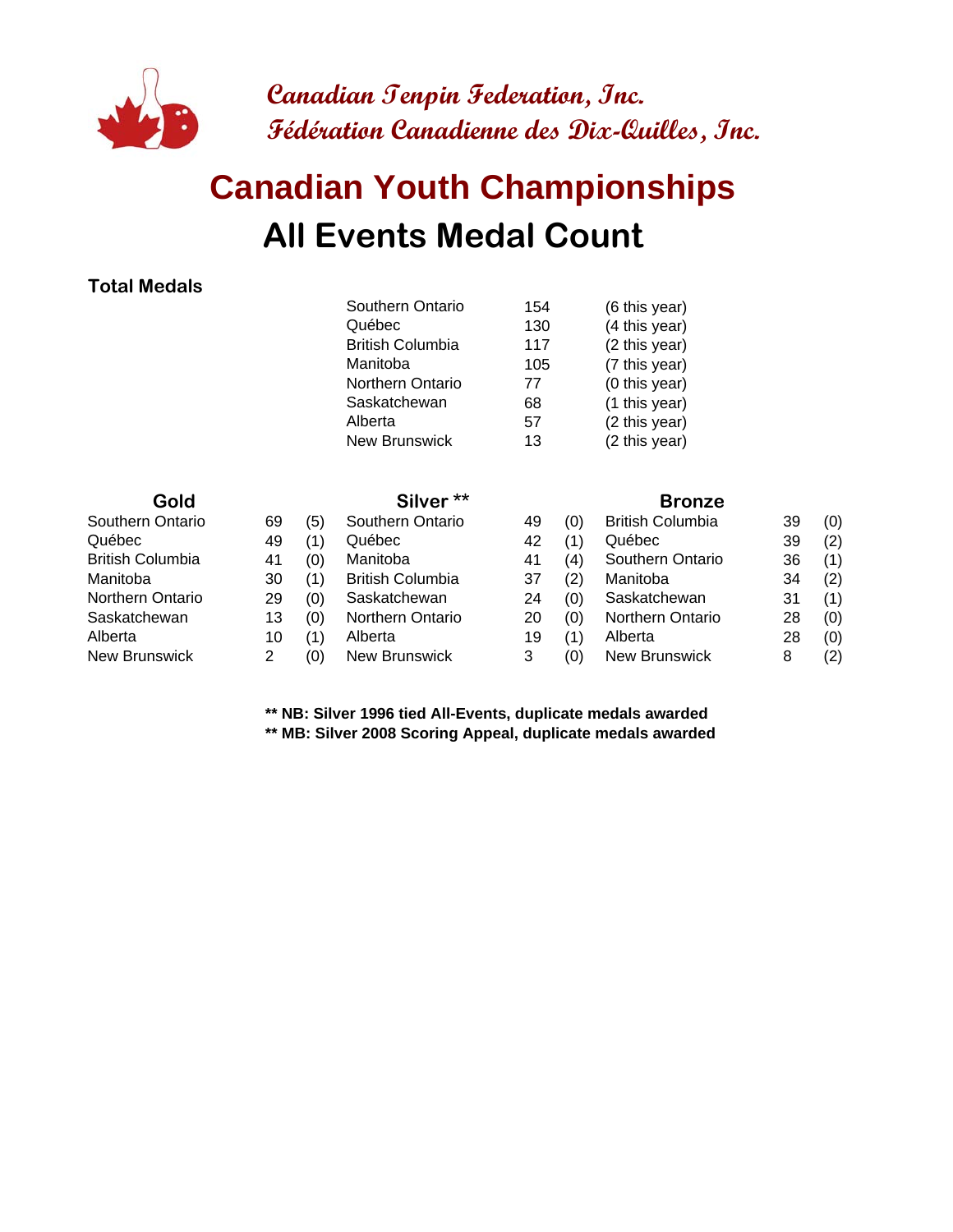**Canadian Tenpin Federation, Inc.**
**Fédération Canadienne des Dix-Quilles, Inc.**

# Canadian Youth Championships

## All Events Medal Count

**Total Medals**

| | | |
|---|---|---|
| Southern Ontario | 154 | (6 this year) |
| Québec | 130 | (4 this year) |
| British Columbia | 117 | (2 this year) |
| Manitoba | 105 | (7 this year) |
| Northern Ontario | 77 | (0 this year) |
| Saskatchewan | 68 | (1 this year) |
| Alberta | 57 | (2 this year) |
| New Brunswick | 13 | (2 this year) |

| Gold | | | Silver ** | | | Bronze | | |
|---|---|---|---|---|---|---|---|---|
| Southern Ontario | 69 | (5) | Southern Ontario | 49 | (0) | British Columbia | 39 | (0) |
| Québec | 49 | (1) | Québec | 42 | (1) | Québec | 39 | (2) |
| British Columbia | 41 | (0) | Manitoba | 41 | (4) | Southern Ontario | 36 | (1) |
| Manitoba | 30 | (1) | British Columbia | 37 | (2) | Manitoba | 34 | (2) |
| Northern Ontario | 29 | (0) | Saskatchewan | 24 | (0) | Saskatchewan | 31 | (1) |
| Saskatchewan | 13 | (0) | Northern Ontario | 20 | (0) | Northern Ontario | 28 | (0) |
| Alberta | 10 | (1) | Alberta | 19 | (1) | Alberta | 28 | (0) |
| New Brunswick | 2 | (0) | New Brunswick | 3 | (0) | New Brunswick | 8 | (2) |

**** NB: Silver 1996 tied All-Events, duplicate medals awarded**
**** MB: Silver 2008 Scoring Appeal, duplicate medals awarded**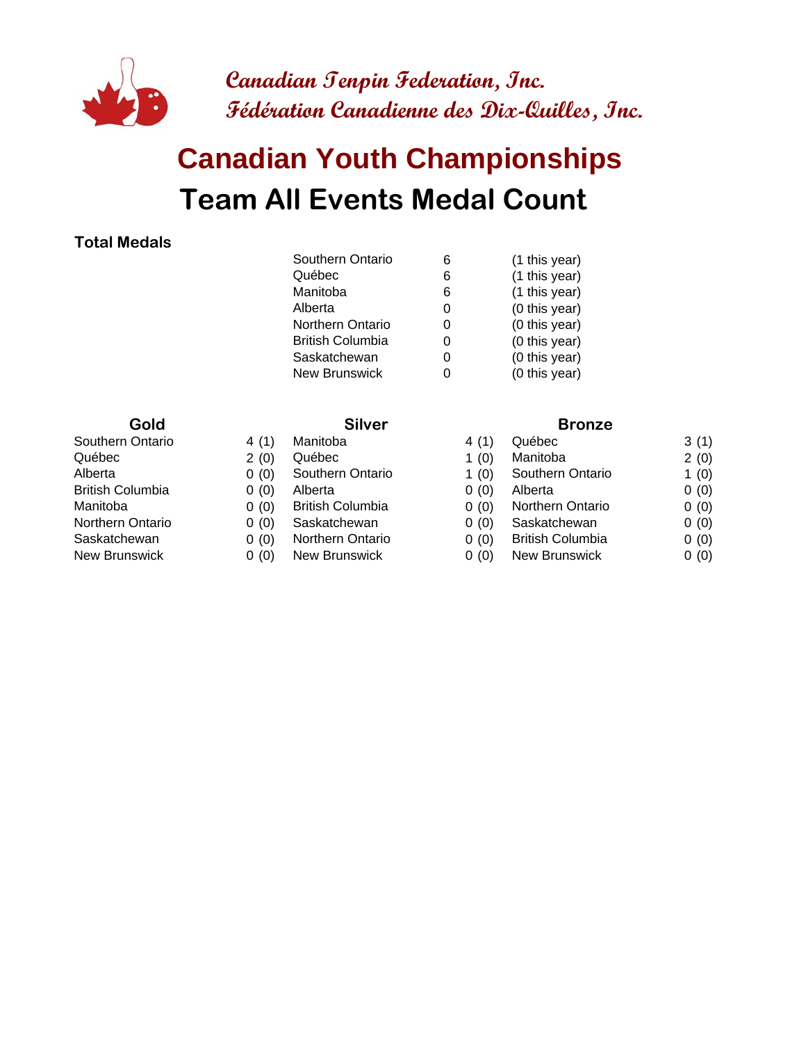Canadian Tenpin Federation, Inc.
Fédération Canadienne des Dix-Quilles, Inc.

# Canadian Youth Championships

## Team All Events Medal Count

**Total Medals**

| | | |
|---|---|---|
| Southern Ontario | 6 | (1 this year) |
| Québec | 6 | (1 this year) |
| Manitoba | 6 | (1 this year) |
| Alberta | 0 | (0 this year) |
| Northern Ontario | 0 | (0 this year) |
| British Columbia | 0 | (0 this year) |
| Saskatchewan | 0 | (0 this year) |
| New Brunswick | 0 | (0 this year) |

| Gold | | Silver | | Bronze | |
|---|---|---|---|---|---|
| Southern Ontario | 4 (1) | Manitoba | 4 (1) | Québec | 3 (1) |
| Québec | 2 (0) | Québec | 1 (0) | Manitoba | 2 (0) |
| Alberta | 0 (0) | Southern Ontario | 1 (0) | Southern Ontario | 1 (0) |
| British Columbia | 0 (0) | Alberta | 0 (0) | Alberta | 0 (0) |
| Manitoba | 0 (0) | British Columbia | 0 (0) | Northern Ontario | 0 (0) |
| Northern Ontario | 0 (0) | Saskatchewan | 0 (0) | Saskatchewan | 0 (0) |
| Saskatchewan | 0 (0) | Northern Ontario | 0 (0) | British Columbia | 0 (0) |
| New Brunswick | 0 (0) | New Brunswick | 0 (0) | New Brunswick | 0 (0) |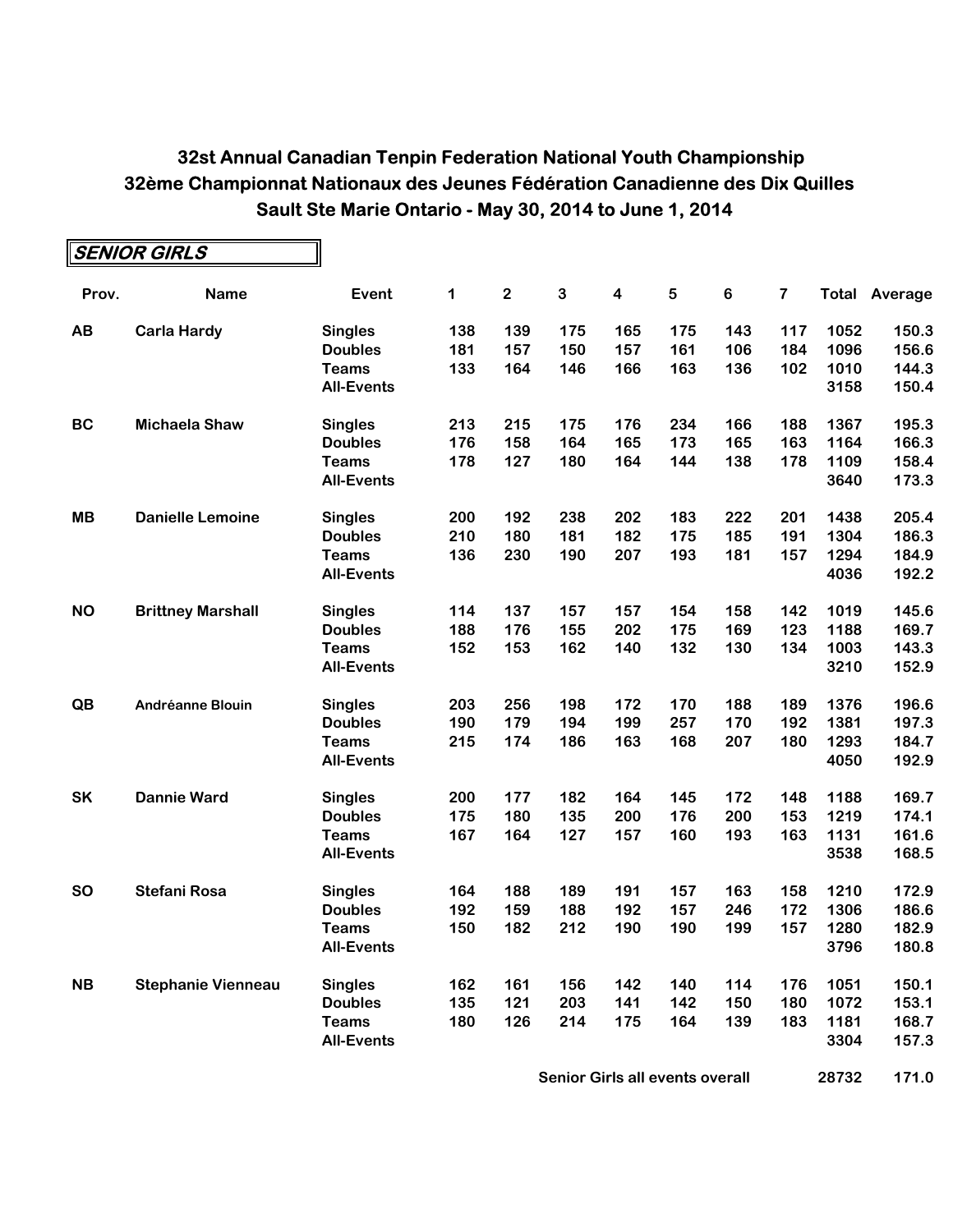# 32st Annual Canadian Tenpin Federation National Youth Championship
# 32ème Championnat Nationaux des Jeunes Fédération Canadienne des Dix Quilles
# Sault Ste Marie Ontario - May 30, 2014 to June 1, 2014

## SENIOR GIRLS

| Prov. | Name | Event | 1 | 2 | 3 | 4 | 5 | 6 | 7 | Total | Average |
|---|---|---|---|---|---|---|---|---|---|---|---|
| **AB** | **Carla Hardy** | **Singles** | 138 | 139 | 175 | 165 | 175 | 143 | 117 | 1052 | 150.3 |
| | | **Doubles** | 181 | 157 | 150 | 157 | 161 | 106 | 184 | 1096 | 156.6 |
| | | **Teams** | 133 | 164 | 146 | 166 | 163 | 136 | 102 | 1010 | 144.3 |
| | | **All-Events** | | | | | | | | 3158 | 150.4 |
| **BC** | **Michaela Shaw** | **Singles** | 213 | 215 | 175 | 176 | 234 | 166 | 188 | 1367 | 195.3 |
| | | **Doubles** | 176 | 158 | 164 | 165 | 173 | 165 | 163 | 1164 | 166.3 |
| | | **Teams** | 178 | 127 | 180 | 164 | 144 | 138 | 178 | 1109 | 158.4 |
| | | **All-Events** | | | | | | | | 3640 | 173.3 |
| **MB** | **Danielle Lemoine** | **Singles** | 200 | 192 | 238 | 202 | 183 | 222 | 201 | 1438 | 205.4 |
| | | **Doubles** | 210 | 180 | 181 | 182 | 175 | 185 | 191 | 1304 | 186.3 |
| | | **Teams** | 136 | 230 | 190 | 207 | 193 | 181 | 157 | 1294 | 184.9 |
| | | **All-Events** | | | | | | | | 4036 | 192.2 |
| **NO** | **Brittney Marshall** | **Singles** | 114 | 137 | 157 | 157 | 154 | 158 | 142 | 1019 | 145.6 |
| | | **Doubles** | 188 | 176 | 155 | 202 | 175 | 169 | 123 | 1188 | 169.7 |
| | | **Teams** | 152 | 153 | 162 | 140 | 132 | 130 | 134 | 1003 | 143.3 |
| | | **All-Events** | | | | | | | | 3210 | 152.9 |
| **QB** | **Andréanne Blouin** | **Singles** | 203 | 256 | 198 | 172 | 170 | 188 | 189 | 1376 | 196.6 |
| | | **Doubles** | 190 | 179 | 194 | 199 | 257 | 170 | 192 | 1381 | 197.3 |
| | | **Teams** | 215 | 174 | 186 | 163 | 168 | 207 | 180 | 1293 | 184.7 |
| | | **All-Events** | | | | | | | | 4050 | 192.9 |
| **SK** | **Dannie Ward** | **Singles** | 200 | 177 | 182 | 164 | 145 | 172 | 148 | 1188 | 169.7 |
| | | **Doubles** | 175 | 180 | 135 | 200 | 176 | 200 | 153 | 1219 | 174.1 |
| | | **Teams** | 167 | 164 | 127 | 157 | 160 | 193 | 163 | 1131 | 161.6 |
| | | **All-Events** | | | | | | | | 3538 | 168.5 |
| **SO** | **Stefani Rosa** | **Singles** | 164 | 188 | 189 | 191 | 157 | 163 | 158 | 1210 | 172.9 |
| | | **Doubles** | 192 | 159 | 188 | 192 | 157 | 246 | 172 | 1306 | 186.6 |
| | | **Teams** | 150 | 182 | 212 | 190 | 190 | 199 | 157 | 1280 | 182.9 |
| | | **All-Events** | | | | | | | | 3796 | 180.8 |
| **NB** | **Stephanie Vienneau** | **Singles** | 162 | 161 | 156 | 142 | 140 | 114 | 176 | 1051 | 150.1 |
| | | **Doubles** | 135 | 121 | 203 | 141 | 142 | 150 | 180 | 1072 | 153.1 |
| | | **Teams** | 180 | 126 | 214 | 175 | 164 | 139 | 183 | 1181 | 168.7 |
| | | **All-Events** | | | | | | | | 3304 | 157.3 |

**Senior Girls all events overall** **28732** **171.0**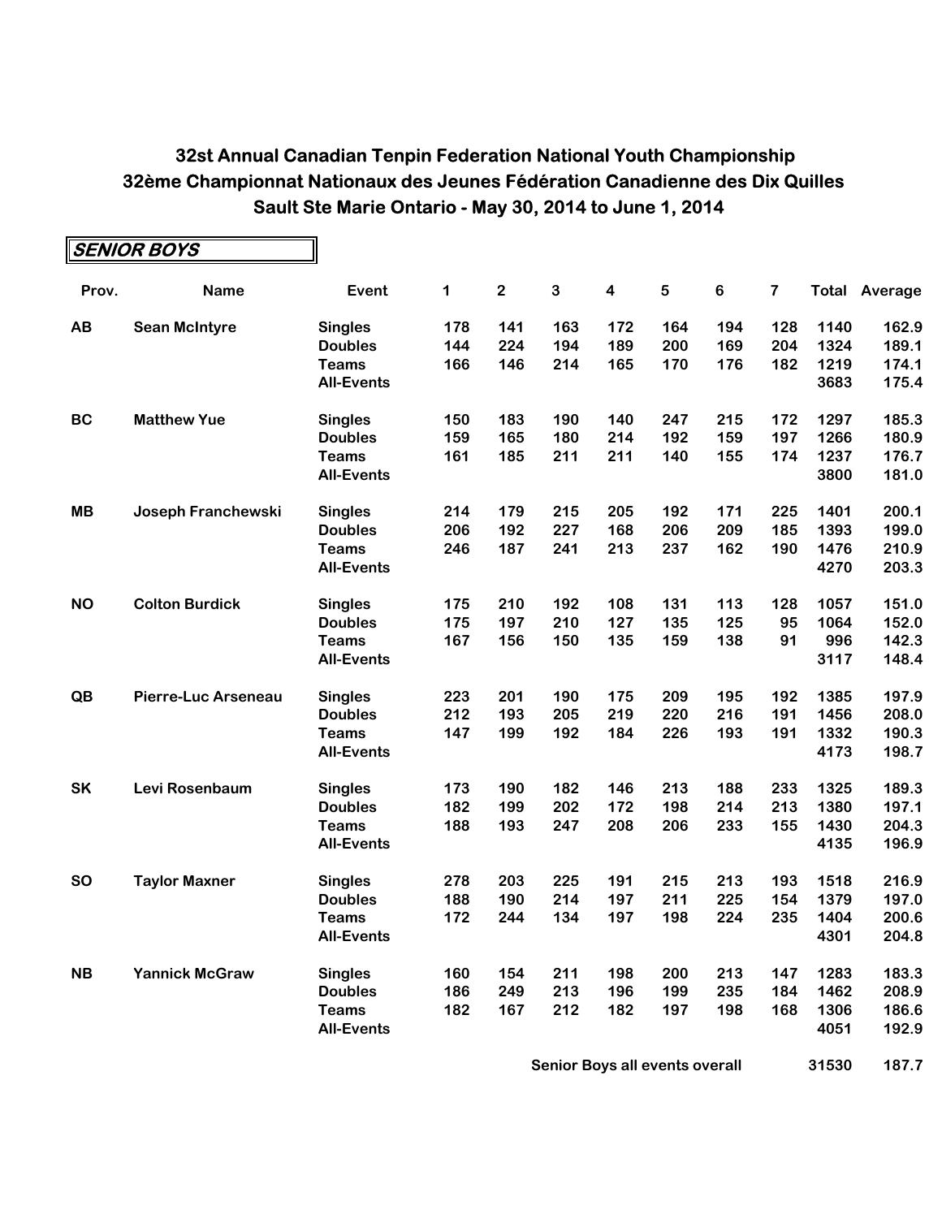# 32st Annual Canadian Tenpin Federation National Youth Championship
# 32ème Championnat Nationaux des Jeunes Fédération Canadienne des Dix Quilles
# Sault Ste Marie Ontario - May 30, 2014 to June 1, 2014

## SENIOR BOYS

| Prov. | Name | Event | 1 | 2 | 3 | 4 | 5 | 6 | 7 | Total | Average |
|---|---|---|---|---|---|---|---|---|---|---|---|
| AB | Sean McIntyre | Singles | 178 | 141 | 163 | 172 | 164 | 194 | 128 | 1140 | 162.9 |
| | | Doubles | 144 | 224 | 194 | 189 | 200 | 169 | 204 | 1324 | 189.1 |
| | | Teams | 166 | 146 | 214 | 165 | 170 | 176 | 182 | 1219 | 174.1 |
| | | All-Events | | | | | | | | 3683 | 175.4 |
| BC | Matthew Yue | Singles | 150 | 183 | 190 | 140 | 247 | 215 | 172 | 1297 | 185.3 |
| | | Doubles | 159 | 165 | 180 | 214 | 192 | 159 | 197 | 1266 | 180.9 |
| | | Teams | 161 | 185 | 211 | 211 | 140 | 155 | 174 | 1237 | 176.7 |
| | | All-Events | | | | | | | | 3800 | 181.0 |
| MB | Joseph Franchewski | Singles | 214 | 179 | 215 | 205 | 192 | 171 | 225 | 1401 | 200.1 |
| | | Doubles | 206 | 192 | 227 | 168 | 206 | 209 | 185 | 1393 | 199.0 |
| | | Teams | 246 | 187 | 241 | 213 | 237 | 162 | 190 | 1476 | 210.9 |
| | | All-Events | | | | | | | | 4270 | 203.3 |
| NO | Colton Burdick | Singles | 175 | 210 | 192 | 108 | 131 | 113 | 128 | 1057 | 151.0 |
| | | Doubles | 175 | 197 | 210 | 127 | 135 | 125 | 95 | 1064 | 152.0 |
| | | Teams | 167 | 156 | 150 | 135 | 159 | 138 | 91 | 996 | 142.3 |
| | | All-Events | | | | | | | | 3117 | 148.4 |
| QB | Pierre-Luc Arseneau | Singles | 223 | 201 | 190 | 175 | 209 | 195 | 192 | 1385 | 197.9 |
| | | Doubles | 212 | 193 | 205 | 219 | 220 | 216 | 191 | 1456 | 208.0 |
| | | Teams | 147 | 199 | 192 | 184 | 226 | 193 | 191 | 1332 | 190.3 |
| | | All-Events | | | | | | | | 4173 | 198.7 |
| SK | Levi Rosenbaum | Singles | 173 | 190 | 182 | 146 | 213 | 188 | 233 | 1325 | 189.3 |
| | | Doubles | 182 | 199 | 202 | 172 | 198 | 214 | 213 | 1380 | 197.1 |
| | | Teams | 188 | 193 | 247 | 208 | 206 | 233 | 155 | 1430 | 204.3 |
| | | All-Events | | | | | | | | 4135 | 196.9 |
| SO | Taylor Maxner | Singles | 278 | 203 | 225 | 191 | 215 | 213 | 193 | 1518 | 216.9 |
| | | Doubles | 188 | 190 | 214 | 197 | 211 | 225 | 154 | 1379 | 197.0 |
| | | Teams | 172 | 244 | 134 | 197 | 198 | 224 | 235 | 1404 | 200.6 |
| | | All-Events | | | | | | | | 4301 | 204.8 |
| NB | Yannick McGraw | Singles | 160 | 154 | 211 | 198 | 200 | 213 | 147 | 1283 | 183.3 |
| | | Doubles | 186 | 249 | 213 | 196 | 199 | 235 | 184 | 1462 | 208.9 |
| | | Teams | 182 | 167 | 212 | 182 | 197 | 198 | 168 | 1306 | 186.6 |
| | | All-Events | | | | | | | | 4051 | 192.9 |
| | | | | | | Senior Boys all events overall | | | | 31530 | 187.7 |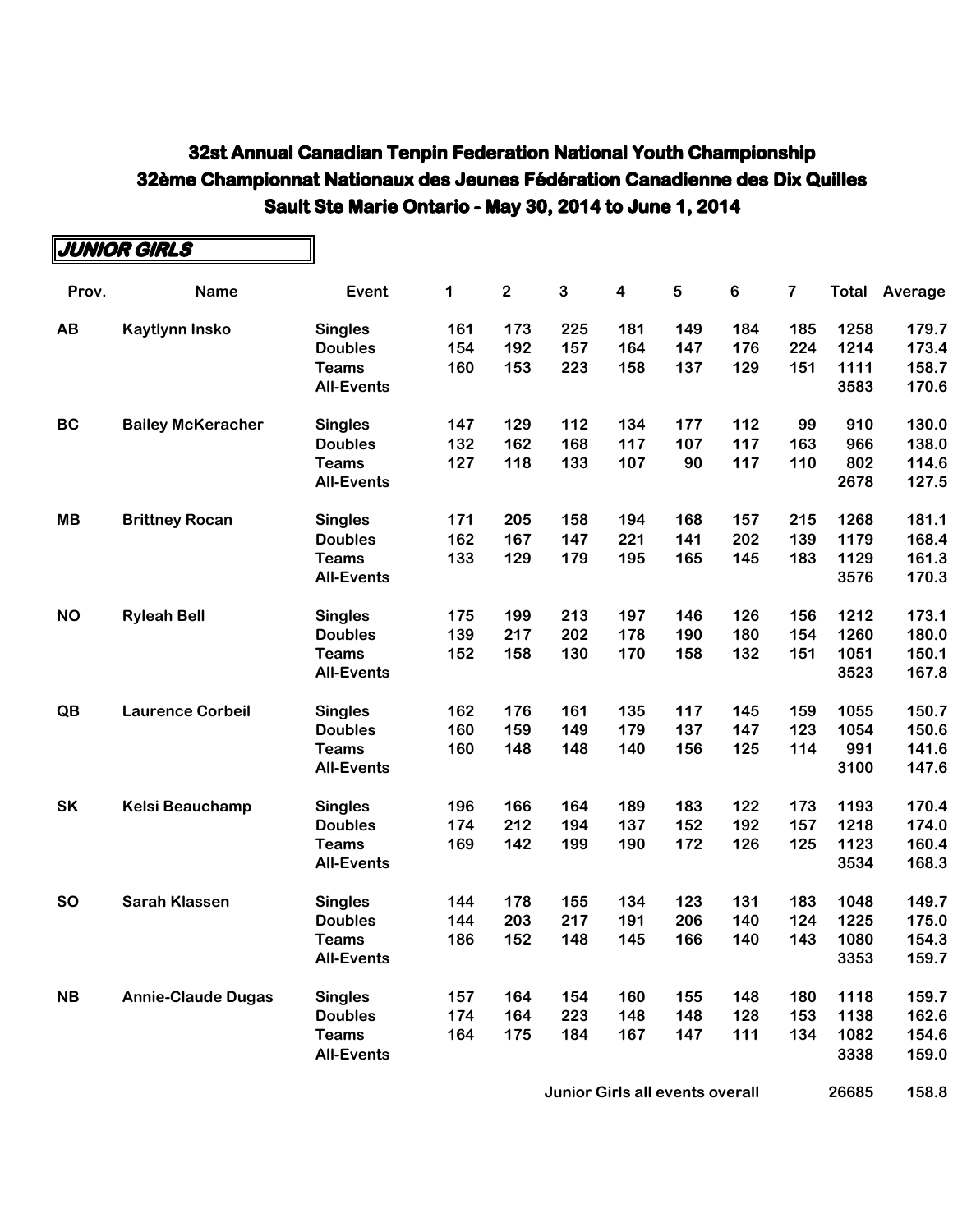# 32st Annual Canadian Tenpin Federation National Youth Championship
# 32ème Championnat Nationaux des Jeunes Fédération Canadienne des Dix Quilles
# Sault Ste Marie Ontario - May 30, 2014 to June 1, 2014

## JUNIOR GIRLS

| Prov. | Name | Event | 1 | 2 | 3 | 4 | 5 | 6 | 7 | Total | Average |
|---|---|---|---|---|---|---|---|---|---|---|---|
| AB | Kaytlynn Insko | Singles | 161 | 173 | 225 | 181 | 149 | 184 | 185 | 1258 | 179.7 |
| | | Doubles | 154 | 192 | 157 | 164 | 147 | 176 | 224 | 1214 | 173.4 |
| | | Teams | 160 | 153 | 223 | 158 | 137 | 129 | 151 | 1111 | 158.7 |
| | | All-Events | | | | | | | | 3583 | 170.6 |
| BC | Bailey McKeracher | Singles | 147 | 129 | 112 | 134 | 177 | 112 | 99 | 910 | 130.0 |
| | | Doubles | 132 | 162 | 168 | 117 | 107 | 117 | 163 | 966 | 138.0 |
| | | Teams | 127 | 118 | 133 | 107 | 90 | 117 | 110 | 802 | 114.6 |
| | | All-Events | | | | | | | | 2678 | 127.5 |
| MB | Brittney Rocan | Singles | 171 | 205 | 158 | 194 | 168 | 157 | 215 | 1268 | 181.1 |
| | | Doubles | 162 | 167 | 147 | 221 | 141 | 202 | 139 | 1179 | 168.4 |
| | | Teams | 133 | 129 | 179 | 195 | 165 | 145 | 183 | 1129 | 161.3 |
| | | All-Events | | | | | | | | 3576 | 170.3 |
| NO | Ryleah Bell | Singles | 175 | 199 | 213 | 197 | 146 | 126 | 156 | 1212 | 173.1 |
| | | Doubles | 139 | 217 | 202 | 178 | 190 | 180 | 154 | 1260 | 180.0 |
| | | Teams | 152 | 158 | 130 | 170 | 158 | 132 | 151 | 1051 | 150.1 |
| | | All-Events | | | | | | | | 3523 | 167.8 |
| QB | Laurence Corbeil | Singles | 162 | 176 | 161 | 135 | 117 | 145 | 159 | 1055 | 150.7 |
| | | Doubles | 160 | 159 | 149 | 179 | 137 | 147 | 123 | 1054 | 150.6 |
| | | Teams | 160 | 148 | 148 | 140 | 156 | 125 | 114 | 991 | 141.6 |
| | | All-Events | | | | | | | | 3100 | 147.6 |
| SK | Kelsi Beauchamp | Singles | 196 | 166 | 164 | 189 | 183 | 122 | 173 | 1193 | 170.4 |
| | | Doubles | 174 | 212 | 194 | 137 | 152 | 192 | 157 | 1218 | 174.0 |
| | | Teams | 169 | 142 | 199 | 190 | 172 | 126 | 125 | 1123 | 160.4 |
| | | All-Events | | | | | | | | 3534 | 168.3 |
| SO | Sarah Klassen | Singles | 144 | 178 | 155 | 134 | 123 | 131 | 183 | 1048 | 149.7 |
| | | Doubles | 144 | 203 | 217 | 191 | 206 | 140 | 124 | 1225 | 175.0 |
| | | Teams | 186 | 152 | 148 | 145 | 166 | 140 | 143 | 1080 | 154.3 |
| | | All-Events | | | | | | | | 3353 | 159.7 |
| NB | Annie-Claude Dugas | Singles | 157 | 164 | 154 | 160 | 155 | 148 | 180 | 1118 | 159.7 |
| | | Doubles | 174 | 164 | 223 | 148 | 148 | 128 | 153 | 1138 | 162.6 |
| | | Teams | 164 | 175 | 184 | 167 | 147 | 111 | 134 | 1082 | 154.6 |
| | | All-Events | | | | | | | | 3338 | 159.0 |

**Junior Girls all events overall** 26685 158.8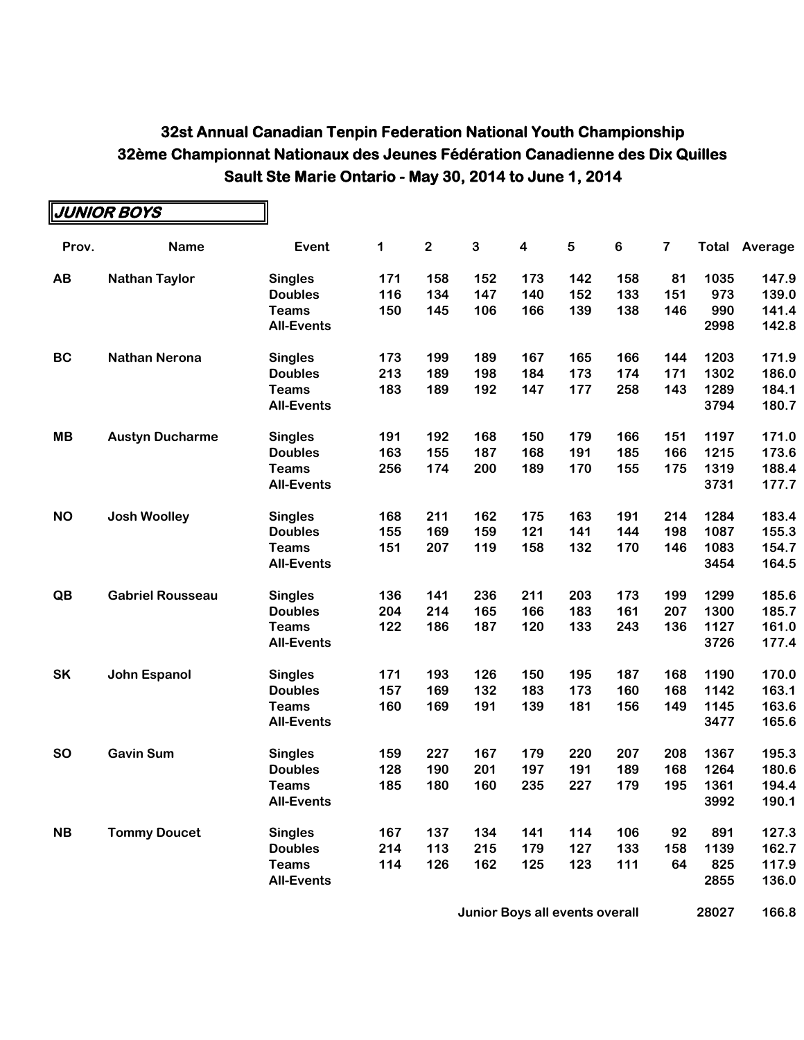# 32st Annual Canadian Tenpin Federation National Youth Championship
# 32ème Championnat Nationaux des Jeunes Fédération Canadienne des Dix Quilles
# Sault Ste Marie Ontario - May 30, 2014 to June 1, 2014

## JUNIOR BOYS

| Prov. | Name | Event | 1 | 2 | 3 | 4 | 5 | 6 | 7 | Total | Average |
|---|---|---|---|---|---|---|---|---|---|---|---|
| AB | Nathan Taylor | Singles | 171 | 158 | 152 | 173 | 142 | 158 | 81 | 1035 | 147.9 |
| | | Doubles | 116 | 134 | 147 | 140 | 152 | 133 | 151 | 973 | 139.0 |
| | | Teams | 150 | 145 | 106 | 166 | 139 | 138 | 146 | 990 | 141.4 |
| | | All-Events | | | | | | | | 2998 | 142.8 |
| BC | Nathan Nerona | Singles | 173 | 199 | 189 | 167 | 165 | 166 | 144 | 1203 | 171.9 |
| | | Doubles | 213 | 189 | 198 | 184 | 173 | 174 | 171 | 1302 | 186.0 |
| | | Teams | 183 | 189 | 192 | 147 | 177 | 258 | 143 | 1289 | 184.1 |
| | | All-Events | | | | | | | | 3794 | 180.7 |
| MB | Austyn Ducharme | Singles | 191 | 192 | 168 | 150 | 179 | 166 | 151 | 1197 | 171.0 |
| | | Doubles | 163 | 155 | 187 | 168 | 191 | 185 | 166 | 1215 | 173.6 |
| | | Teams | 256 | 174 | 200 | 189 | 170 | 155 | 175 | 1319 | 188.4 |
| | | All-Events | | | | | | | | 3731 | 177.7 |
| NO | Josh Woolley | Singles | 168 | 211 | 162 | 175 | 163 | 191 | 214 | 1284 | 183.4 |
| | | Doubles | 155 | 169 | 159 | 121 | 141 | 144 | 198 | 1087 | 155.3 |
| | | Teams | 151 | 207 | 119 | 158 | 132 | 170 | 146 | 1083 | 154.7 |
| | | All-Events | | | | | | | | 3454 | 164.5 |
| QB | Gabriel Rousseau | Singles | 136 | 141 | 236 | 211 | 203 | 173 | 199 | 1299 | 185.6 |
| | | Doubles | 204 | 214 | 165 | 166 | 183 | 161 | 207 | 1300 | 185.7 |
| | | Teams | 122 | 186 | 187 | 120 | 133 | 243 | 136 | 1127 | 161.0 |
| | | All-Events | | | | | | | | 3726 | 177.4 |
| SK | John Espanol | Singles | 171 | 193 | 126 | 150 | 195 | 187 | 168 | 1190 | 170.0 |
| | | Doubles | 157 | 169 | 132 | 183 | 173 | 160 | 168 | 1142 | 163.1 |
| | | Teams | 160 | 169 | 191 | 139 | 181 | 156 | 149 | 1145 | 163.6 |
| | | All-Events | | | | | | | | 3477 | 165.6 |
| SO | Gavin Sum | Singles | 159 | 227 | 167 | 179 | 220 | 207 | 208 | 1367 | 195.3 |
| | | Doubles | 128 | 190 | 201 | 197 | 191 | 189 | 168 | 1264 | 180.6 |
| | | Teams | 185 | 180 | 160 | 235 | 227 | 179 | 195 | 1361 | 194.4 |
| | | All-Events | | | | | | | | 3992 | 190.1 |
| NB | Tommy Doucet | Singles | 167 | 137 | 134 | 141 | 114 | 106 | 92 | 891 | 127.3 |
| | | Doubles | 214 | 113 | 215 | 179 | 127 | 133 | 158 | 1139 | 162.7 |
| | | Teams | 114 | 126 | 162 | 125 | 123 | 111 | 64 | 825 | 117.9 |
| | | All-Events | | | | | | | | 2855 | 136.0 |
| | | | | | | Junior Boys all events overall | | | | 28027 | 166.8 |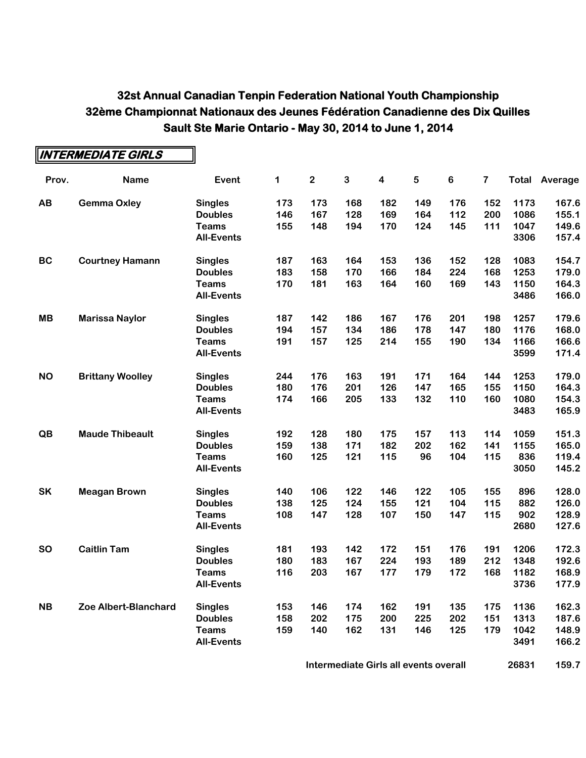## 32st Annual Canadian Tenpin Federation National Youth Championship
## 32ème Championnat Nationaux des Jeunes Fédération Canadienne des Dix Quilles
## Sault Ste Marie Ontario - May 30, 2014 to June 1, 2014

### INTERMEDIATE GIRLS

| Prov. | Name | Event | 1 | 2 | 3 | 4 | 5 | 6 | 7 | Total | Average |
|---|---|---|---|---|---|---|---|---|---|---|---|
| AB | Gemma Oxley | Singles | 173 | 173 | 168 | 182 | 149 | 176 | 152 | 1173 | 167.6 |
| | | Doubles | 146 | 167 | 128 | 169 | 164 | 112 | 200 | 1086 | 155.1 |
| | | Teams | 155 | 148 | 194 | 170 | 124 | 145 | 111 | 1047 | 149.6 |
| | | All-Events | | | | | | | | 3306 | 157.4 |
| BC | Courtney Hamann | Singles | 187 | 163 | 164 | 153 | 136 | 152 | 128 | 1083 | 154.7 |
| | | Doubles | 183 | 158 | 170 | 166 | 184 | 224 | 168 | 1253 | 179.0 |
| | | Teams | 170 | 181 | 163 | 164 | 160 | 169 | 143 | 1150 | 164.3 |
| | | All-Events | | | | | | | | 3486 | 166.0 |
| MB | Marissa Naylor | Singles | 187 | 142 | 186 | 167 | 176 | 201 | 198 | 1257 | 179.6 |
| | | Doubles | 194 | 157 | 134 | 186 | 178 | 147 | 180 | 1176 | 168.0 |
| | | Teams | 191 | 157 | 125 | 214 | 155 | 190 | 134 | 1166 | 166.6 |
| | | All-Events | | | | | | | | 3599 | 171.4 |
| NO | Brittany Woolley | Singles | 244 | 176 | 163 | 191 | 171 | 164 | 144 | 1253 | 179.0 |
| | | Doubles | 180 | 176 | 201 | 126 | 147 | 165 | 155 | 1150 | 164.3 |
| | | Teams | 174 | 166 | 205 | 133 | 132 | 110 | 160 | 1080 | 154.3 |
| | | All-Events | | | | | | | | 3483 | 165.9 |
| QB | Maude Thibeault | Singles | 192 | 128 | 180 | 175 | 157 | 113 | 114 | 1059 | 151.3 |
| | | Doubles | 159 | 138 | 171 | 182 | 202 | 162 | 141 | 1155 | 165.0 |
| | | Teams | 160 | 125 | 121 | 115 | 96 | 104 | 115 | 836 | 119.4 |
| | | All-Events | | | | | | | | 3050 | 145.2 |
| SK | Meagan Brown | Singles | 140 | 106 | 122 | 146 | 122 | 105 | 155 | 896 | 128.0 |
| | | Doubles | 138 | 125 | 124 | 155 | 121 | 104 | 115 | 882 | 126.0 |
| | | Teams | 108 | 147 | 128 | 107 | 150 | 147 | 115 | 902 | 128.9 |
| | | All-Events | | | | | | | | 2680 | 127.6 |
| SO | Caitlin Tam | Singles | 181 | 193 | 142 | 172 | 151 | 176 | 191 | 1206 | 172.3 |
| | | Doubles | 180 | 183 | 167 | 224 | 193 | 189 | 212 | 1348 | 192.6 |
| | | Teams | 116 | 203 | 167 | 177 | 179 | 172 | 168 | 1182 | 168.9 |
| | | All-Events | | | | | | | | 3736 | 177.9 |
| NB | Zoe Albert-Blanchard | Singles | 153 | 146 | 174 | 162 | 191 | 135 | 175 | 1136 | 162.3 |
| | | Doubles | 158 | 202 | 175 | 200 | 225 | 202 | 151 | 1313 | 187.6 |
| | | Teams | 159 | 140 | 162 | 131 | 146 | 125 | 179 | 1042 | 148.9 |
| | | All-Events | | | | | | | | 3491 | 166.2 |
| | | | | | Intermediate Girls all events overall | | | | | 26831 | 159.7 |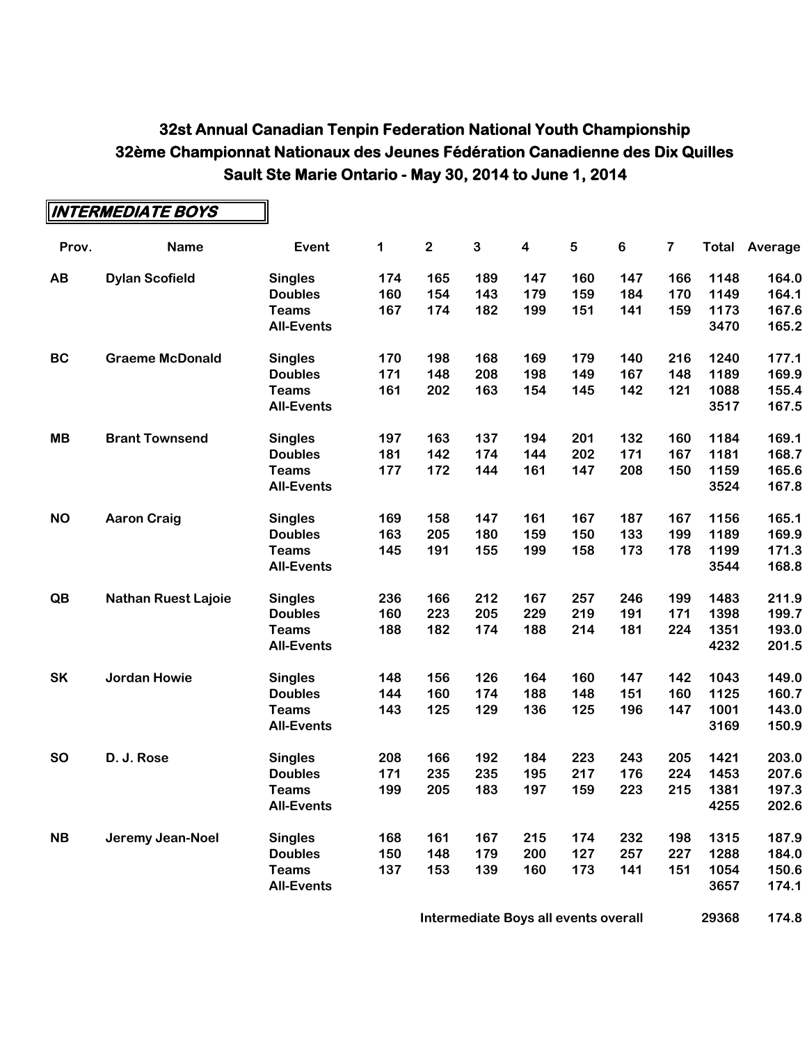# 32st Annual Canadian Tenpin Federation National Youth Championship
# 32ème Championnat Nationaux des Jeunes Fédération Canadienne des Dix Quilles
# Sault Ste Marie Ontario - May 30, 2014 to June 1, 2014

## INTERMEDIATE BOYS

| Prov. | Name | Event | 1 | 2 | 3 | 4 | 5 | 6 | 7 | Total | Average |
|---|---|---|---|---|---|---|---|---|---|---|---|
| AB | Dylan Scofield | Singles | 174 | 165 | 189 | 147 | 160 | 147 | 166 | 1148 | 164.0 |
| | | Doubles | 160 | 154 | 143 | 179 | 159 | 184 | 170 | 1149 | 164.1 |
| | | Teams | 167 | 174 | 182 | 199 | 151 | 141 | 159 | 1173 | 167.6 |
| | | All-Events | | | | | | | | 3470 | 165.2 |
| BC | Graeme McDonald | Singles | 170 | 198 | 168 | 169 | 179 | 140 | 216 | 1240 | 177.1 |
| | | Doubles | 171 | 148 | 208 | 198 | 149 | 167 | 148 | 1189 | 169.9 |
| | | Teams | 161 | 202 | 163 | 154 | 145 | 142 | 121 | 1088 | 155.4 |
| | | All-Events | | | | | | | | 3517 | 167.5 |
| MB | Brant Townsend | Singles | 197 | 163 | 137 | 194 | 201 | 132 | 160 | 1184 | 169.1 |
| | | Doubles | 181 | 142 | 174 | 144 | 202 | 171 | 167 | 1181 | 168.7 |
| | | Teams | 177 | 172 | 144 | 161 | 147 | 208 | 150 | 1159 | 165.6 |
| | | All-Events | | | | | | | | 3524 | 167.8 |
| NO | Aaron Craig | Singles | 169 | 158 | 147 | 161 | 167 | 187 | 167 | 1156 | 165.1 |
| | | Doubles | 163 | 205 | 180 | 159 | 150 | 133 | 199 | 1189 | 169.9 |
| | | Teams | 145 | 191 | 155 | 199 | 158 | 173 | 178 | 1199 | 171.3 |
| | | All-Events | | | | | | | | 3544 | 168.8 |
| QB | Nathan Ruest Lajoie | Singles | 236 | 166 | 212 | 167 | 257 | 246 | 199 | 1483 | 211.9 |
| | | Doubles | 160 | 223 | 205 | 229 | 219 | 191 | 171 | 1398 | 199.7 |
| | | Teams | 188 | 182 | 174 | 188 | 214 | 181 | 224 | 1351 | 193.0 |
| | | All-Events | | | | | | | | 4232 | 201.5 |
| SK | Jordan Howie | Singles | 148 | 156 | 126 | 164 | 160 | 147 | 142 | 1043 | 149.0 |
| | | Doubles | 144 | 160 | 174 | 188 | 148 | 151 | 160 | 1125 | 160.7 |
| | | Teams | 143 | 125 | 129 | 136 | 125 | 196 | 147 | 1001 | 143.0 |
| | | All-Events | | | | | | | | 3169 | 150.9 |
| SO | D. J. Rose | Singles | 208 | 166 | 192 | 184 | 223 | 243 | 205 | 1421 | 203.0 |
| | | Doubles | 171 | 235 | 235 | 195 | 217 | 176 | 224 | 1453 | 207.6 |
| | | Teams | 199 | 205 | 183 | 197 | 159 | 223 | 215 | 1381 | 197.3 |
| | | All-Events | | | | | | | | 4255 | 202.6 |
| NB | Jeremy Jean-Noel | Singles | 168 | 161 | 167 | 215 | 174 | 232 | 198 | 1315 | 187.9 |
| | | Doubles | 150 | 148 | 179 | 200 | 127 | 257 | 227 | 1288 | 184.0 |
| | | Teams | 137 | 153 | 139 | 160 | 173 | 141 | 151 | 1054 | 150.6 |
| | | All-Events | | | | | | | | 3657 | 174.1 |
| | | Intermediate Boys all events overall | | | | | | | | 29368 | 174.8 |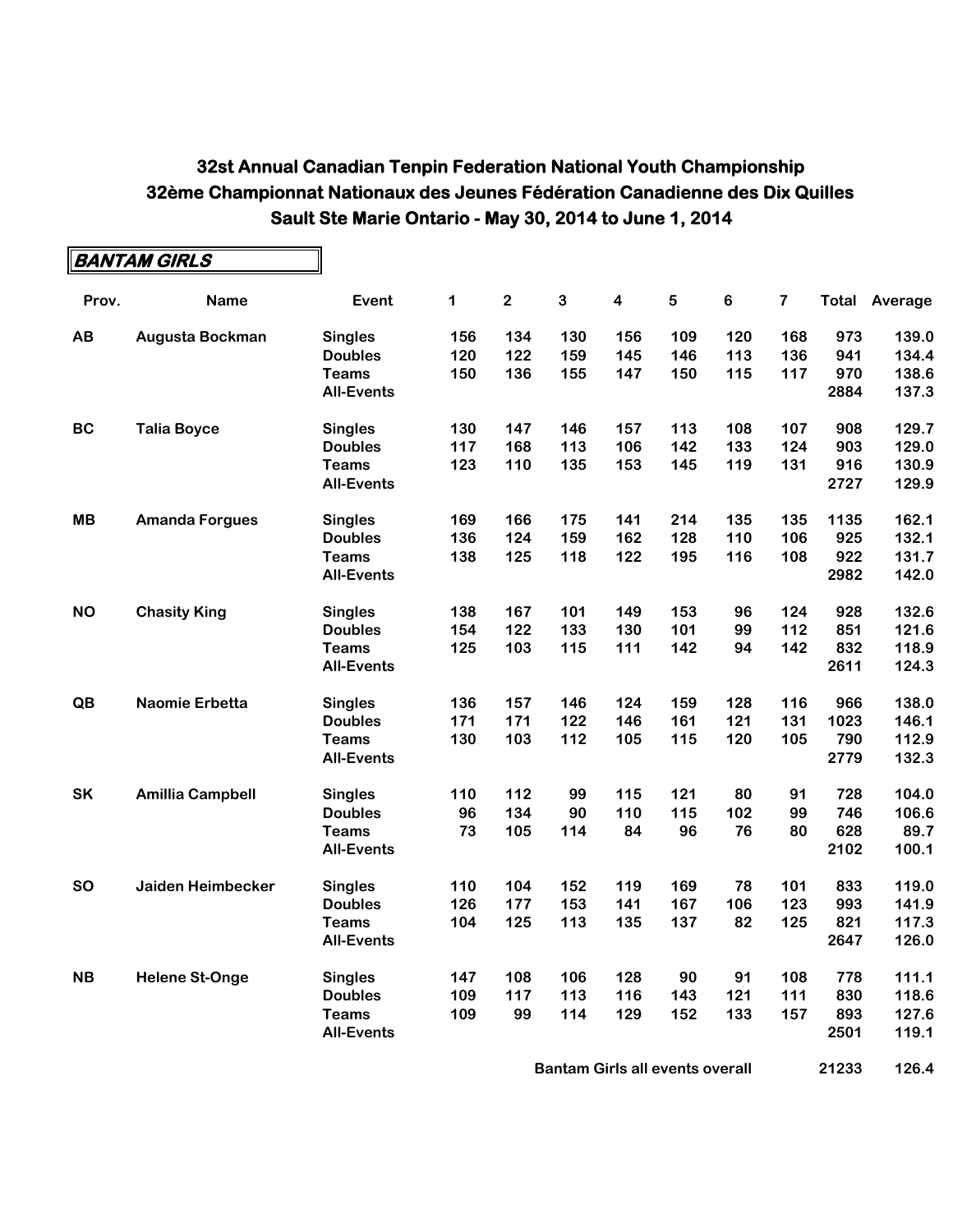# 32st Annual Canadian Tenpin Federation National Youth Championship
# 32ème Championnat Nationaux des Jeunes Fédération Canadienne des Dix Quilles
# Sault Ste Marie Ontario - May 30, 2014 to June 1, 2014

## *BANTAM GIRLS*

| Prov. | Name | Event | 1 | 2 | 3 | 4 | 5 | 6 | 7 | Total | Average |
|---|---|---|---|---|---|---|---|---|---|---|---|
| **AB** | **Augusta Bockman** | **Singles** | 156 | 134 | 130 | 156 | 109 | 120 | 168 | 973 | 139.0 |
| | | **Doubles** | 120 | 122 | 159 | 145 | 146 | 113 | 136 | 941 | 134.4 |
| | | **Teams** | 150 | 136 | 155 | 147 | 150 | 115 | 117 | 970 | 138.6 |
| | | **All-Events** | | | | | | | | 2884 | 137.3 |
| **BC** | **Talia Boyce** | **Singles** | 130 | 147 | 146 | 157 | 113 | 108 | 107 | 908 | 129.7 |
| | | **Doubles** | 117 | 168 | 113 | 106 | 142 | 133 | 124 | 903 | 129.0 |
| | | **Teams** | 123 | 110 | 135 | 153 | 145 | 119 | 131 | 916 | 130.9 |
| | | **All-Events** | | | | | | | | 2727 | 129.9 |
| **MB** | **Amanda Forgues** | **Singles** | 169 | 166 | 175 | 141 | 214 | 135 | 135 | 1135 | 162.1 |
| | | **Doubles** | 136 | 124 | 159 | 162 | 128 | 110 | 106 | 925 | 132.1 |
| | | **Teams** | 138 | 125 | 118 | 122 | 195 | 116 | 108 | 922 | 131.7 |
| | | **All-Events** | | | | | | | | 2982 | 142.0 |
| **NO** | **Chasity King** | **Singles** | 138 | 167 | 101 | 149 | 153 | 96 | 124 | 928 | 132.6 |
| | | **Doubles** | 154 | 122 | 133 | 130 | 101 | 99 | 112 | 851 | 121.6 |
| | | **Teams** | 125 | 103 | 115 | 111 | 142 | 94 | 142 | 832 | 118.9 |
| | | **All-Events** | | | | | | | | 2611 | 124.3 |
| **QB** | **Naomie Erbetta** | **Singles** | 136 | 157 | 146 | 124 | 159 | 128 | 116 | 966 | 138.0 |
| | | **Doubles** | 171 | 171 | 122 | 146 | 161 | 121 | 131 | 1023 | 146.1 |
| | | **Teams** | 130 | 103 | 112 | 105 | 115 | 120 | 105 | 790 | 112.9 |
| | | **All-Events** | | | | | | | | 2779 | 132.3 |
| **SK** | **Amillia Campbell** | **Singles** | 110 | 112 | 99 | 115 | 121 | 80 | 91 | 728 | 104.0 |
| | | **Doubles** | 96 | 134 | 90 | 110 | 115 | 102 | 99 | 746 | 106.6 |
| | | **Teams** | 73 | 105 | 114 | 84 | 96 | 76 | 80 | 628 | 89.7 |
| | | **All-Events** | | | | | | | | 2102 | 100.1 |
| **SO** | **Jaiden Heimbecker** | **Singles** | 110 | 104 | 152 | 119 | 169 | 78 | 101 | 833 | 119.0 |
| | | **Doubles** | 126 | 177 | 153 | 141 | 167 | 106 | 123 | 993 | 141.9 |
| | | **Teams** | 104 | 125 | 113 | 135 | 137 | 82 | 125 | 821 | 117.3 |
| | | **All-Events** | | | | | | | | 2647 | 126.0 |
| **NB** | **Helene St-Onge** | **Singles** | 147 | 108 | 106 | 128 | 90 | 91 | 108 | 778 | 111.1 |
| | | **Doubles** | 109 | 117 | 113 | 116 | 143 | 121 | 111 | 830 | 118.6 |
| | | **Teams** | 109 | 99 | 114 | 129 | 152 | 133 | 157 | 893 | 127.6 |
| | | **All-Events** | | | | | | | | 2501 | 119.1 |
| | | | | | | **Bantam Girls all events overall** | | | | 21233 | 126.4 |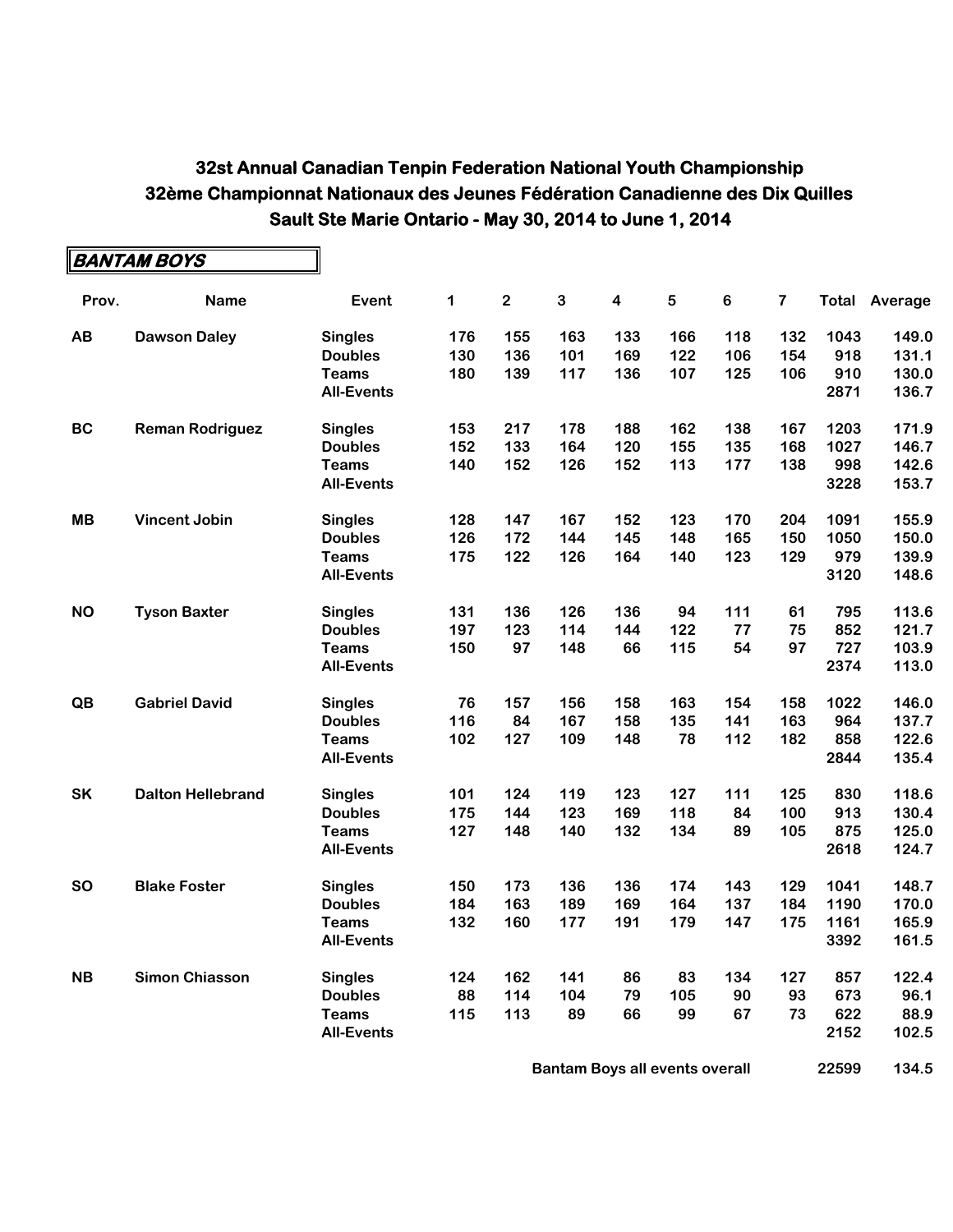**32st Annual Canadian Tenpin Federation National Youth Championship**
**32ème Championnat Nationaux des Jeunes Fédération Canadienne des Dix Quilles**
**Sault Ste Marie Ontario - May 30, 2014 to June 1, 2014**

## BANTAM BOYS

| Prov. | Name | Event | 1 | 2 | 3 | 4 | 5 | 6 | 7 | Total | Average |
|---|---|---|---|---|---|---|---|---|---|---|---|
| AB | Dawson Daley | Singles | 176 | 155 | 163 | 133 | 166 | 118 | 132 | 1043 | 149.0 |
| | | Doubles | 130 | 136 | 101 | 169 | 122 | 106 | 154 | 918 | 131.1 |
| | | Teams | 180 | 139 | 117 | 136 | 107 | 125 | 106 | 910 | 130.0 |
| | | All-Events | | | | | | | | 2871 | 136.7 |
| BC | Reman Rodriguez | Singles | 153 | 217 | 178 | 188 | 162 | 138 | 167 | 1203 | 171.9 |
| | | Doubles | 152 | 133 | 164 | 120 | 155 | 135 | 168 | 1027 | 146.7 |
| | | Teams | 140 | 152 | 126 | 152 | 113 | 177 | 138 | 998 | 142.6 |
| | | All-Events | | | | | | | | 3228 | 153.7 |
| MB | Vincent Jobin | Singles | 128 | 147 | 167 | 152 | 123 | 170 | 204 | 1091 | 155.9 |
| | | Doubles | 126 | 172 | 144 | 145 | 148 | 165 | 150 | 1050 | 150.0 |
| | | Teams | 175 | 122 | 126 | 164 | 140 | 123 | 129 | 979 | 139.9 |
| | | All-Events | | | | | | | | 3120 | 148.6 |
| NO | Tyson Baxter | Singles | 131 | 136 | 126 | 136 | 94 | 111 | 61 | 795 | 113.6 |
| | | Doubles | 197 | 123 | 114 | 144 | 122 | 77 | 75 | 852 | 121.7 |
| | | Teams | 150 | 97 | 148 | 66 | 115 | 54 | 97 | 727 | 103.9 |
| | | All-Events | | | | | | | | 2374 | 113.0 |
| QB | Gabriel David | Singles | 76 | 157 | 156 | 158 | 163 | 154 | 158 | 1022 | 146.0 |
| | | Doubles | 116 | 84 | 167 | 158 | 135 | 141 | 163 | 964 | 137.7 |
| | | Teams | 102 | 127 | 109 | 148 | 78 | 112 | 182 | 858 | 122.6 |
| | | All-Events | | | | | | | | 2844 | 135.4 |
| SK | Dalton Hellebrand | Singles | 101 | 124 | 119 | 123 | 127 | 111 | 125 | 830 | 118.6 |
| | | Doubles | 175 | 144 | 123 | 169 | 118 | 84 | 100 | 913 | 130.4 |
| | | Teams | 127 | 148 | 140 | 132 | 134 | 89 | 105 | 875 | 125.0 |
| | | All-Events | | | | | | | | 2618 | 124.7 |
| SO | Blake Foster | Singles | 150 | 173 | 136 | 136 | 174 | 143 | 129 | 1041 | 148.7 |
| | | Doubles | 184 | 163 | 189 | 169 | 164 | 137 | 184 | 1190 | 170.0 |
| | | Teams | 132 | 160 | 177 | 191 | 179 | 147 | 175 | 1161 | 165.9 |
| | | All-Events | | | | | | | | 3392 | 161.5 |
| NB | Simon Chiasson | Singles | 124 | 162 | 141 | 86 | 83 | 134 | 127 | 857 | 122.4 |
| | | Doubles | 88 | 114 | 104 | 79 | 105 | 90 | 93 | 673 | 96.1 |
| | | Teams | 115 | 113 | 89 | 66 | 99 | 67 | 73 | 622 | 88.9 |
| | | All-Events | | | | | | | | 2152 | 102.5 |
| | | | | | | | **Bantam Boys all events overall** | | | 22599 | 134.5 |